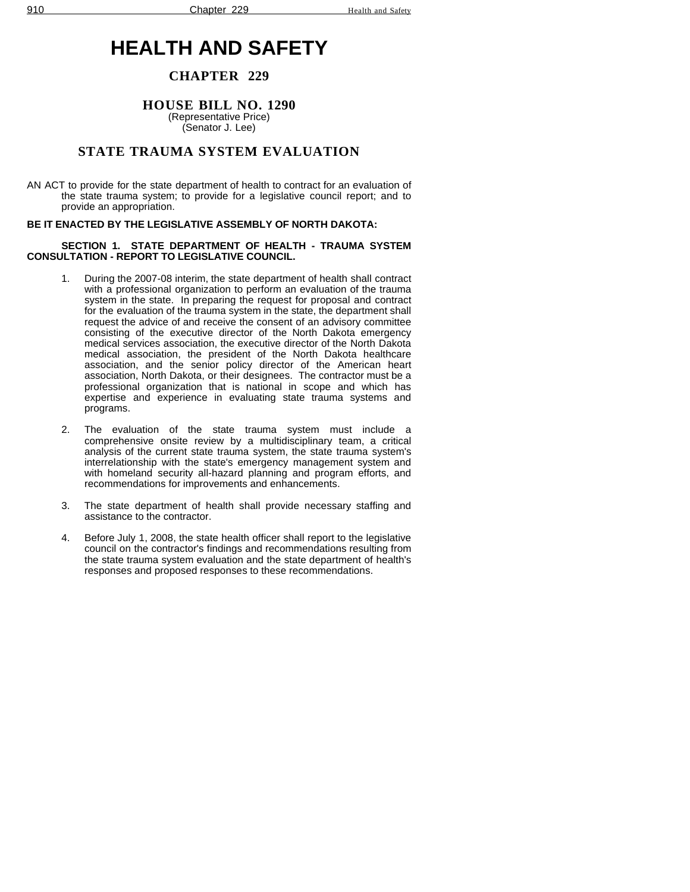# HEALTH AND SAFETY

## CHAPTER 229

## HOUSE BILL NO. 1290

(Representative Price)
(Senator J. Lee)

## STATE TRAUMA SYSTEM EVALUATION

AN ACT to provide for the state department of health to contract for an evaluation of the state trauma system; to provide for a legislative council report; and to provide an appropriation.

**BE IT ENACTED BY THE LEGISLATIVE ASSEMBLY OF NORTH DAKOTA:**

**SECTION 1. STATE DEPARTMENT OF HEALTH - TRAUMA SYSTEM CONSULTATION - REPORT TO LEGISLATIVE COUNCIL.**

1. During the 2007-08 interim, the state department of health shall contract with a professional organization to perform an evaluation of the trauma system in the state. In preparing the request for proposal and contract for the evaluation of the trauma system in the state, the department shall request the advice of and receive the consent of an advisory committee consisting of the executive director of the North Dakota emergency medical services association, the executive director of the North Dakota medical association, the president of the North Dakota healthcare association, and the senior policy director of the American heart association, North Dakota, or their designees. The contractor must be a professional organization that is national in scope and which has expertise and experience in evaluating state trauma systems and programs.

2. The evaluation of the state trauma system must include a comprehensive onsite review by a multidisciplinary team, a critical analysis of the current state trauma system, the state trauma system's interrelationship with the state's emergency management system and with homeland security all-hazard planning and program efforts, and recommendations for improvements and enhancements.

3. The state department of health shall provide necessary staffing and assistance to the contractor.

4. Before July 1, 2008, the state health officer shall report to the legislative council on the contractor's findings and recommendations resulting from the state trauma system evaluation and the state department of health's responses and proposed responses to these recommendations.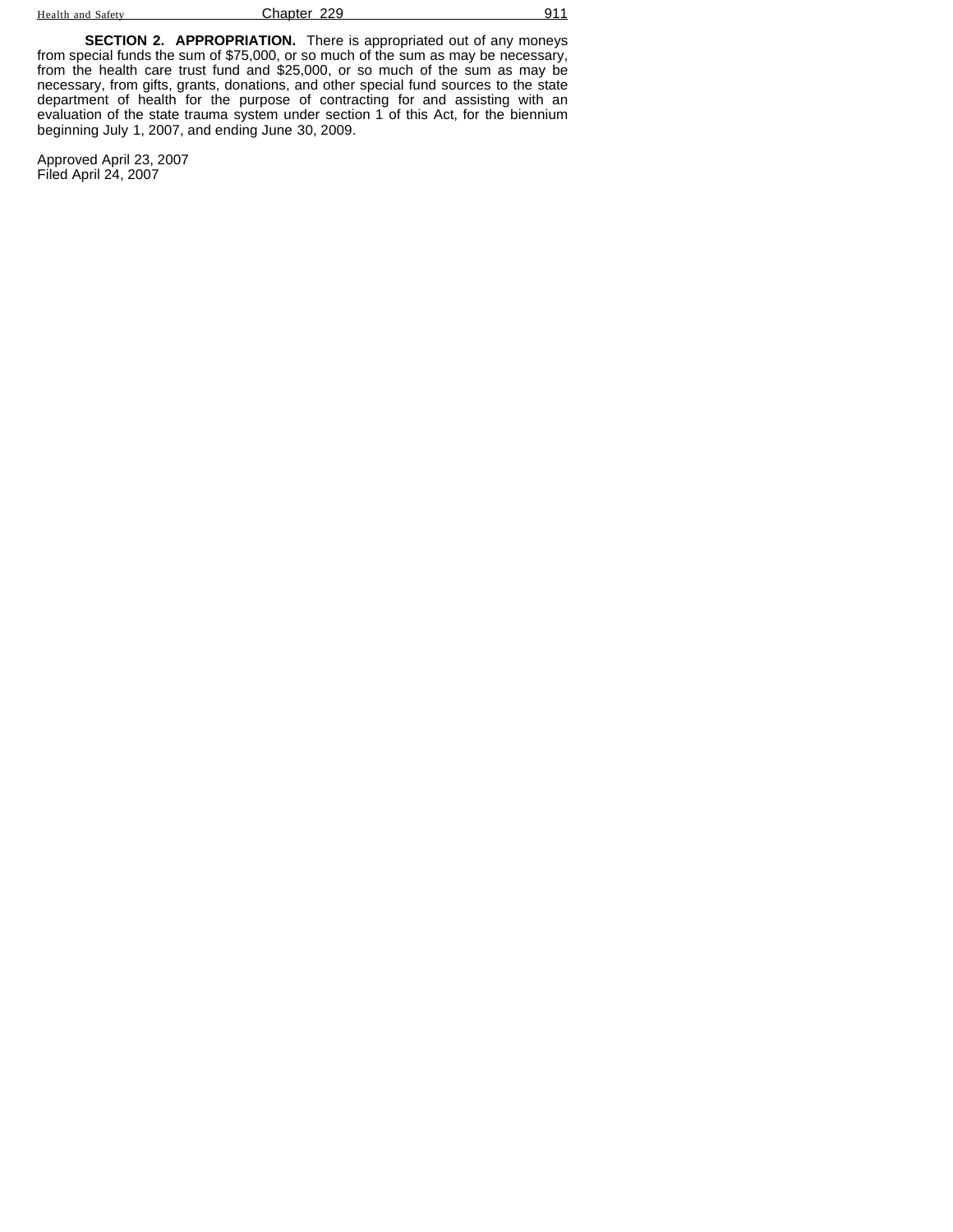**SECTION 2. APPROPRIATION.** There is appropriated out of any moneys from special funds the sum of $75,000, or so much of the sum as may be necessary, from the health care trust fund and $25,000, or so much of the sum as may be necessary, from gifts, grants, donations, and other special fund sources to the state department of health for the purpose of contracting for and assisting with an evaluation of the state trauma system under section 1 of this Act, for the biennium beginning July 1, 2007, and ending June 30, 2009.

Approved April 23, 2007
Filed April 24, 2007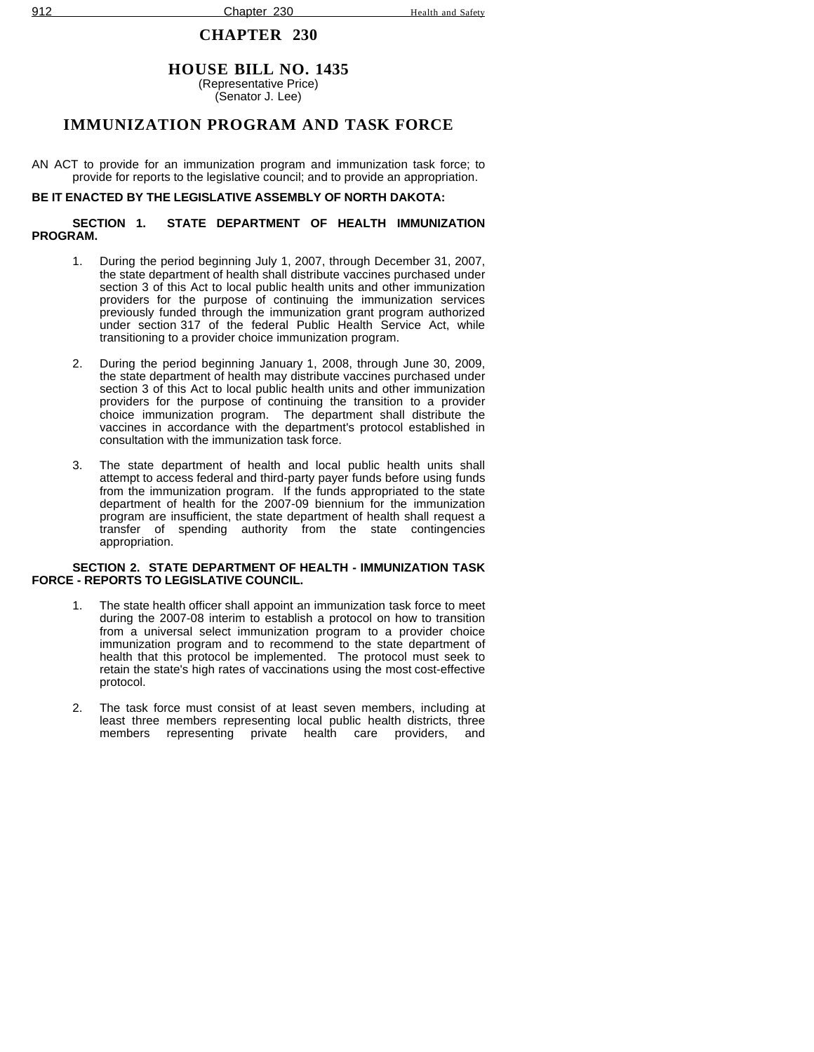# CHAPTER 230

## HOUSE BILL NO. 1435

(Representative Price)
(Senator J. Lee)

## IMMUNIZATION PROGRAM AND TASK FORCE

AN ACT to provide for an immunization program and immunization task force; to provide for reports to the legislative council; and to provide an appropriation.

**BE IT ENACTED BY THE LEGISLATIVE ASSEMBLY OF NORTH DAKOTA:**

**SECTION 1. STATE DEPARTMENT OF HEALTH IMMUNIZATION PROGRAM.**

1. During the period beginning July 1, 2007, through December 31, 2007, the state department of health shall distribute vaccines purchased under section 3 of this Act to local public health units and other immunization providers for the purpose of continuing the immunization services previously funded through the immunization grant program authorized under section 317 of the federal Public Health Service Act, while transitioning to a provider choice immunization program.

2. During the period beginning January 1, 2008, through June 30, 2009, the state department of health may distribute vaccines purchased under section 3 of this Act to local public health units and other immunization providers for the purpose of continuing the transition to a provider choice immunization program. The department shall distribute the vaccines in accordance with the department's protocol established in consultation with the immunization task force.

3. The state department of health and local public health units shall attempt to access federal and third-party payer funds before using funds from the immunization program. If the funds appropriated to the state department of health for the 2007-09 biennium for the immunization program are insufficient, the state department of health shall request a transfer of spending authority from the state contingencies appropriation.

**SECTION 2. STATE DEPARTMENT OF HEALTH - IMMUNIZATION TASK FORCE - REPORTS TO LEGISLATIVE COUNCIL.**

1. The state health officer shall appoint an immunization task force to meet during the 2007-08 interim to establish a protocol on how to transition from a universal select immunization program to a provider choice immunization program and to recommend to the state department of health that this protocol be implemented. The protocol must seek to retain the state's high rates of vaccinations using the most cost-effective protocol.

2. The task force must consist of at least seven members, including at least three members representing local public health districts, three members representing private health care providers, and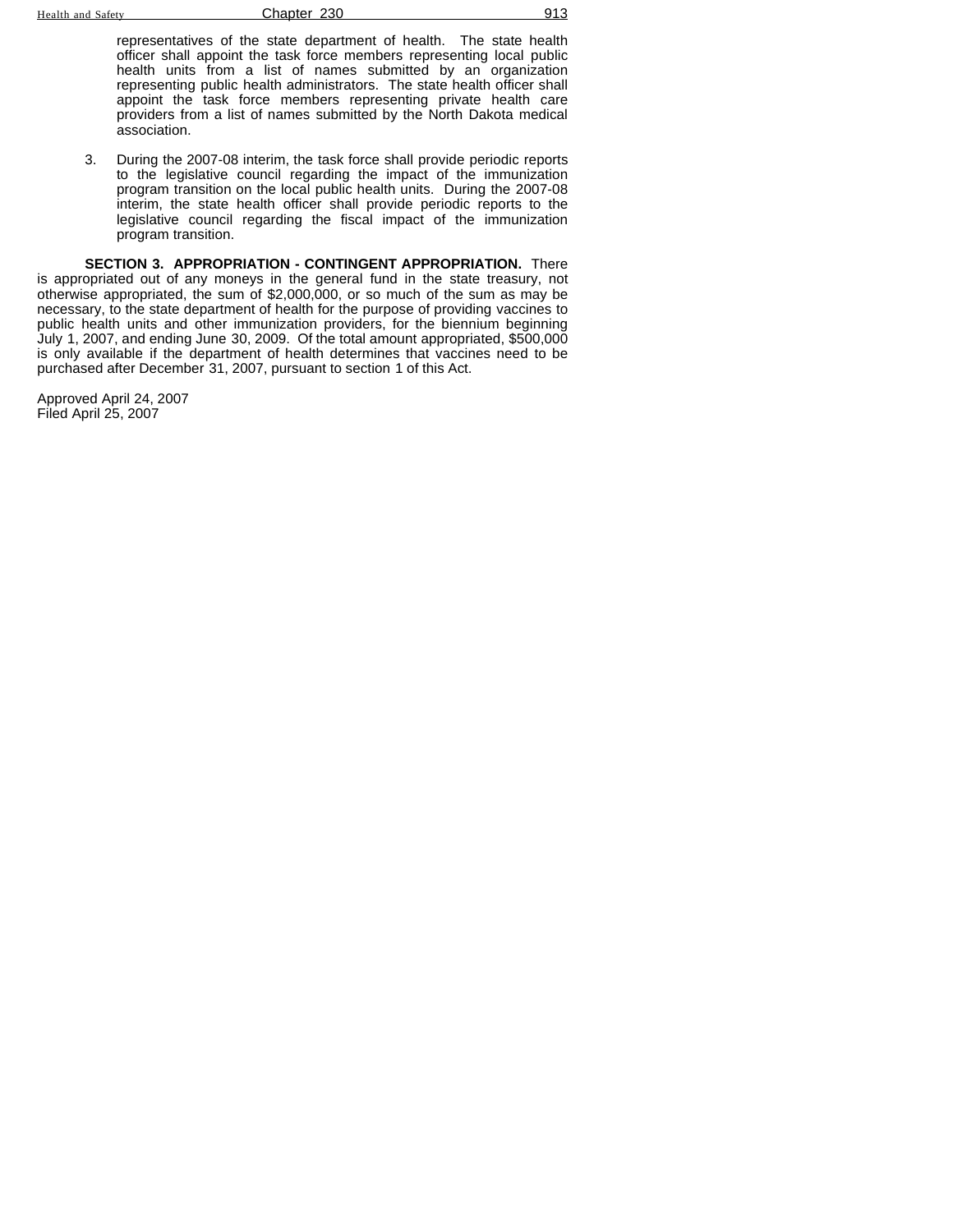representatives of the state department of health. The state health officer shall appoint the task force members representing local public health units from a list of names submitted by an organization representing public health administrators. The state health officer shall appoint the task force members representing private health care providers from a list of names submitted by the North Dakota medical association.

3. During the 2007-08 interim, the task force shall provide periodic reports to the legislative council regarding the impact of the immunization program transition on the local public health units. During the 2007-08 interim, the state health officer shall provide periodic reports to the legislative council regarding the fiscal impact of the immunization program transition.

**SECTION 3. APPROPRIATION - CONTINGENT APPROPRIATION.** There is appropriated out of any moneys in the general fund in the state treasury, not otherwise appropriated, the sum of $2,000,000, or so much of the sum as may be necessary, to the state department of health for the purpose of providing vaccines to public health units and other immunization providers, for the biennium beginning July 1, 2007, and ending June 30, 2009. Of the total amount appropriated, $500,000 is only available if the department of health determines that vaccines need to be purchased after December 31, 2007, pursuant to section 1 of this Act.

Approved April 24, 2007
Filed April 25, 2007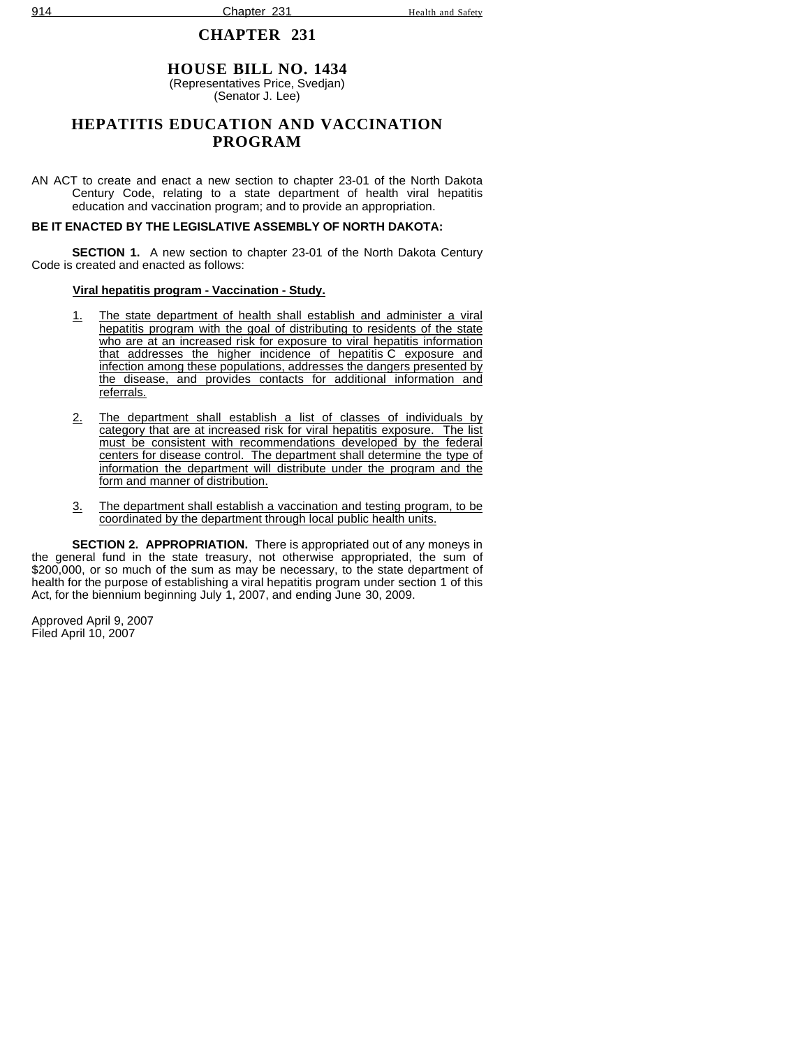# CHAPTER 231

## HOUSE BILL NO. 1434

(Representatives Price, Svedjan)
(Senator J. Lee)

## HEPATITIS EDUCATION AND VACCINATION PROGRAM

AN ACT to create and enact a new section to chapter 23-01 of the North Dakota Century Code, relating to a state department of health viral hepatitis education and vaccination program; and to provide an appropriation.

**BE IT ENACTED BY THE LEGISLATIVE ASSEMBLY OF NORTH DAKOTA:**

**SECTION 1.** A new section to chapter 23-01 of the North Dakota Century Code is created and enacted as follows:

**Viral hepatitis program - Vaccination - Study.**

1. The state department of health shall establish and administer a viral hepatitis program with the goal of distributing to residents of the state who are at an increased risk for exposure to viral hepatitis information that addresses the higher incidence of hepatitis C exposure and infection among these populations, addresses the dangers presented by the disease, and provides contacts for additional information and referrals.

2. The department shall establish a list of classes of individuals by category that are at increased risk for viral hepatitis exposure. The list must be consistent with recommendations developed by the federal centers for disease control. The department shall determine the type of information the department will distribute under the program and the form and manner of distribution.

3. The department shall establish a vaccination and testing program, to be coordinated by the department through local public health units.

**SECTION 2. APPROPRIATION.** There is appropriated out of any moneys in the general fund in the state treasury, not otherwise appropriated, the sum of $200,000, or so much of the sum as may be necessary, to the state department of health for the purpose of establishing a viral hepatitis program under section 1 of this Act, for the biennium beginning July 1, 2007, and ending June 30, 2009.

Approved April 9, 2007
Filed April 10, 2007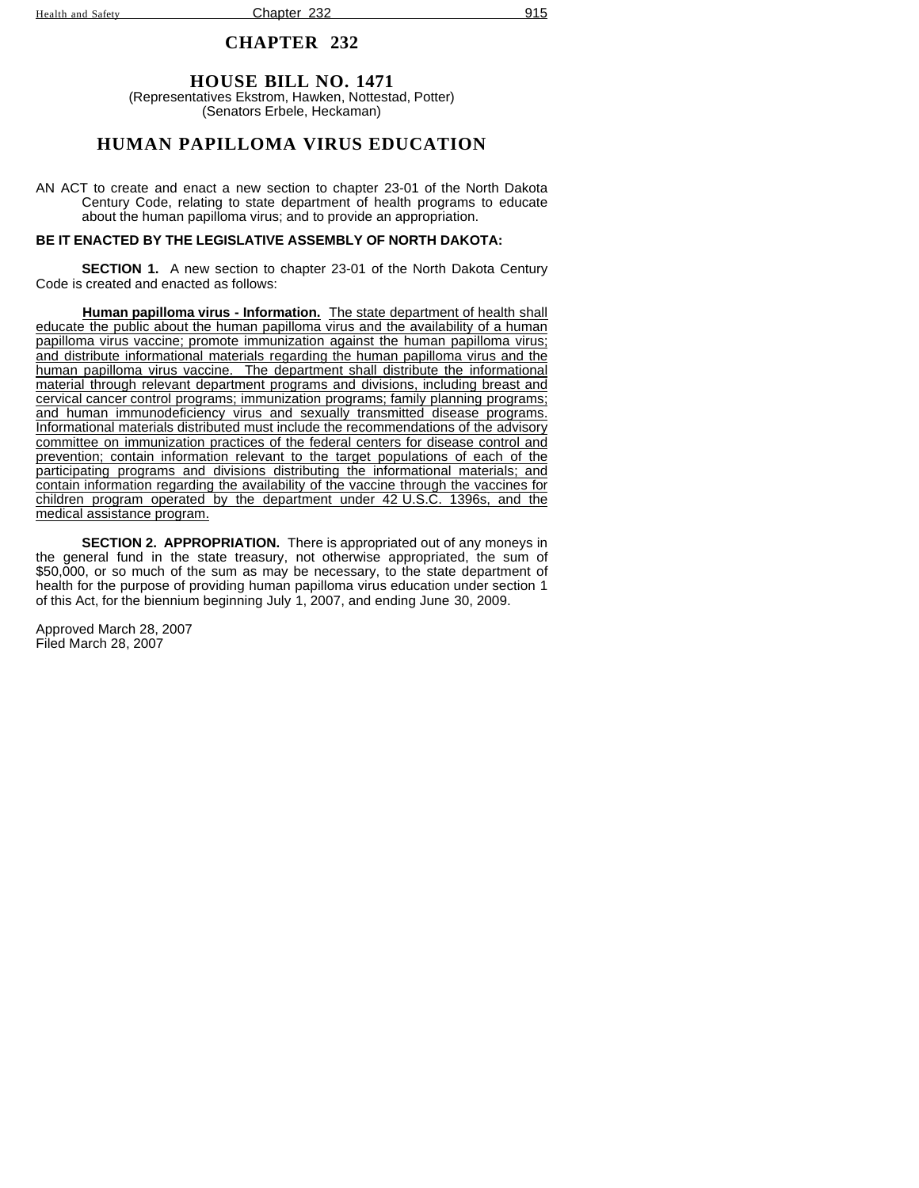# CHAPTER 232

## HOUSE BILL NO. 1471

(Representatives Ekstrom, Hawken, Nottestad, Potter)
(Senators Erbele, Heckaman)

## HUMAN PAPILLOMA VIRUS EDUCATION

AN ACT to create and enact a new section to chapter 23-01 of the North Dakota Century Code, relating to state department of health programs to educate about the human papilloma virus; and to provide an appropriation.

**BE IT ENACTED BY THE LEGISLATIVE ASSEMBLY OF NORTH DAKOTA:**

**SECTION 1.** A new section to chapter 23-01 of the North Dakota Century Code is created and enacted as follows:

**Human papilloma virus - Information.** The state department of health shall educate the public about the human papilloma virus and the availability of a human papilloma virus vaccine; promote immunization against the human papilloma virus; and distribute informational materials regarding the human papilloma virus and the human papilloma virus vaccine. The department shall distribute the informational material through relevant department programs and divisions, including breast and cervical cancer control programs; immunization programs; family planning programs; and human immunodeficiency virus and sexually transmitted disease programs. Informational materials distributed must include the recommendations of the advisory committee on immunization practices of the federal centers for disease control and prevention; contain information relevant to the target populations of each of the participating programs and divisions distributing the informational materials; and contain information regarding the availability of the vaccine through the vaccines for children program operated by the department under 42 U.S.C. 1396s, and the medical assistance program.

**SECTION 2. APPROPRIATION.** There is appropriated out of any moneys in the general fund in the state treasury, not otherwise appropriated, the sum of $50,000, or so much of the sum as may be necessary, to the state department of health for the purpose of providing human papilloma virus education under section 1 of this Act, for the biennium beginning July 1, 2007, and ending June 30, 2009.

Approved March 28, 2007
Filed March 28, 2007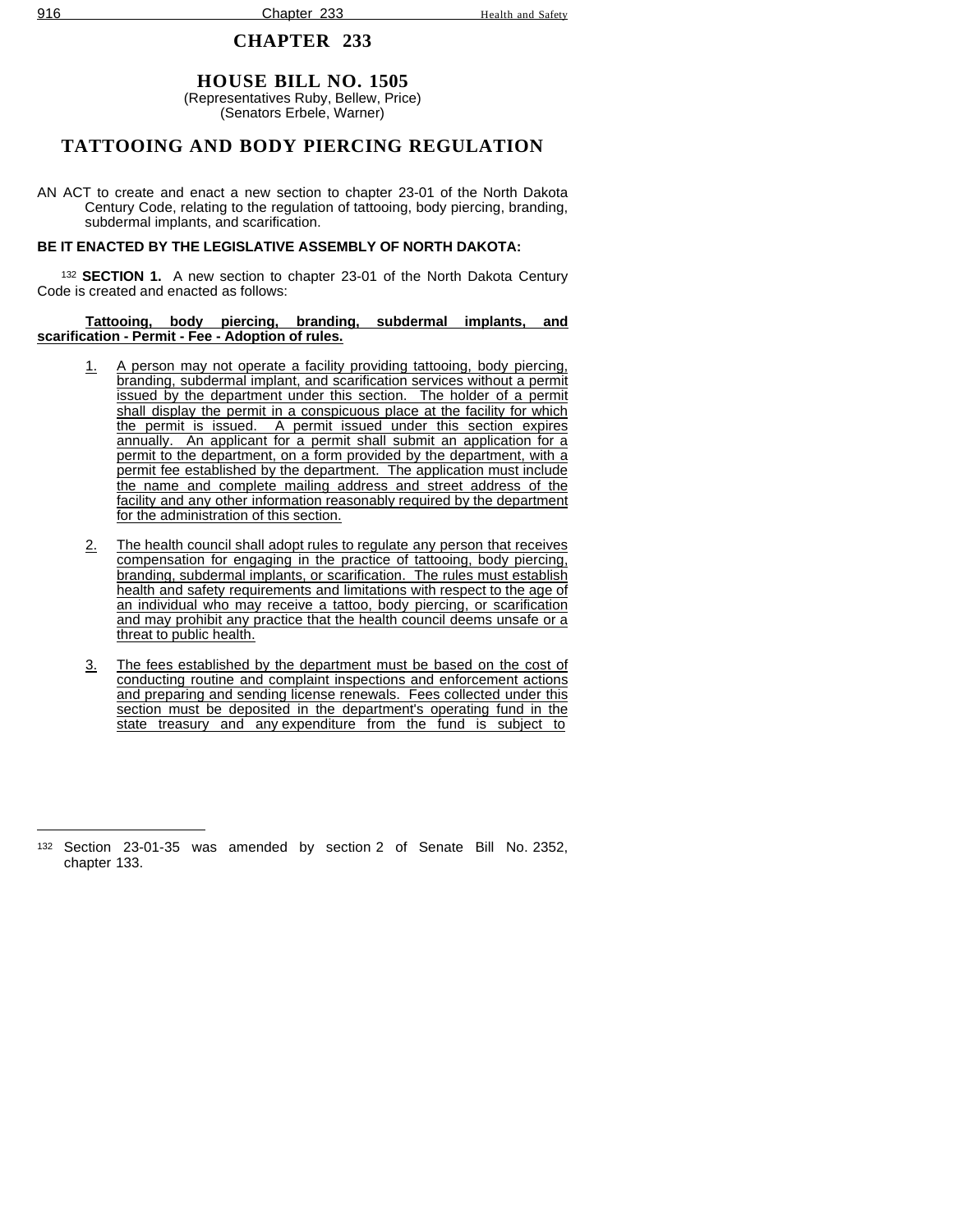# CHAPTER 233

## HOUSE BILL NO. 1505

(Representatives Ruby, Bellew, Price)
(Senators Erbele, Warner)

## TATTOOING AND BODY PIERCING REGULATION

AN ACT to create and enact a new section to chapter 23-01 of the North Dakota Century Code, relating to the regulation of tattooing, body piercing, branding, subdermal implants, and scarification.

**BE IT ENACTED BY THE LEGISLATIVE ASSEMBLY OF NORTH DAKOTA:**

[132] **SECTION 1.** A new section to chapter 23-01 of the North Dakota Century Code is created and enacted as follows:

**Tattooing, body piercing, branding, subdermal implants, and scarification - Permit - Fee - Adoption of rules.**

1. A person may not operate a facility providing tattooing, body piercing, branding, subdermal implant, and scarification services without a permit issued by the department under this section. The holder of a permit shall display the permit in a conspicuous place at the facility for which the permit is issued. A permit issued under this section expires annually. An applicant for a permit shall submit an application for a permit to the department, on a form provided by the department, with a permit fee established by the department. The application must include the name and complete mailing address and street address of the facility and any other information reasonably required by the department for the administration of this section.

2. The health council shall adopt rules to regulate any person that receives compensation for engaging in the practice of tattooing, body piercing, branding, subdermal implants, or scarification. The rules must establish health and safety requirements and limitations with respect to the age of an individual who may receive a tattoo, body piercing, or scarification and may prohibit any practice that the health council deems unsafe or a threat to public health.

3. The fees established by the department must be based on the cost of conducting routine and complaint inspections and enforcement actions and preparing and sending license renewals. Fees collected under this section must be deposited in the department's operating fund in the state treasury and any expenditure from the fund is subject to

---

[132] Section 23-01-35 was amended by section 2 of Senate Bill No. 2352, chapter 133.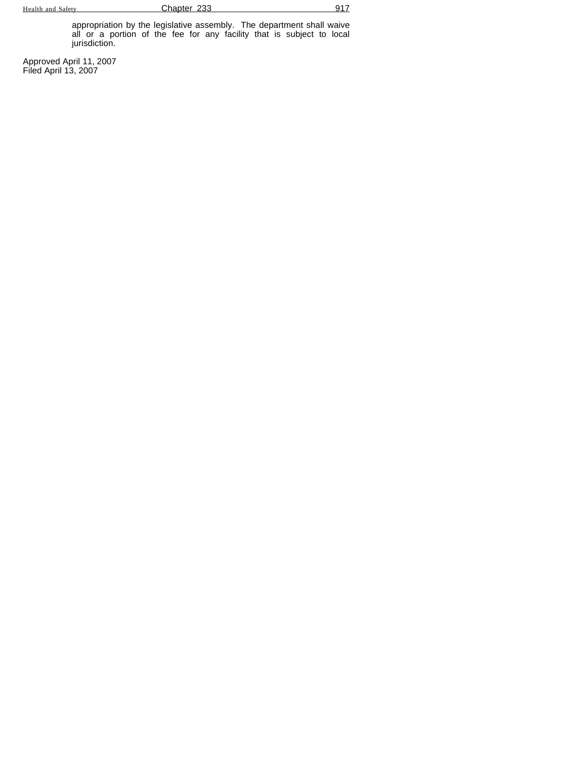appropriation by the legislative assembly. The department shall waive all or a portion of the fee for any facility that is subject to local jurisdiction.

Approved April 11, 2007
Filed April 13, 2007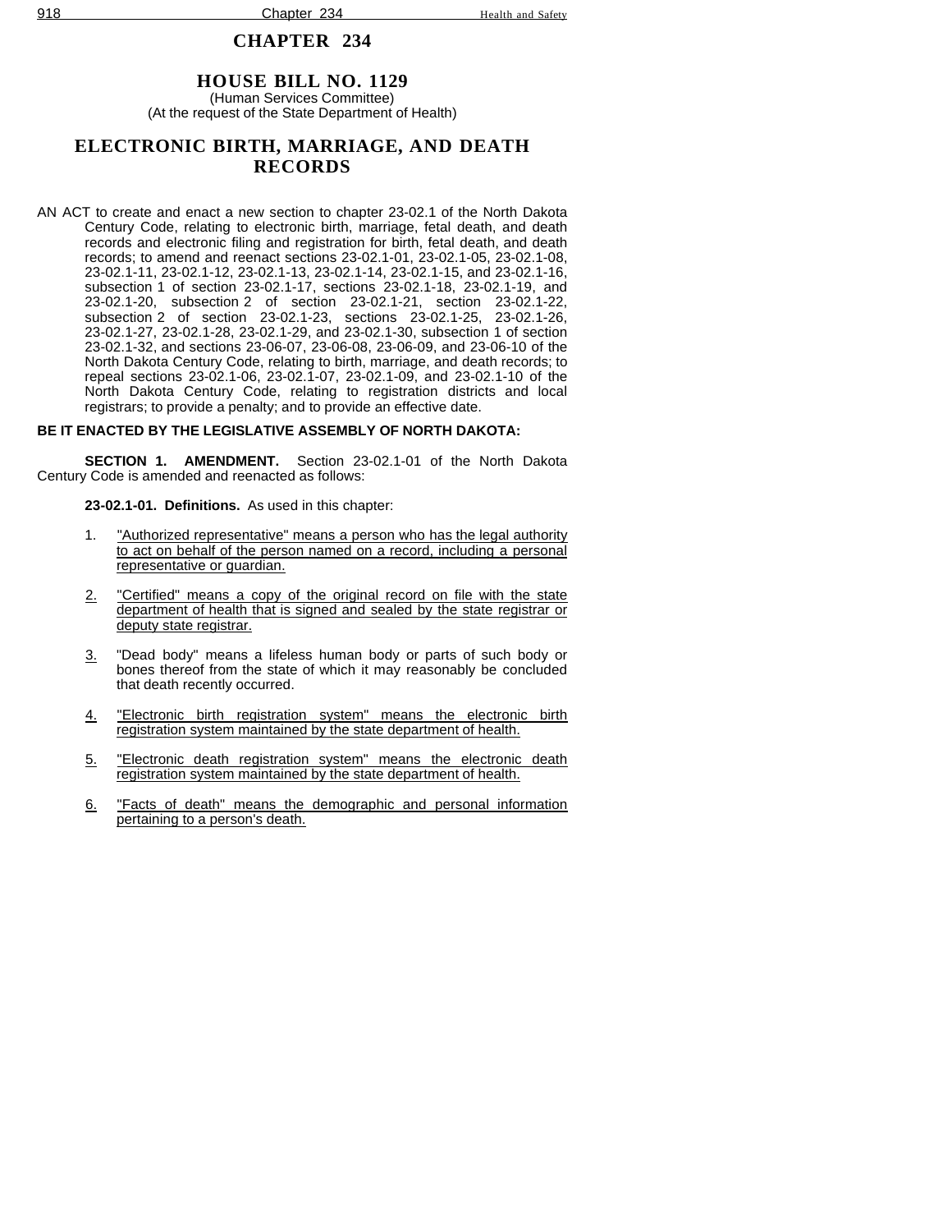# CHAPTER 234

## HOUSE BILL NO. 1129

(Human Services Committee)
(At the request of the State Department of Health)

## ELECTRONIC BIRTH, MARRIAGE, AND DEATH RECORDS

AN ACT to create and enact a new section to chapter 23-02.1 of the North Dakota Century Code, relating to electronic birth, marriage, fetal death, and death records and electronic filing and registration for birth, fetal death, and death records; to amend and reenact sections 23-02.1-01, 23-02.1-05, 23-02.1-08, 23-02.1-11, 23-02.1-12, 23-02.1-13, 23-02.1-14, 23-02.1-15, and 23-02.1-16, subsection 1 of section 23-02.1-17, sections 23-02.1-18, 23-02.1-19, and 23-02.1-20, subsection 2 of section 23-02.1-21, section 23-02.1-22, subsection 2 of section 23-02.1-23, sections 23-02.1-25, 23-02.1-26, 23-02.1-27, 23-02.1-28, 23-02.1-29, and 23-02.1-30, subsection 1 of section 23-02.1-32, and sections 23-06-07, 23-06-08, 23-06-09, and 23-06-10 of the North Dakota Century Code, relating to birth, marriage, and death records; to repeal sections 23-02.1-06, 23-02.1-07, 23-02.1-09, and 23-02.1-10 of the North Dakota Century Code, relating to registration districts and local registrars; to provide a penalty; and to provide an effective date.

**BE IT ENACTED BY THE LEGISLATIVE ASSEMBLY OF NORTH DAKOTA:**

**SECTION 1. AMENDMENT.** Section 23-02.1-01 of the North Dakota Century Code is amended and reenacted as follows:

**23-02.1-01. Definitions.** As used in this chapter:

1. "Authorized representative" means a person who has the legal authority to act on behalf of the person named on a record, including a personal representative or guardian.

2. "Certified" means a copy of the original record on file with the state department of health that is signed and sealed by the state registrar or deputy state registrar.

3. "Dead body" means a lifeless human body or parts of such body or bones thereof from the state of which it may reasonably be concluded that death recently occurred.

4. "Electronic birth registration system" means the electronic birth registration system maintained by the state department of health.

5. "Electronic death registration system" means the electronic death registration system maintained by the state department of health.

6. "Facts of death" means the demographic and personal information pertaining to a person's death.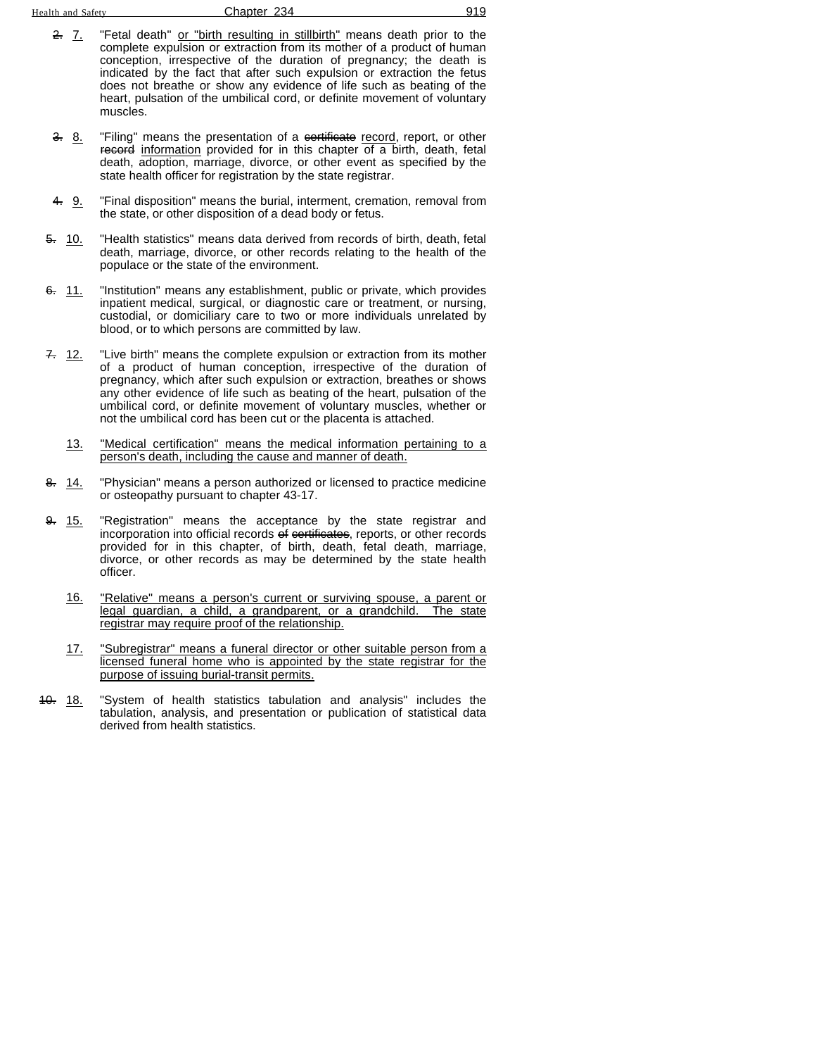~~2.~~ <u>7.</u> "Fetal death" <u>or "birth resulting in stillbirth"</u> means death prior to the complete expulsion or extraction from its mother of a product of human conception, irrespective of the duration of pregnancy; the death is indicated by the fact that after such expulsion or extraction the fetus does not breathe or show any evidence of life such as beating of the heart, pulsation of the umbilical cord, or definite movement of voluntary muscles.

~~3.~~ <u>8.</u> "Filing" means the presentation of a ~~certificate~~ <u>record</u>, report, or other ~~record~~ <u>information</u> provided for in this chapter of a birth, death, fetal death, adoption, marriage, divorce, or other event as specified by the state health officer for registration by the state registrar.

~~4.~~ <u>9.</u> "Final disposition" means the burial, interment, cremation, removal from the state, or other disposition of a dead body or fetus.

~~5.~~ <u>10.</u> "Health statistics" means data derived from records of birth, death, fetal death, marriage, divorce, or other records relating to the health of the populace or the state of the environment.

~~6.~~ <u>11.</u> "Institution" means any establishment, public or private, which provides inpatient medical, surgical, or diagnostic care or treatment, or nursing, custodial, or domiciliary care to two or more individuals unrelated by blood, or to which persons are committed by law.

~~7.~~ <u>12.</u> "Live birth" means the complete expulsion or extraction from its mother of a product of human conception, irrespective of the duration of pregnancy, which after such expulsion or extraction, breathes or shows any other evidence of life such as beating of the heart, pulsation of the umbilical cord, or definite movement of voluntary muscles, whether or not the umbilical cord has been cut or the placenta is attached.

<u>13.</u> <u>"Medical certification" means the medical information pertaining to a person's death, including the cause and manner of death.</u>

~~8.~~ <u>14.</u> "Physician" means a person authorized or licensed to practice medicine or osteopathy pursuant to chapter 43-17.

~~9.~~ <u>15.</u> "Registration" means the acceptance by the state registrar and incorporation into official records ~~of certificates~~, reports, or other records provided for in this chapter, of birth, death, fetal death, marriage, divorce, or other records as may be determined by the state health officer.

<u>16.</u> <u>"Relative" means a person's current or surviving spouse, a parent or legal guardian, a child, a grandparent, or a grandchild. The state registrar may require proof of the relationship.</u>

<u>17.</u> <u>"Subregistrar" means a funeral director or other suitable person from a licensed funeral home who is appointed by the state registrar for the purpose of issuing burial-transit permits.</u>

~~10.~~ <u>18.</u> "System of health statistics tabulation and analysis" includes the tabulation, analysis, and presentation or publication of statistical data derived from health statistics.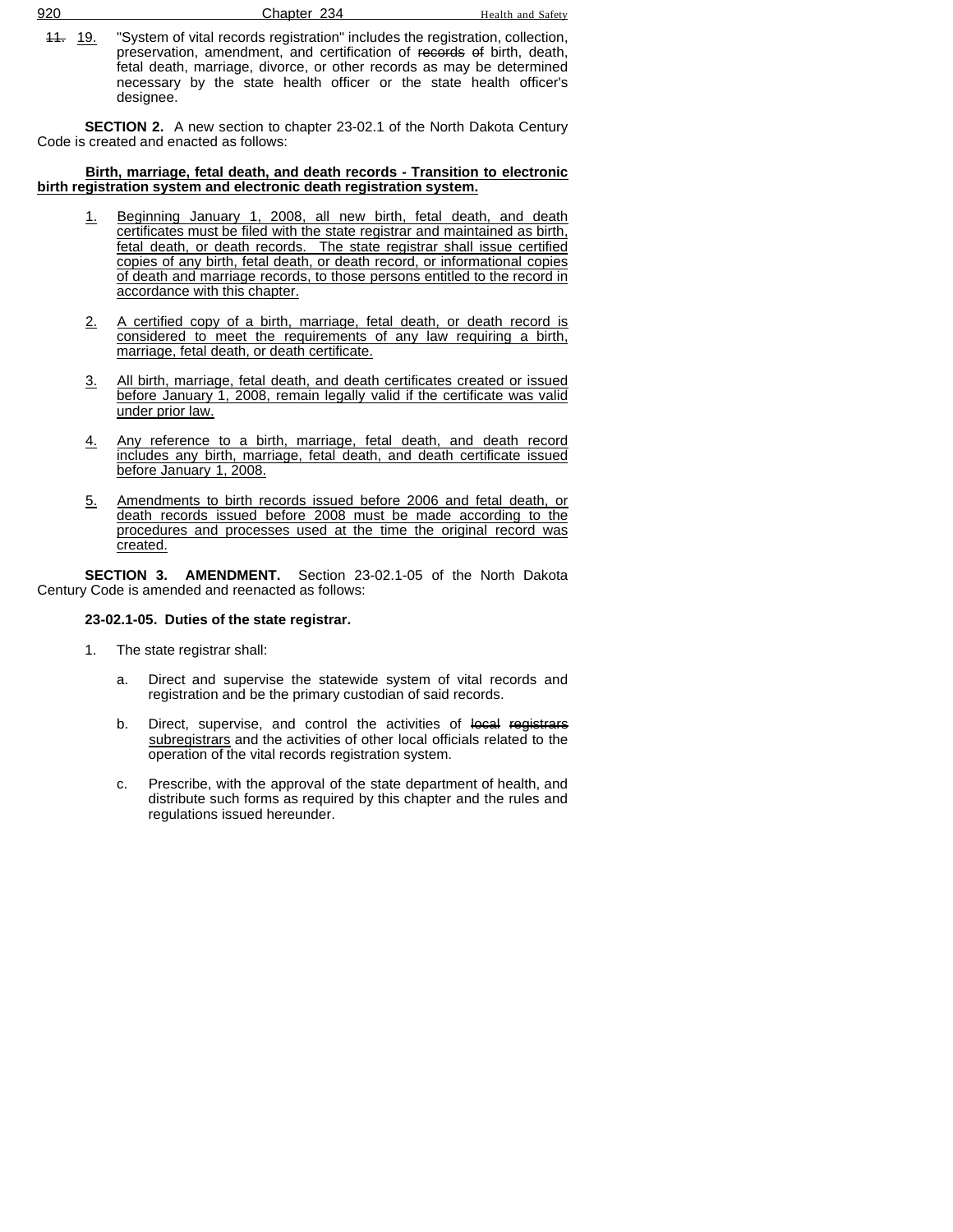~~11.~~ 19. "System of vital records registration" includes the registration, collection, preservation, amendment, and certification of ~~records of~~ birth, death, fetal death, marriage, divorce, or other records as may be determined necessary by the state health officer or the state health officer's designee.

**SECTION 2.** A new section to chapter 23-02.1 of the North Dakota Century Code is created and enacted as follows:

**Birth, marriage, fetal death, and death records - Transition to electronic birth registration system and electronic death registration system.**

1. Beginning January 1, 2008, all new birth, fetal death, and death certificates must be filed with the state registrar and maintained as birth, fetal death, or death records. The state registrar shall issue certified copies of any birth, fetal death, or death record, or informational copies of death and marriage records, to those persons entitled to the record in accordance with this chapter.

2. A certified copy of a birth, marriage, fetal death, or death record is considered to meet the requirements of any law requiring a birth, marriage, fetal death, or death certificate.

3. All birth, marriage, fetal death, and death certificates created or issued before January 1, 2008, remain legally valid if the certificate was valid under prior law.

4. Any reference to a birth, marriage, fetal death, and death record includes any birth, marriage, fetal death, and death certificate issued before January 1, 2008.

5. Amendments to birth records issued before 2006 and fetal death, or death records issued before 2008 must be made according to the procedures and processes used at the time the original record was created.

**SECTION 3. AMENDMENT.** Section 23-02.1-05 of the North Dakota Century Code is amended and reenacted as follows:

**23-02.1-05. Duties of the state registrar.**

1. The state registrar shall:

   a. Direct and supervise the statewide system of vital records and registration and be the primary custodian of said records.

   b. Direct, supervise, and control the activities of ~~local registrars~~ subregistrars and the activities of other local officials related to the operation of the vital records registration system.

   c. Prescribe, with the approval of the state department of health, and distribute such forms as required by this chapter and the rules and regulations issued hereunder.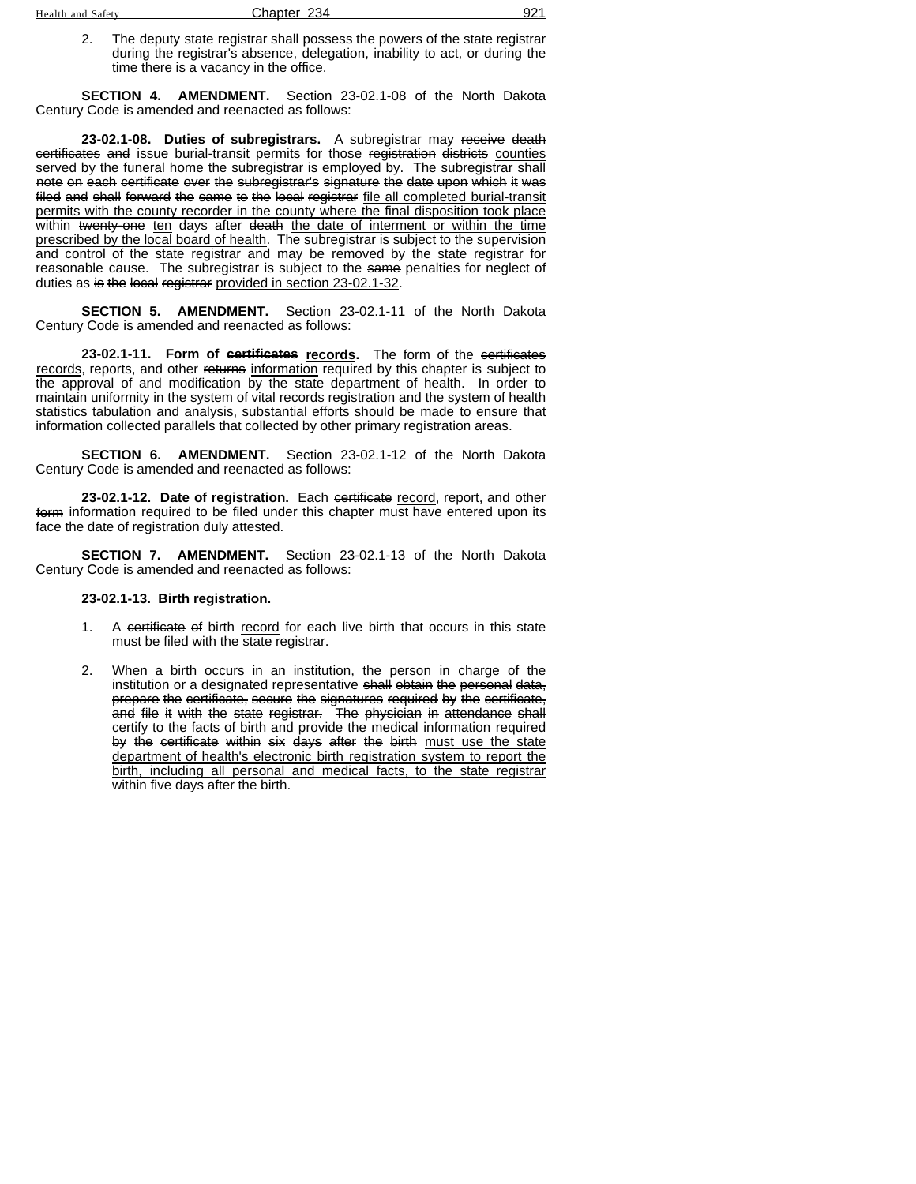2. The deputy state registrar shall possess the powers of the state registrar during the registrar's absence, delegation, inability to act, or during the time there is a vacancy in the office.

**SECTION 4. AMENDMENT.** Section 23-02.1-08 of the North Dakota Century Code is amended and reenacted as follows:

**23-02.1-08. Duties of subregistrars.** A subregistrar may ~~receive death certificates and~~ issue burial-transit permits for those ~~registration districts~~ <u>counties</u> served by the funeral home the subregistrar is employed by. The subregistrar shall ~~note on each certificate over the subregistrar's signature the date upon which it was filed and shall forward the same to the local registrar~~ <u>file all completed burial-transit permits with the county recorder in the county where the final disposition took place</u> within ~~twenty-one~~ <u>ten</u> days after ~~death~~ <u>the date of interment or within the time prescribed by the local board of health</u>. The subregistrar is subject to the supervision and control of the state registrar and may be removed by the state registrar for reasonable cause. The subregistrar is subject to the ~~same~~ penalties for neglect of duties as ~~is the local registrar~~ <u>provided in section 23-02.1-32</u>.

**SECTION 5. AMENDMENT.** Section 23-02.1-11 of the North Dakota Century Code is amended and reenacted as follows:

**23-02.1-11. Form of ~~certificates~~ <u>records</u>.** The form of the ~~certificates~~ <u>records</u>, reports, and other ~~returns~~ <u>information</u> required by this chapter is subject to the approval of and modification by the state department of health. In order to maintain uniformity in the system of vital records registration and the system of health statistics tabulation and analysis, substantial efforts should be made to ensure that information collected parallels that collected by other primary registration areas.

**SECTION 6. AMENDMENT.** Section 23-02.1-12 of the North Dakota Century Code is amended and reenacted as follows:

**23-02.1-12. Date of registration.** Each ~~certificate~~ <u>record</u>, report, and other ~~form~~ <u>information</u> required to be filed under this chapter must have entered upon its face the date of registration duly attested.

**SECTION 7. AMENDMENT.** Section 23-02.1-13 of the North Dakota Century Code is amended and reenacted as follows:

**23-02.1-13. Birth registration.**

1. A ~~certificate of~~ birth <u>record</u> for each live birth that occurs in this state must be filed with the state registrar.

2. When a birth occurs in an institution, the person in charge of the institution or a designated representative ~~shall obtain the personal data, prepare the certificate, secure the signatures required by the certificate, and file it with the state registrar. The physician in attendance shall certify to the facts of birth and provide the medical information required by the certificate within six days after the birth~~ <u>must use the state department of health's electronic birth registration system to report the birth, including all personal and medical facts, to the state registrar within five days after the birth</u>.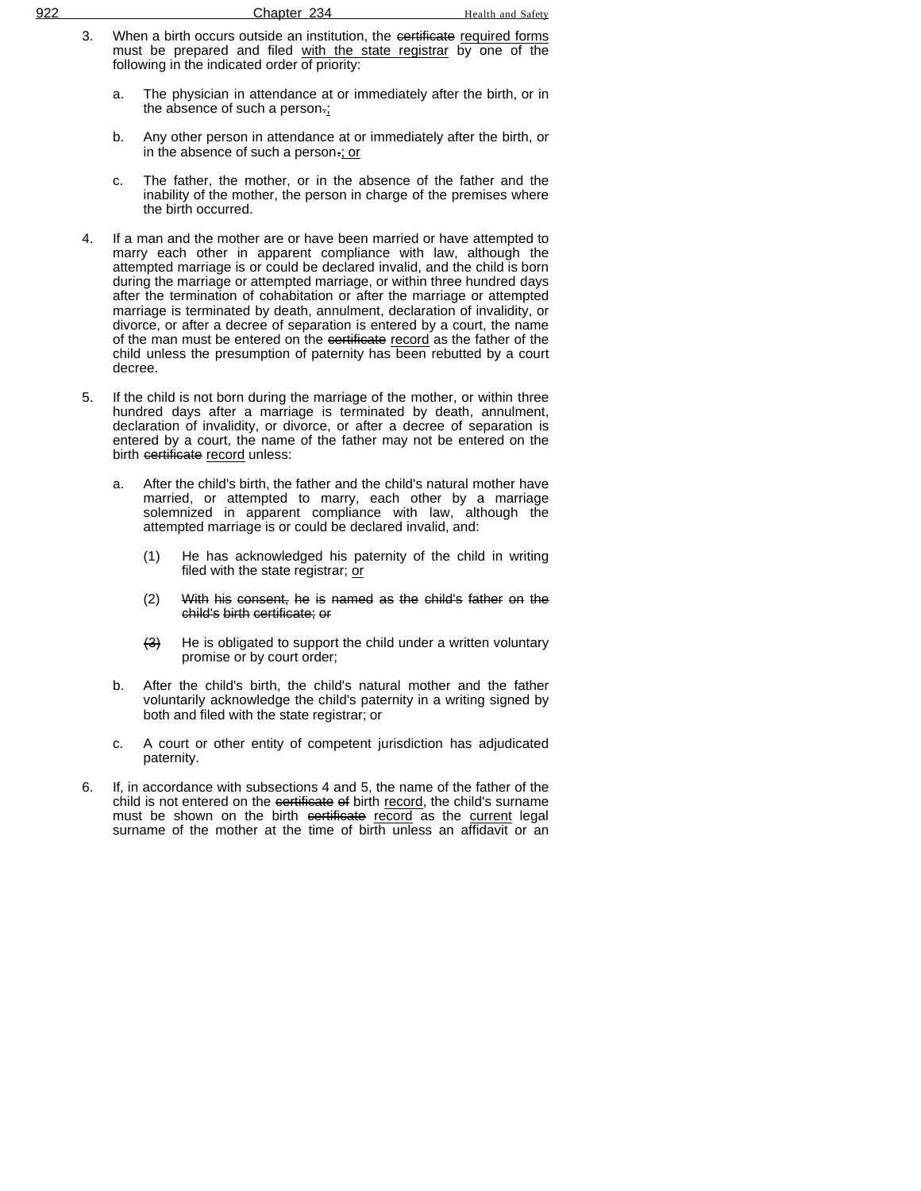3. When a birth occurs outside an institution, the ~~certificate~~ <u>required forms</u> must be prepared and filed <u>with the state registrar</u> by one of the following in the indicated order of priority:

   a. The physician in attendance at or immediately after the birth, or in the absence of such a person~~.~~<u>;</u>

   b. Any other person in attendance at or immediately after the birth, or in the absence of such a person~~.~~<u>; or</u>

   c. The father, the mother, or in the absence of the father and the inability of the mother, the person in charge of the premises where the birth occurred.

4. If a man and the mother are or have been married or have attempted to marry each other in apparent compliance with law, although the attempted marriage is or could be declared invalid, and the child is born during the marriage or attempted marriage, or within three hundred days after the termination of cohabitation or after the marriage or attempted marriage is terminated by death, annulment, declaration of invalidity, or divorce, or after a decree of separation is entered by a court, the name of the man must be entered on the ~~certificate~~ <u>record</u> as the father of the child unless the presumption of paternity has been rebutted by a court decree.

5. If the child is not born during the marriage of the mother, or within three hundred days after a marriage is terminated by death, annulment, declaration of invalidity, or divorce, or after a decree of separation is entered by a court, the name of the father may not be entered on the birth ~~certificate~~ <u>record</u> unless:

   a. After the child's birth, the father and the child's natural mother have married, or attempted to marry, each other by a marriage solemnized in apparent compliance with law, although the attempted marriage is or could be declared invalid, and:

      (1) He has acknowledged his paternity of the child in writing filed with the state registrar; <u>or</u>

      (2) ~~With his consent, he is named as the child's father on the child's birth certificate; or~~

      ~~(3)~~ He is obligated to support the child under a written voluntary promise or by court order;

   b. After the child's birth, the child's natural mother and the father voluntarily acknowledge the child's paternity in a writing signed by both and filed with the state registrar; or

   c. A court or other entity of competent jurisdiction has adjudicated paternity.

6. If, in accordance with subsections 4 and 5, the name of the father of the child is not entered on the ~~certificate of~~ birth <u>record</u>, the child's surname must be shown on the birth ~~certificate~~ <u>record</u> as the <u>current</u> legal surname of the mother at the time of birth unless an affidavit or an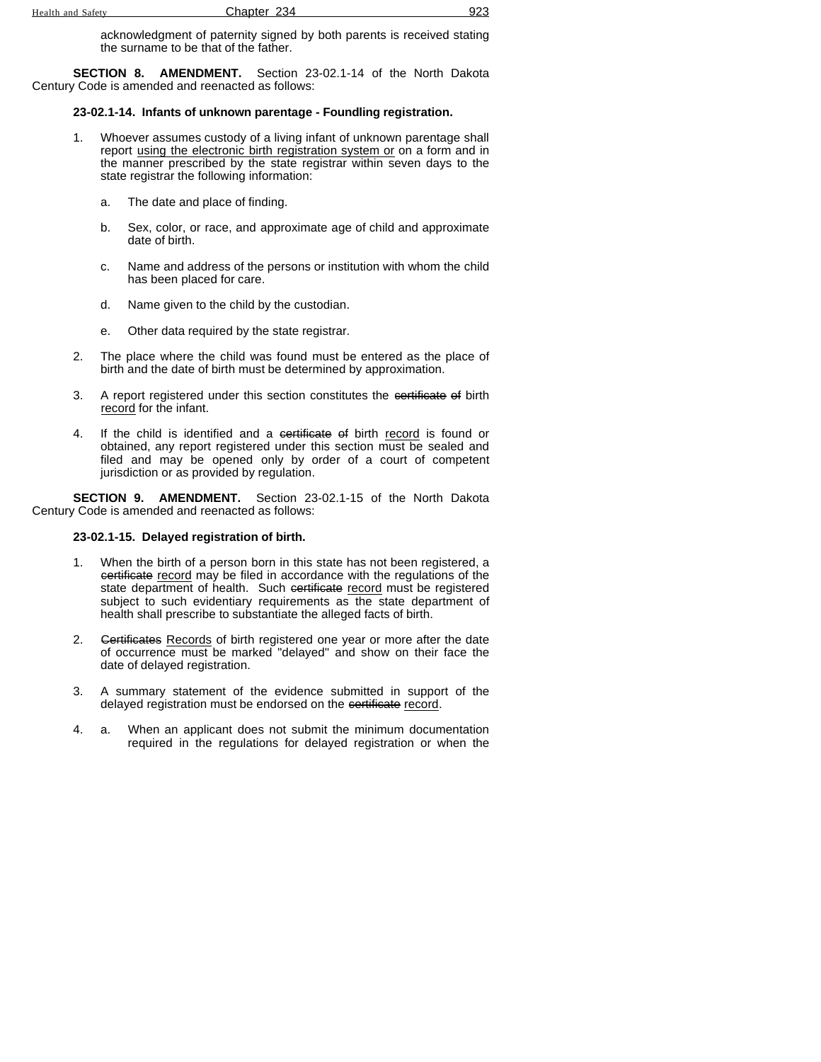acknowledgment of paternity signed by both parents is received stating the surname to be that of the father.

**SECTION 8. AMENDMENT.** Section 23-02.1-14 of the North Dakota Century Code is amended and reenacted as follows:

**23-02.1-14. Infants of unknown parentage - Foundling registration.**

1. Whoever assumes custody of a living infant of unknown parentage shall report <u>using the electronic birth registration system or</u> on a form and in the manner prescribed by the state registrar within seven days to the state registrar the following information:

   a. The date and place of finding.

   b. Sex, color, or race, and approximate age of child and approximate date of birth.

   c. Name and address of the persons or institution with whom the child has been placed for care.

   d. Name given to the child by the custodian.

   e. Other data required by the state registrar.

2. The place where the child was found must be entered as the place of birth and the date of birth must be determined by approximation.

3. A report registered under this section constitutes the ~~certificate of~~ birth <u>record</u> for the infant.

4. If the child is identified and a ~~certificate of~~ birth <u>record</u> is found or obtained, any report registered under this section must be sealed and filed and may be opened only by order of a court of competent jurisdiction or as provided by regulation.

**SECTION 9. AMENDMENT.** Section 23-02.1-15 of the North Dakota Century Code is amended and reenacted as follows:

**23-02.1-15. Delayed registration of birth.**

1. When the birth of a person born in this state has not been registered, a ~~certificate~~ <u>record</u> may be filed in accordance with the regulations of the state department of health. Such ~~certificate~~ <u>record</u> must be registered subject to such evidentiary requirements as the state department of health shall prescribe to substantiate the alleged facts of birth.

2. ~~Certificates~~ <u>Records</u> of birth registered one year or more after the date of occurrence must be marked "delayed" and show on their face the date of delayed registration.

3. A summary statement of the evidence submitted in support of the delayed registration must be endorsed on the ~~certificate~~ <u>record</u>.

4. a. When an applicant does not submit the minimum documentation required in the regulations for delayed registration or when the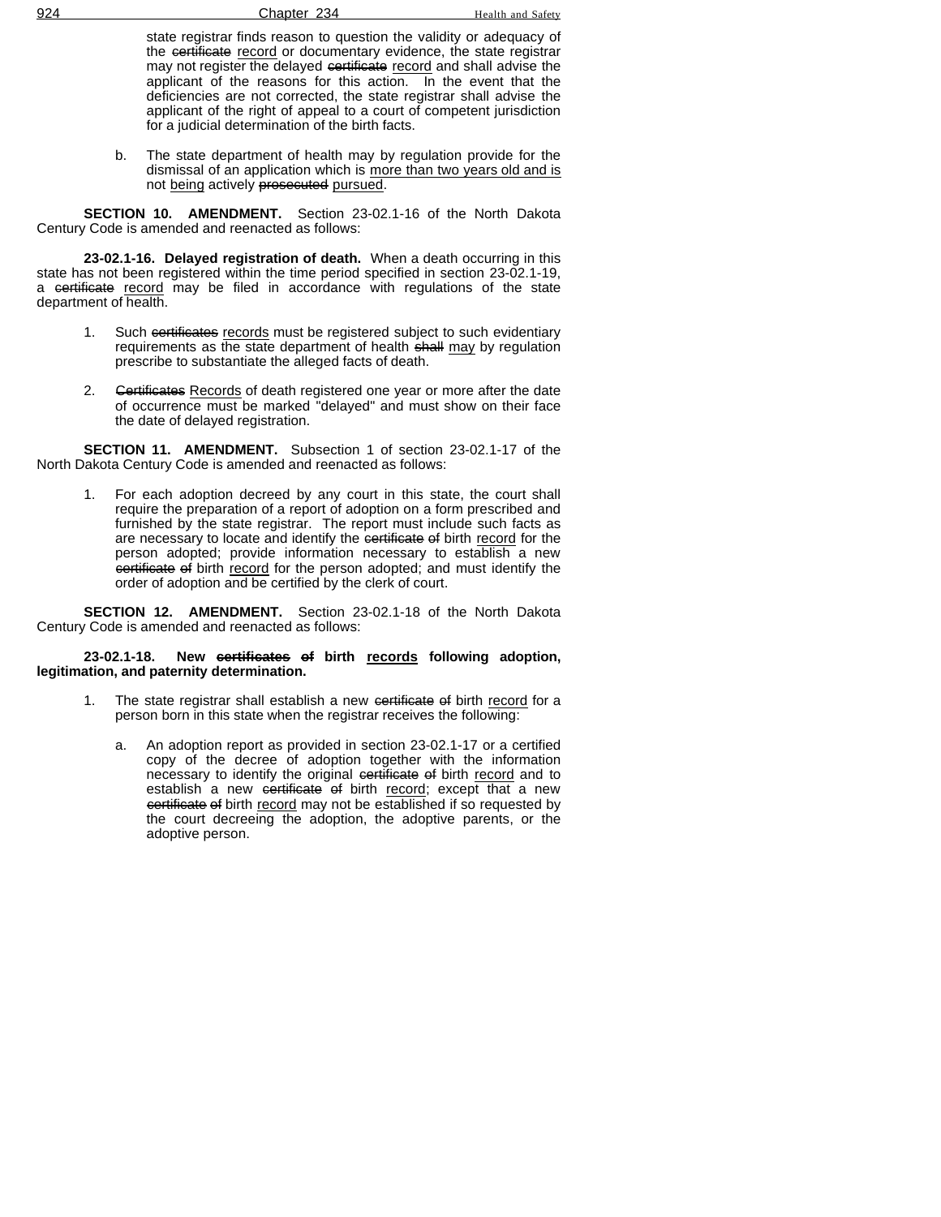state registrar finds reason to question the validity or adequacy of the ~~certificate~~ record or documentary evidence, the state registrar may not register the delayed ~~certificate~~ record and shall advise the applicant of the reasons for this action. In the event that the deficiencies are not corrected, the state registrar shall advise the applicant of the right of appeal to a court of competent jurisdiction for a judicial determination of the birth facts.

b. The state department of health may by regulation provide for the dismissal of an application which is more than two years old and is not being actively ~~prosecuted~~ pursued.

**SECTION 10. AMENDMENT.** Section 23-02.1-16 of the North Dakota Century Code is amended and reenacted as follows:

**23-02.1-16. Delayed registration of death.** When a death occurring in this state has not been registered within the time period specified in section 23-02.1-19, a ~~certificate~~ record may be filed in accordance with regulations of the state department of health.

1. Such ~~certificates~~ records must be registered subject to such evidentiary requirements as the state department of health ~~shall~~ may by regulation prescribe to substantiate the alleged facts of death.

2. ~~Certificates~~ Records of death registered one year or more after the date of occurrence must be marked "delayed" and must show on their face the date of delayed registration.

**SECTION 11. AMENDMENT.** Subsection 1 of section 23-02.1-17 of the North Dakota Century Code is amended and reenacted as follows:

1. For each adoption decreed by any court in this state, the court shall require the preparation of a report of adoption on a form prescribed and furnished by the state registrar. The report must include such facts as are necessary to locate and identify the ~~certificate of~~ birth record for the person adopted; provide information necessary to establish a new ~~certificate of~~ birth record for the person adopted; and must identify the order of adoption and be certified by the clerk of court.

**SECTION 12. AMENDMENT.** Section 23-02.1-18 of the North Dakota Century Code is amended and reenacted as follows:

**23-02.1-18. New ~~certificates of~~ birth records following adoption, legitimation, and paternity determination.**

1. The state registrar shall establish a new ~~certificate of~~ birth record for a person born in this state when the registrar receives the following:

   a. An adoption report as provided in section 23-02.1-17 or a certified copy of the decree of adoption together with the information necessary to identify the original ~~certificate of~~ birth record and to establish a new ~~certificate of~~ birth record; except that a new ~~certificate of~~ birth record may not be established if so requested by the court decreeing the adoption, the adoptive parents, or the adoptive person.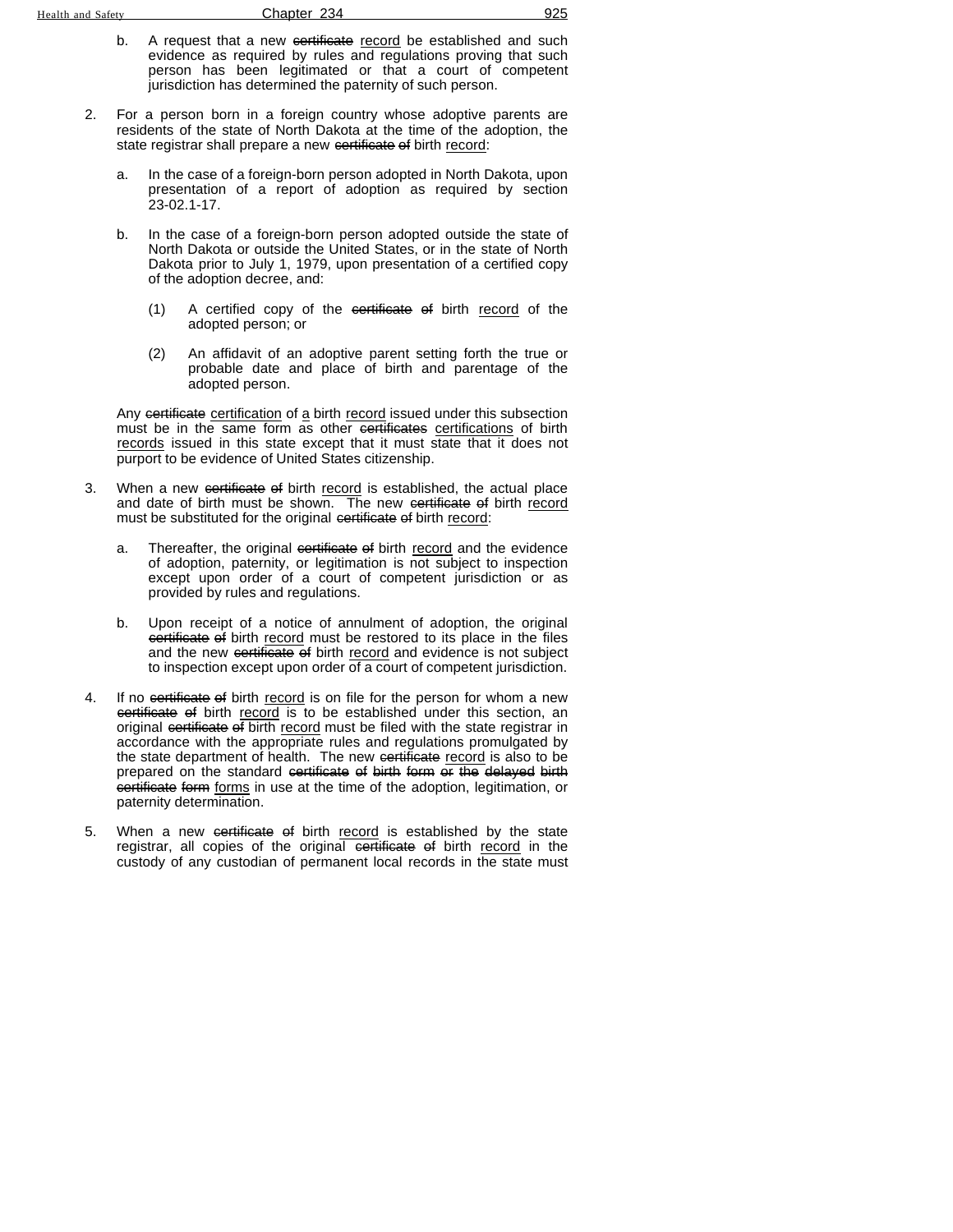b. A request that a new ~~certificate~~ <u>record</u> be established and such evidence as required by rules and regulations proving that such person has been legitimated or that a court of competent jurisdiction has determined the paternity of such person.

2. For a person born in a foreign country whose adoptive parents are residents of the state of North Dakota at the time of the adoption, the state registrar shall prepare a new ~~certificate of~~ birth <u>record</u>:

   a. In the case of a foreign-born person adopted in North Dakota, upon presentation of a report of adoption as required by section 23-02.1-17.

   b. In the case of a foreign-born person adopted outside the state of North Dakota or outside the United States, or in the state of North Dakota prior to July 1, 1979, upon presentation of a certified copy of the adoption decree, and:

      (1) A certified copy of the ~~certificate of~~ birth <u>record</u> of the adopted person; or

      (2) An affidavit of an adoptive parent setting forth the true or probable date and place of birth and parentage of the adopted person.

   Any ~~certificate~~ <u>certification</u> of <u>a</u> birth <u>record</u> issued under this subsection must be in the same form as other ~~certificates~~ <u>certifications</u> of birth <u>records</u> issued in this state except that it must state that it does not purport to be evidence of United States citizenship.

3. When a new ~~certificate of~~ birth <u>record</u> is established, the actual place and date of birth must be shown. The new ~~certificate of~~ birth <u>record</u> must be substituted for the original ~~certificate of~~ birth <u>record</u>:

   a. Thereafter, the original ~~certificate of~~ birth <u>record</u> and the evidence of adoption, paternity, or legitimation is not subject to inspection except upon order of a court of competent jurisdiction or as provided by rules and regulations.

   b. Upon receipt of a notice of annulment of adoption, the original ~~certificate of~~ birth <u>record</u> must be restored to its place in the files and the new ~~certificate of~~ birth <u>record</u> and evidence is not subject to inspection except upon order of a court of competent jurisdiction.

4. If no ~~certificate of~~ birth <u>record</u> is on file for the person for whom a new ~~certificate of~~ birth <u>record</u> is to be established under this section, an original ~~certificate of~~ birth <u>record</u> must be filed with the state registrar in accordance with the appropriate rules and regulations promulgated by the state department of health. The new ~~certificate~~ <u>record</u> is also to be prepared on the standard ~~certificate of birth form or the delayed birth certificate form~~ <u>forms</u> in use at the time of the adoption, legitimation, or paternity determination.

5. When a new ~~certificate of~~ birth <u>record</u> is established by the state registrar, all copies of the original ~~certificate of~~ birth <u>record</u> in the custody of any custodian of permanent local records in the state must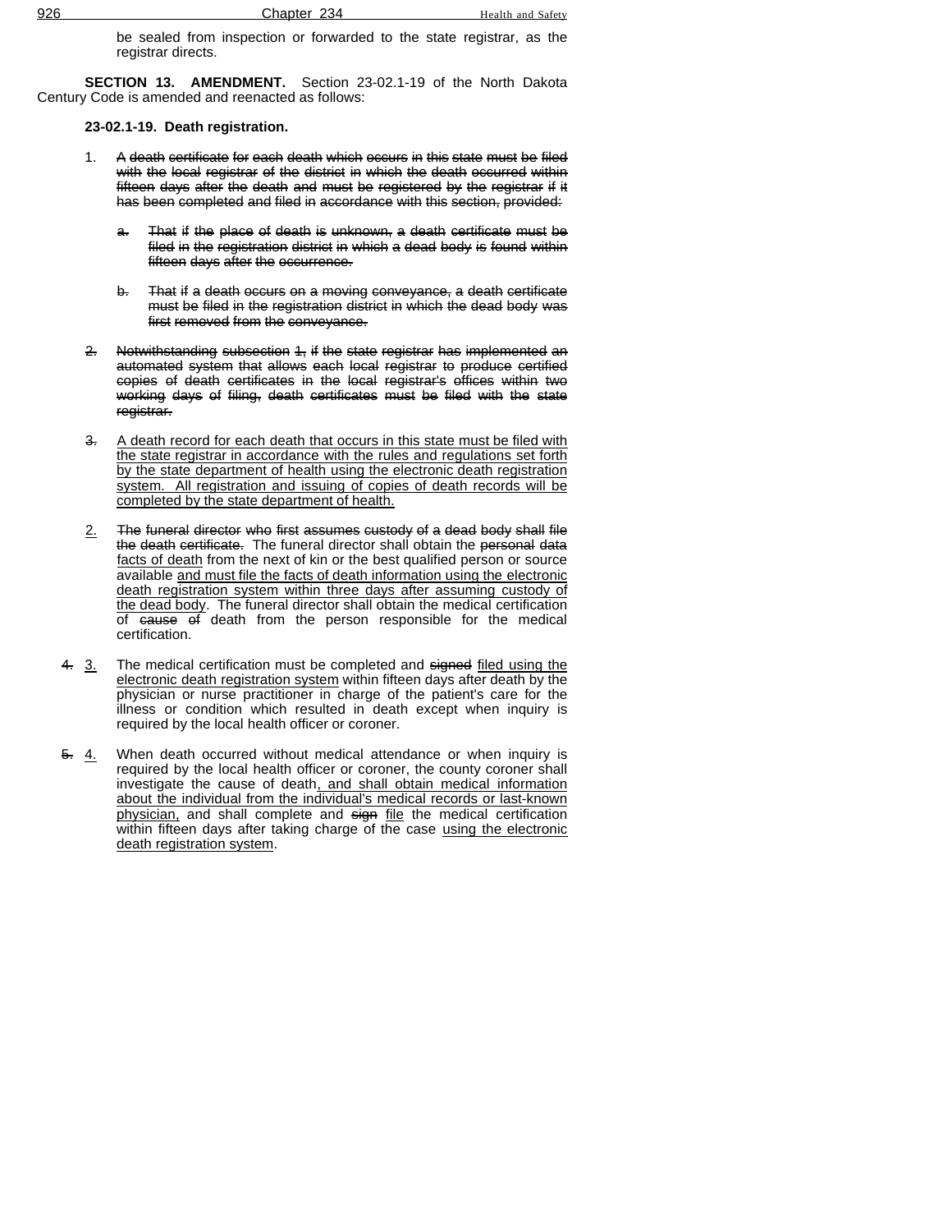be sealed from inspection or forwarded to the state registrar, as the registrar directs.

**SECTION 13. AMENDMENT.** Section 23-02.1-19 of the North Dakota Century Code is amended and reenacted as follows:

**23-02.1-19. Death registration.**

1. ~~A death certificate for each death which occurs in this state must be filed with the local registrar of the district in which the death occurred within fifteen days after the death and must be registered by the registrar if it has been completed and filed in accordance with this section, provided:~~

   ~~a.~~ ~~That if the place of death is unknown, a death certificate must be filed in the registration district in which a dead body is found within fifteen days after the occurrence.~~

   ~~b.~~ ~~That if a death occurs on a moving conveyance, a death certificate must be filed in the registration district in which the dead body was first removed from the conveyance.~~

~~2.~~ ~~Notwithstanding subsection 1, if the state registrar has implemented an automated system that allows each local registrar to produce certified copies of death certificates in the local registrar's offices within two working days of filing, death certificates must be filed with the state registrar.~~

~~3.~~ <u>A death record for each death that occurs in this state must be filed with the state registrar in accordance with the rules and regulations set forth by the state department of health using the electronic death registration system. All registration and issuing of copies of death records will be completed by the state department of health.</u>

<u>2.</u> ~~The funeral director who first assumes custody of a dead body shall file the death certificate.~~ The funeral director shall obtain the ~~personal data~~ <u>facts of death</u> from the next of kin or the best qualified person or source available <u>and must file the facts of death information using the electronic death registration system within three days after assuming custody of the dead body</u>. The funeral director shall obtain the medical certification of ~~cause of~~ death from the person responsible for the medical certification.

~~4.~~ <u>3.</u> The medical certification must be completed and ~~signed~~ <u>filed using the electronic death registration system</u> within fifteen days after death by the physician or nurse practitioner in charge of the patient's care for the illness or condition which resulted in death except when inquiry is required by the local health officer or coroner.

~~5.~~ <u>4.</u> When death occurred without medical attendance or when inquiry is required by the local health officer or coroner, the county coroner shall investigate the cause of death<u>, and shall obtain medical information about the individual from the individual's medical records or last-known physician,</u> and shall complete and ~~sign~~ <u>file</u> the medical certification within fifteen days after taking charge of the case <u>using the electronic death registration system</u>.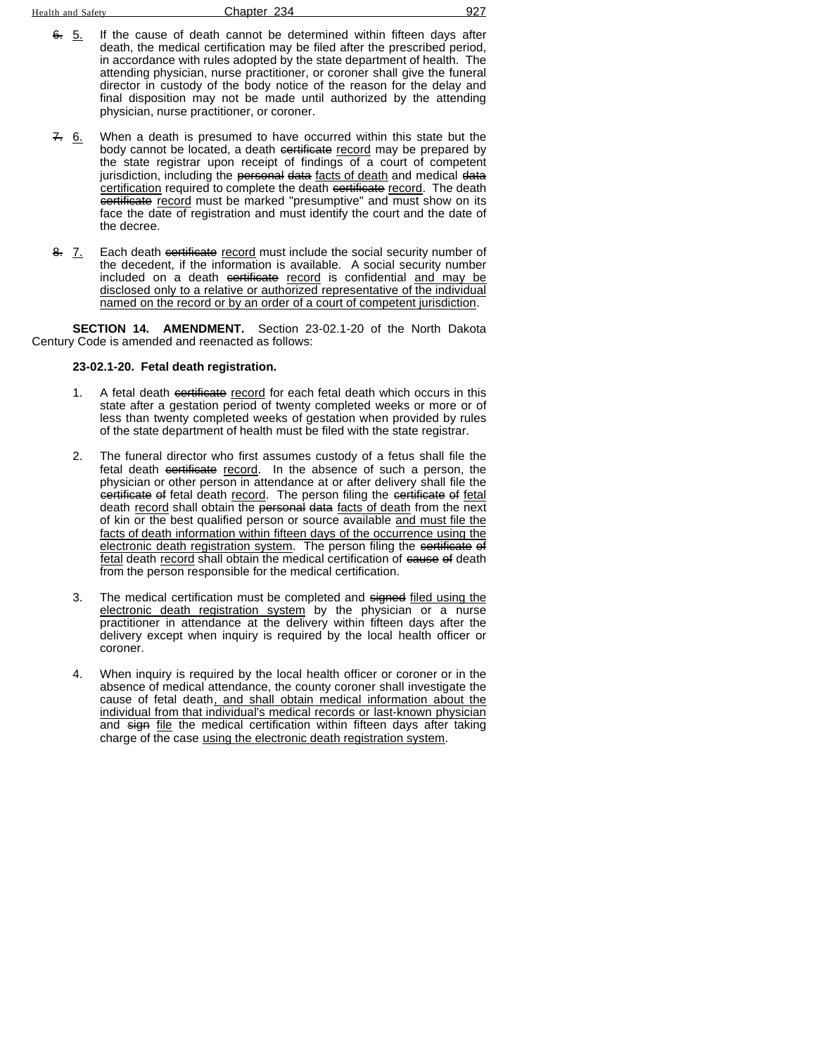~~6.~~ <u>5.</u> If the cause of death cannot be determined within fifteen days after death, the medical certification may be filed after the prescribed period, in accordance with rules adopted by the state department of health. The attending physician, nurse practitioner, or coroner shall give the funeral director in custody of the body notice of the reason for the delay and final disposition may not be made until authorized by the attending physician, nurse practitioner, or coroner.

~~7.~~ <u>6.</u> When a death is presumed to have occurred within this state but the body cannot be located, a death ~~certificate~~ <u>record</u> may be prepared by the state registrar upon receipt of findings of a court of competent jurisdiction, including the ~~personal data~~ <u>facts of death</u> and medical ~~data~~ <u>certification</u> required to complete the death ~~certificate~~ <u>record</u>. The death ~~certificate~~ <u>record</u> must be marked "presumptive" and must show on its face the date of registration and must identify the court and the date of the decree.

~~8.~~ <u>7.</u> Each death ~~certificate~~ <u>record</u> must include the social security number of the decedent, if the information is available. A social security number included on a death ~~certificate~~ <u>record</u> is confidential <u>and may be disclosed only to a relative or authorized representative of the individual named on the record or by an order of a court of competent jurisdiction</u>.

**SECTION 14. AMENDMENT.** Section 23-02.1-20 of the North Dakota Century Code is amended and reenacted as follows:

**23-02.1-20. Fetal death registration.**

1. A fetal death ~~certificate~~ <u>record</u> for each fetal death which occurs in this state after a gestation period of twenty completed weeks or more or of less than twenty completed weeks of gestation when provided by rules of the state department of health must be filed with the state registrar.

2. The funeral director who first assumes custody of a fetus shall file the fetal death ~~certificate~~ <u>record</u>. In the absence of such a person, the physician or other person in attendance at or after delivery shall file the ~~certificate of~~ fetal death <u>record</u>. The person filing the ~~certificate of~~ <u>fetal</u> death <u>record</u> shall obtain the ~~personal data~~ <u>facts of death</u> from the next of kin or the best qualified person or source available <u>and must file the facts of death information within fifteen days of the occurrence using the electronic death registration system</u>. The person filing the ~~certificate of~~ <u>fetal</u> death <u>record</u> shall obtain the medical certification of ~~cause of~~ death from the person responsible for the medical certification.

3. The medical certification must be completed and ~~signed~~ <u>filed using the electronic death registration system</u> by the physician or a nurse practitioner in attendance at the delivery within fifteen days after the delivery except when inquiry is required by the local health officer or coroner.

4. When inquiry is required by the local health officer or coroner or in the absence of medical attendance, the county coroner shall investigate the cause of fetal death<u>, and shall obtain medical information about the individual from that individual's medical records or last-known physician</u> and ~~sign~~ <u>file</u> the medical certification within fifteen days after taking charge of the case <u>using the electronic death registration system</u>.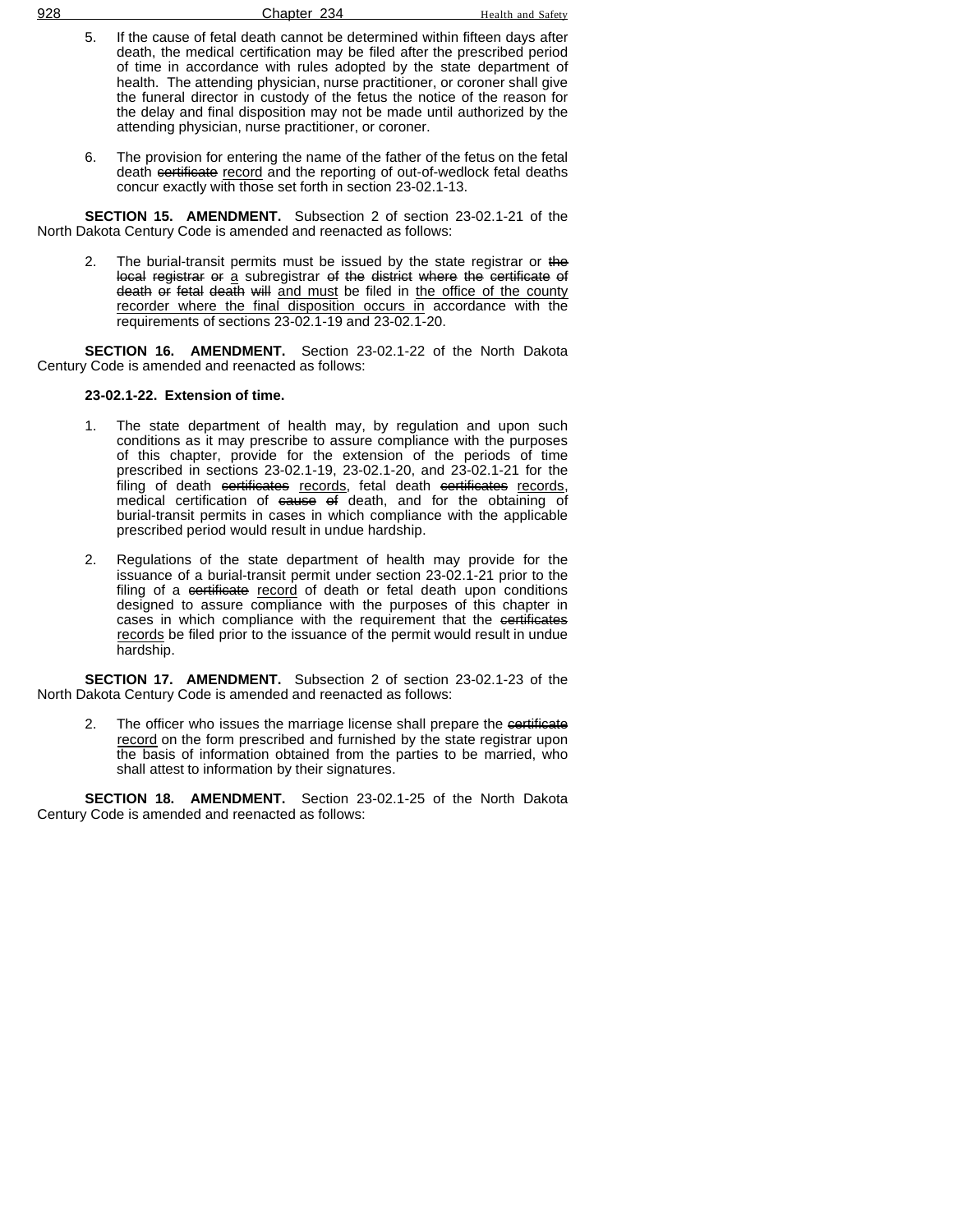5. If the cause of fetal death cannot be determined within fifteen days after death, the medical certification may be filed after the prescribed period of time in accordance with rules adopted by the state department of health. The attending physician, nurse practitioner, or coroner shall give the funeral director in custody of the fetus the notice of the reason for the delay and final disposition may not be made until authorized by the attending physician, nurse practitioner, or coroner.

6. The provision for entering the name of the father of the fetus on the fetal death ~~certificate~~ <u>record</u> and the reporting of out-of-wedlock fetal deaths concur exactly with those set forth in section 23-02.1-13.

**SECTION 15. AMENDMENT.** Subsection 2 of section 23-02.1-21 of the North Dakota Century Code is amended and reenacted as follows:

2. The burial-transit permits must be issued by the state registrar or ~~the local registrar or~~ <u>a</u> subregistrar ~~of the district where the certificate of death or fetal death will~~ <u>and must</u> be filed in <u>the office of the county recorder where the final disposition occurs in</u> accordance with the requirements of sections 23-02.1-19 and 23-02.1-20.

**SECTION 16. AMENDMENT.** Section 23-02.1-22 of the North Dakota Century Code is amended and reenacted as follows:

**23-02.1-22. Extension of time.**

1. The state department of health may, by regulation and upon such conditions as it may prescribe to assure compliance with the purposes of this chapter, provide for the extension of the periods of time prescribed in sections 23-02.1-19, 23-02.1-20, and 23-02.1-21 for the filing of death ~~certificates~~ <u>records</u>, fetal death ~~certificates~~ <u>records</u>, medical certification of ~~cause of~~ death, and for the obtaining of burial-transit permits in cases in which compliance with the applicable prescribed period would result in undue hardship.

2. Regulations of the state department of health may provide for the issuance of a burial-transit permit under section 23-02.1-21 prior to the filing of a ~~certificate~~ <u>record</u> of death or fetal death upon conditions designed to assure compliance with the purposes of this chapter in cases in which compliance with the requirement that the ~~certificates~~ <u>records</u> be filed prior to the issuance of the permit would result in undue hardship.

**SECTION 17. AMENDMENT.** Subsection 2 of section 23-02.1-23 of the North Dakota Century Code is amended and reenacted as follows:

2. The officer who issues the marriage license shall prepare the ~~certificate~~ <u>record</u> on the form prescribed and furnished by the state registrar upon the basis of information obtained from the parties to be married, who shall attest to information by their signatures.

**SECTION 18. AMENDMENT.** Section 23-02.1-25 of the North Dakota Century Code is amended and reenacted as follows: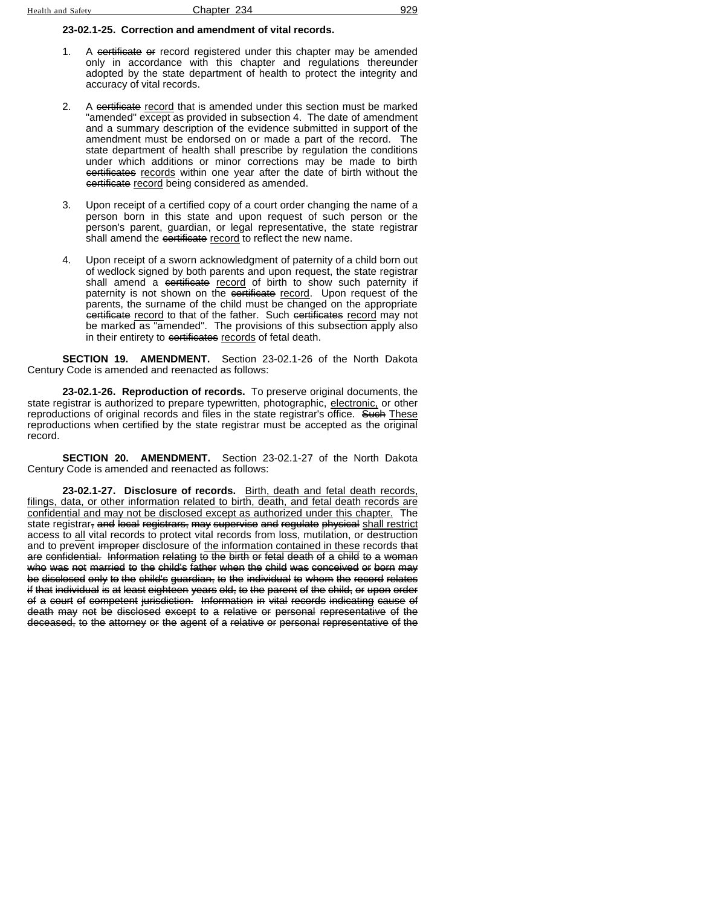**23-02.1-25. Correction and amendment of vital records.**

1. A ~~certificate or~~ record registered under this chapter may be amended only in accordance with this chapter and regulations thereunder adopted by the state department of health to protect the integrity and accuracy of vital records.

2. A ~~certificate~~ <u>record</u> that is amended under this section must be marked "amended" except as provided in subsection 4. The date of amendment and a summary description of the evidence submitted in support of the amendment must be endorsed on or made a part of the record. The state department of health shall prescribe by regulation the conditions under which additions or minor corrections may be made to birth ~~certificates~~ <u>records</u> within one year after the date of birth without the ~~certificate~~ <u>record</u> being considered as amended.

3. Upon receipt of a certified copy of a court order changing the name of a person born in this state and upon request of such person or the person's parent, guardian, or legal representative, the state registrar shall amend the ~~certificate~~ <u>record</u> to reflect the new name.

4. Upon receipt of a sworn acknowledgment of paternity of a child born out of wedlock signed by both parents and upon request, the state registrar shall amend a ~~certificate~~ <u>record</u> of birth to show such paternity if paternity is not shown on the ~~certificate~~ <u>record</u>. Upon request of the parents, the surname of the child must be changed on the appropriate ~~certificate~~ <u>record</u> to that of the father. Such ~~certificates~~ <u>record</u> may not be marked as "amended". The provisions of this subsection apply also in their entirety to ~~certificates~~ <u>records</u> of fetal death.

**SECTION 19. AMENDMENT.** Section 23-02.1-26 of the North Dakota Century Code is amended and reenacted as follows:

**23-02.1-26. Reproduction of records.** To preserve original documents, the state registrar is authorized to prepare typewritten, photographic, <u>electronic,</u> or other reproductions of original records and files in the state registrar's office. ~~Such~~ <u>These</u> reproductions when certified by the state registrar must be accepted as the original record.

**SECTION 20. AMENDMENT.** Section 23-02.1-27 of the North Dakota Century Code is amended and reenacted as follows:

**23-02.1-27. Disclosure of records.** <u>Birth, death and fetal death records, filings, data, or other information related to birth, death, and fetal death records are confidential and may not be disclosed except as authorized under this chapter.</u> The state registrar~~, and local registrars, may supervise and regulate physical~~ <u>shall restrict</u> access to <u>all</u> vital records to protect vital records from loss, mutilation, or destruction and to prevent ~~improper~~ disclosure of <u>the information contained in these</u> records ~~that are confidential. Information relating to the birth or fetal death of a child to a woman who was not married to the child's father when the child was conceived or born may be disclosed only to the child's guardian, to the individual to whom the record relates if that individual is at least eighteen years old, to the parent of the child, or upon order of a court of competent jurisdiction. Information in vital records indicating cause of death may not be disclosed except to a relative or personal representative of the deceased, to the attorney or the agent of a relative or personal representative of the~~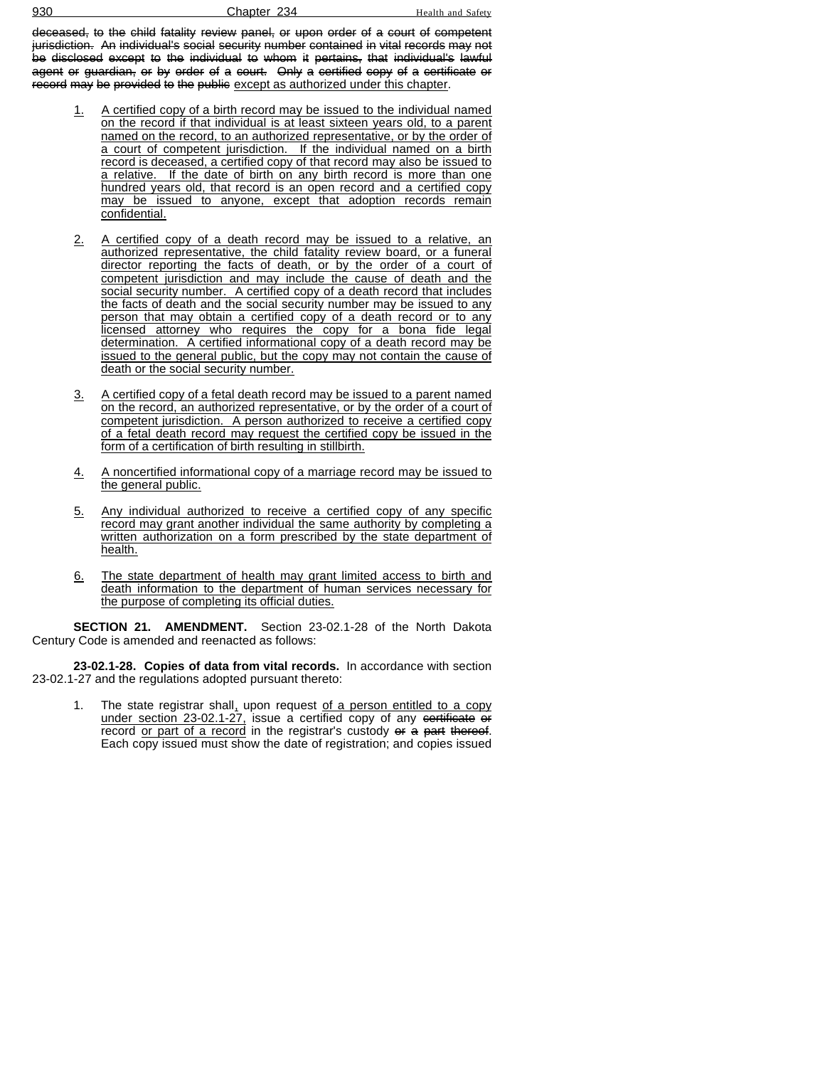~~deceased, to the child fatality review panel, or upon order of a court of competent jurisdiction. An individual's social security number contained in vital records may not be disclosed except to the individual to whom it pertains, that individual's lawful agent or guardian, or by order of a court. Only a certified copy of a certificate or record may be provided to the public~~ <u>except as authorized under this chapter</u>.

1. <u>A certified copy of a birth record may be issued to the individual named on the record if that individual is at least sixteen years old, to a parent named on the record, to an authorized representative, or by the order of a court of competent jurisdiction. If the individual named on a birth record is deceased, a certified copy of that record may also be issued to a relative. If the date of birth on any birth record is more than one hundred years old, that record is an open record and a certified copy may be issued to anyone, except that adoption records remain confidential.</u>

2. <u>A certified copy of a death record may be issued to a relative, an authorized representative, the child fatality review board, or a funeral director reporting the facts of death, or by the order of a court of competent jurisdiction and may include the cause of death and the social security number. A certified copy of a death record that includes the facts of death and the social security number may be issued to any person that may obtain a certified copy of a death record or to any licensed attorney who requires the copy for a bona fide legal determination. A certified informational copy of a death record may be issued to the general public, but the copy may not contain the cause of death or the social security number.</u>

3. <u>A certified copy of a fetal death record may be issued to a parent named on the record, an authorized representative, or by the order of a court of competent jurisdiction. A person authorized to receive a certified copy of a fetal death record may request the certified copy be issued in the form of a certification of birth resulting in stillbirth.</u>

4. <u>A noncertified informational copy of a marriage record may be issued to the general public.</u>

5. <u>Any individual authorized to receive a certified copy of any specific record may grant another individual the same authority by completing a written authorization on a form prescribed by the state department of health.</u>

6. <u>The state department of health may grant limited access to birth and death information to the department of human services necessary for the purpose of completing its official duties.</u>

**SECTION 21. AMENDMENT.** Section 23-02.1-28 of the North Dakota Century Code is amended and reenacted as follows:

**23-02.1-28. Copies of data from vital records.** In accordance with section 23-02.1-27 and the regulations adopted pursuant thereto:

1. The state registrar shall<u>,</u> upon request <u>of a person entitled to a copy under section 23-02.1-27,</u> issue a certified copy of any ~~certificate or~~ record <u>or part of a record</u> in the registrar's custody ~~or a part thereof~~. Each copy issued must show the date of registration; and copies issued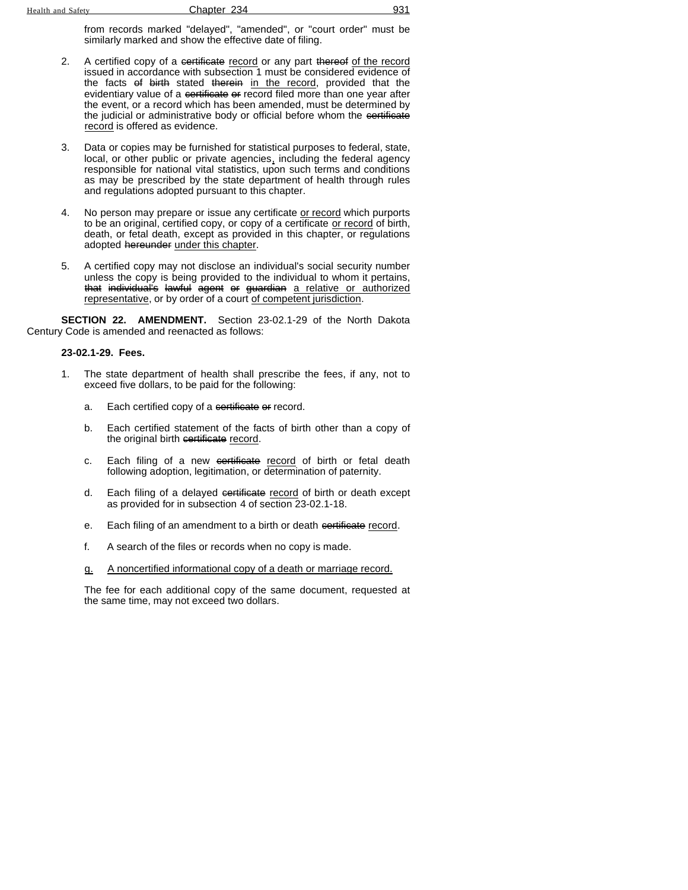from records marked "delayed", "amended", or "court order" must be similarly marked and show the effective date of filing.

2. A certified copy of a ~~certificate~~ <u>record</u> or any part ~~thereof~~ <u>of the record</u> issued in accordance with subsection 1 must be considered evidence of the facts ~~of birth~~ stated ~~therein~~ <u>in the record</u>, provided that the evidentiary value of a ~~certificate or~~ record filed more than one year after the event, or a record which has been amended, must be determined by the judicial or administrative body or official before whom the ~~certificate~~ <u>record</u> is offered as evidence.

3. Data or copies may be furnished for statistical purposes to federal, state, local, or other public or private agencies<u>,</u> including the federal agency responsible for national vital statistics, upon such terms and conditions as may be prescribed by the state department of health through rules and regulations adopted pursuant to this chapter.

4. No person may prepare or issue any certificate <u>or record</u> which purports to be an original, certified copy, or copy of a certificate <u>or record</u> of birth, death, or fetal death, except as provided in this chapter, or regulations adopted ~~hereunder~~ <u>under this chapter</u>.

5. A certified copy may not disclose an individual's social security number unless the copy is being provided to the individual to whom it pertains, ~~that individual's lawful agent or guardian~~ <u>a relative or authorized representative</u>, or by order of a court <u>of competent jurisdiction</u>.

**SECTION 22. AMENDMENT.** Section 23-02.1-29 of the North Dakota Century Code is amended and reenacted as follows:

**23-02.1-29. Fees.**

1. The state department of health shall prescribe the fees, if any, not to exceed five dollars, to be paid for the following:

   a. Each certified copy of a ~~certificate or~~ record.

   b. Each certified statement of the facts of birth other than a copy of the original birth ~~certificate~~ <u>record</u>.

   c. Each filing of a new ~~certificate~~ <u>record</u> of birth or fetal death following adoption, legitimation, or determination of paternity.

   d. Each filing of a delayed ~~certificate~~ <u>record</u> of birth or death except as provided for in subsection 4 of section 23-02.1-18.

   e. Each filing of an amendment to a birth or death ~~certificate~~ <u>record</u>.

   f. A search of the files or records when no copy is made.

   <u>g.</u> <u>A noncertified informational copy of a death or marriage record.</u>

   The fee for each additional copy of the same document, requested at the same time, may not exceed two dollars.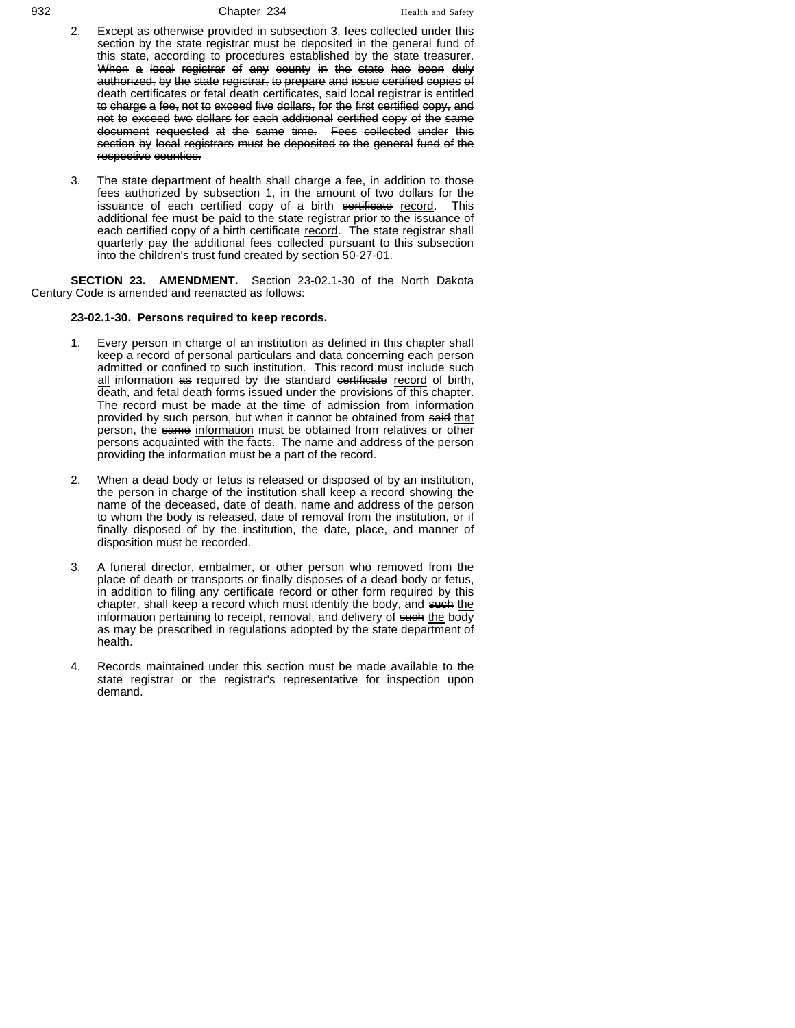2. Except as otherwise provided in subsection 3, fees collected under this section by the state registrar must be deposited in the general fund of this state, according to procedures established by the state treasurer. ~~When a local registrar of any county in the state has been duly authorized, by the state registrar, to prepare and issue certified copies of death certificates or fetal death certificates, said local registrar is entitled to charge a fee, not to exceed five dollars, for the first certified copy, and not to exceed two dollars for each additional certified copy of the same document requested at the same time. Fees collected under this section by local registrars must be deposited to the general fund of the respective counties.~~

3. The state department of health shall charge a fee, in addition to those fees authorized by subsection 1, in the amount of two dollars for the issuance of each certified copy of a birth ~~certificate~~ <u>record</u>. This additional fee must be paid to the state registrar prior to the issuance of each certified copy of a birth ~~certificate~~ <u>record</u>. The state registrar shall quarterly pay the additional fees collected pursuant to this subsection into the children's trust fund created by section 50-27-01.

**SECTION 23. AMENDMENT.** Section 23-02.1-30 of the North Dakota Century Code is amended and reenacted as follows:

**23-02.1-30. Persons required to keep records.**

1. Every person in charge of an institution as defined in this chapter shall keep a record of personal particulars and data concerning each person admitted or confined to such institution. This record must include ~~such~~ <u>all</u> information ~~as~~ required by the standard ~~certificate~~ <u>record</u> of birth, death, and fetal death forms issued under the provisions of this chapter. The record must be made at the time of admission from information provided by such person, but when it cannot be obtained from ~~said~~ <u>that</u> person, the ~~same~~ <u>information</u> must be obtained from relatives or other persons acquainted with the facts. The name and address of the person providing the information must be a part of the record.

2. When a dead body or fetus is released or disposed of by an institution, the person in charge of the institution shall keep a record showing the name of the deceased, date of death, name and address of the person to whom the body is released, date of removal from the institution, or if finally disposed of by the institution, the date, place, and manner of disposition must be recorded.

3. A funeral director, embalmer, or other person who removed from the place of death or transports or finally disposes of a dead body or fetus, in addition to filing any ~~certificate~~ <u>record</u> or other form required by this chapter, shall keep a record which must identify the body, and ~~such~~ <u>the</u> information pertaining to receipt, removal, and delivery of ~~such~~ <u>the</u> body as may be prescribed in regulations adopted by the state department of health.

4. Records maintained under this section must be made available to the state registrar or the registrar's representative for inspection upon demand.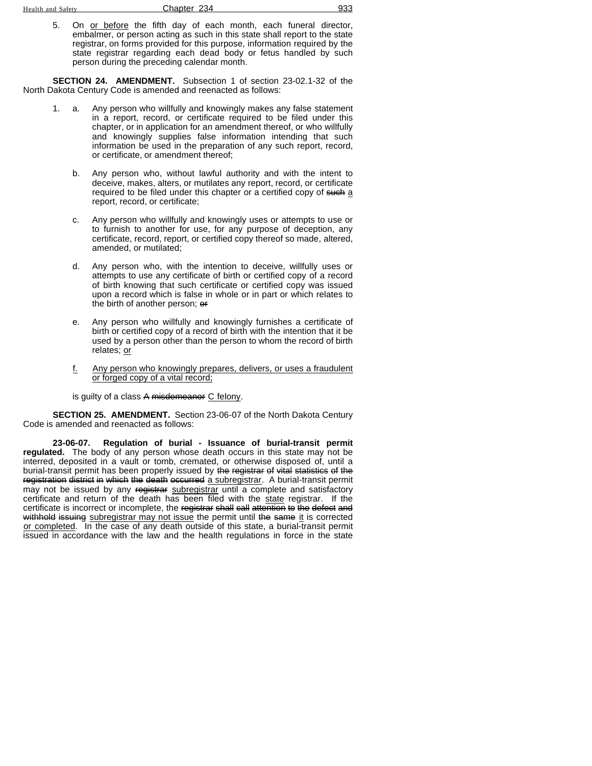5. On <u>or before</u> the fifth day of each month, each funeral director, embalmer, or person acting as such in this state shall report to the state registrar, on forms provided for this purpose, information required by the state registrar regarding each dead body or fetus handled by such person during the preceding calendar month.

**SECTION 24. AMENDMENT.** Subsection 1 of section 23-02.1-32 of the North Dakota Century Code is amended and reenacted as follows:

1. a. Any person who willfully and knowingly makes any false statement in a report, record, or certificate required to be filed under this chapter, or in application for an amendment thereof, or who willfully and knowingly supplies false information intending that such information be used in the preparation of any such report, record, or certificate, or amendment thereof;

   b. Any person who, without lawful authority and with the intent to deceive, makes, alters, or mutilates any report, record, or certificate required to be filed under this chapter or a certified copy of ~~such~~ <u>a</u> report, record, or certificate;

   c. Any person who willfully and knowingly uses or attempts to use or to furnish to another for use, for any purpose of deception, any certificate, record, report, or certified copy thereof so made, altered, amended, or mutilated;

   d. Any person who, with the intention to deceive, willfully uses or attempts to use any certificate of birth or certified copy of a record of birth knowing that such certificate or certified copy was issued upon a record which is false in whole or in part or which relates to the birth of another person; ~~or~~

   e. Any person who willfully and knowingly furnishes a certificate of birth or certified copy of a record of birth with the intention that it be used by a person other than the person to whom the record of birth relates; <u>or</u>

   <u>f.</u> <u>Any person who knowingly prepares, delivers, or uses a fraudulent or forged copy of a vital record;</u>

   is guilty of a class ~~A misdemeanor~~ <u>C felony</u>.

**SECTION 25. AMENDMENT.** Section 23-06-07 of the North Dakota Century Code is amended and reenacted as follows:

**23-06-07. Regulation of burial - Issuance of burial-transit permit regulated.** The body of any person whose death occurs in this state may not be interred, deposited in a vault or tomb, cremated, or otherwise disposed of, until a burial-transit permit has been properly issued by ~~the registrar of vital statistics of the registration district in which the death occurred~~ <u>a subregistrar</u>. A burial-transit permit may not be issued by any ~~registrar~~ <u>subregistrar</u> until a complete and satisfactory certificate and return of the death has been filed with the <u>state</u> registrar. If the certificate is incorrect or incomplete, the ~~registrar shall call attention to the defect and withhold issuing~~ <u>subregistrar may not issue</u> the permit until ~~the same~~ <u>it</u> is corrected <u>or completed</u>. In the case of any death outside of this state, a burial-transit permit issued in accordance with the law and the health regulations in force in the state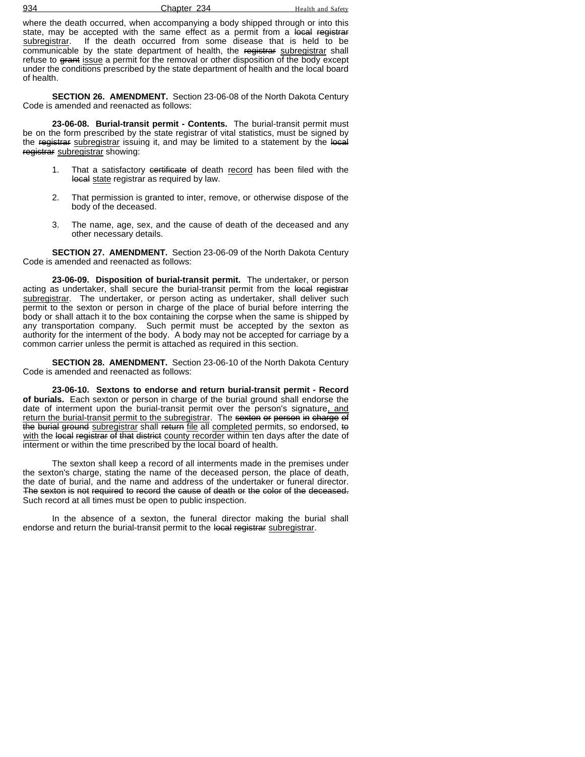where the death occurred, when accompanying a body shipped through or into this state, may be accepted with the same effect as a permit from a ~~local registrar~~ <u>subregistrar</u>. If the death occurred from some disease that is held to be communicable by the state department of health, the ~~registrar~~ <u>subregistrar</u> shall refuse to ~~grant~~ <u>issue</u> a permit for the removal or other disposition of the body except under the conditions prescribed by the state department of health and the local board of health.

**SECTION 26. AMENDMENT.** Section 23-06-08 of the North Dakota Century Code is amended and reenacted as follows:

**23-06-08. Burial-transit permit - Contents.** The burial-transit permit must be on the form prescribed by the state registrar of vital statistics, must be signed by the ~~registrar~~ <u>subregistrar</u> issuing it, and may be limited to a statement by the ~~local registrar~~ <u>subregistrar</u> showing:

1. That a satisfactory ~~certificate of~~ death <u>record</u> has been filed with the ~~local~~ <u>state</u> registrar as required by law.

2. That permission is granted to inter, remove, or otherwise dispose of the body of the deceased.

3. The name, age, sex, and the cause of death of the deceased and any other necessary details.

**SECTION 27. AMENDMENT.** Section 23-06-09 of the North Dakota Century Code is amended and reenacted as follows:

**23-06-09. Disposition of burial-transit permit.** The undertaker, or person acting as undertaker, shall secure the burial-transit permit from the ~~local registrar~~ <u>subregistrar</u>. The undertaker, or person acting as undertaker, shall deliver such permit to the sexton or person in charge of the place of burial before interring the body or shall attach it to the box containing the corpse when the same is shipped by any transportation company. Such permit must be accepted by the sexton as authority for the interment of the body. A body may not be accepted for carriage by a common carrier unless the permit is attached as required in this section.

**SECTION 28. AMENDMENT.** Section 23-06-10 of the North Dakota Century Code is amended and reenacted as follows:

**23-06-10. Sextons to endorse and return burial-transit permit - Record of burials.** Each sexton or person in charge of the burial ground shall endorse the date of interment upon the burial-transit permit over the person's signature<u>, and return the burial-transit permit to the subregistrar</u>. The ~~sexton or person in charge of the burial ground~~ <u>subregistrar</u> shall ~~return~~ <u>file</u> all <u>completed</u> permits, so endorsed, ~~to~~ <u>with</u> the ~~local registrar of that district~~ <u>county recorder</u> within ten days after the date of interment or within the time prescribed by the local board of health.

The sexton shall keep a record of all interments made in the premises under the sexton's charge, stating the name of the deceased person, the place of death, the date of burial, and the name and address of the undertaker or funeral director. ~~The sexton is not required to record the cause of death or the color of the deceased.~~ Such record at all times must be open to public inspection.

In the absence of a sexton, the funeral director making the burial shall endorse and return the burial-transit permit to the ~~local registrar~~ <u>subregistrar</u>.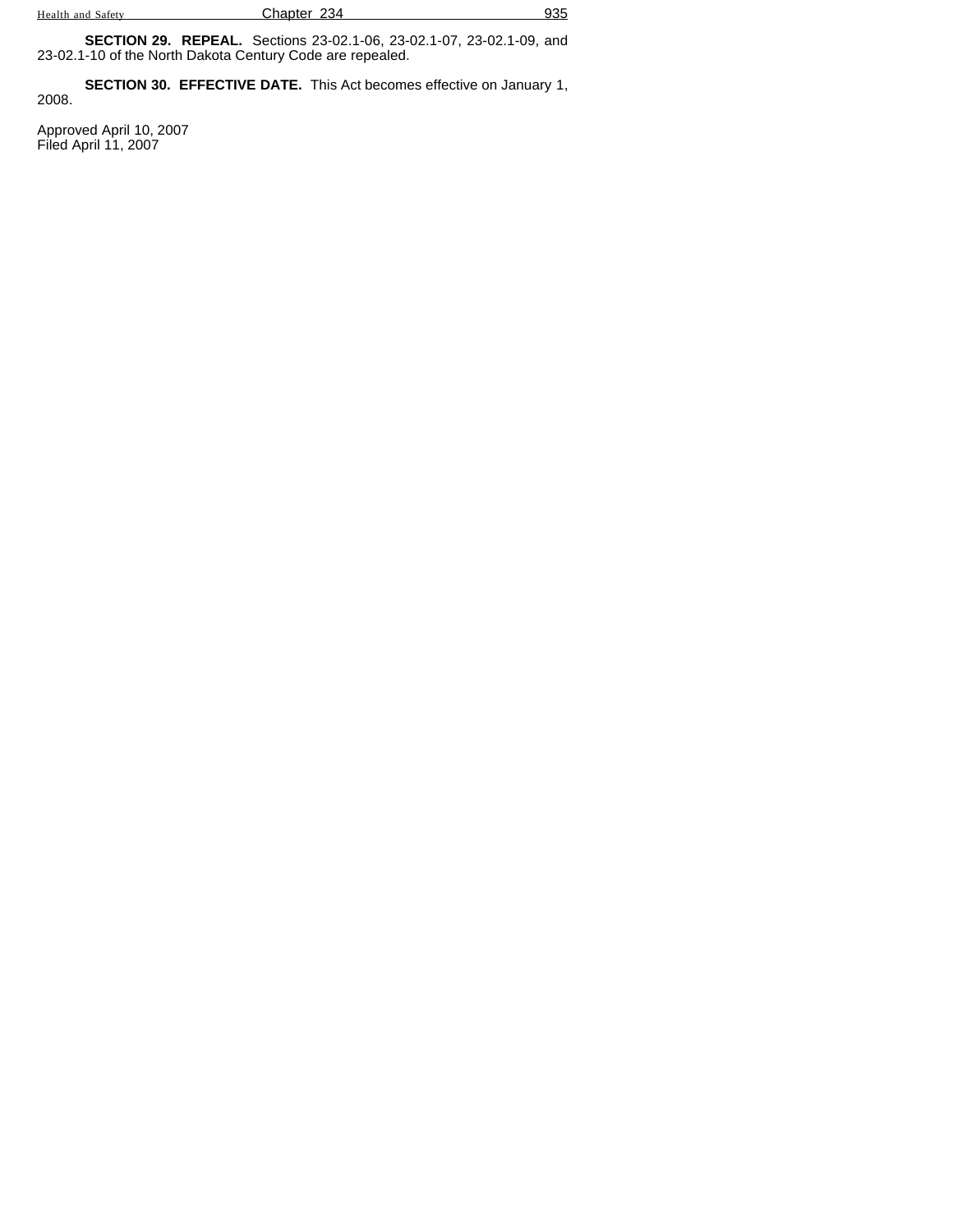**SECTION 29. REPEAL.** Sections 23-02.1-06, 23-02.1-07, 23-02.1-09, and 23-02.1-10 of the North Dakota Century Code are repealed.

**SECTION 30. EFFECTIVE DATE.** This Act becomes effective on January 1, 2008.

Approved April 10, 2007
Filed April 11, 2007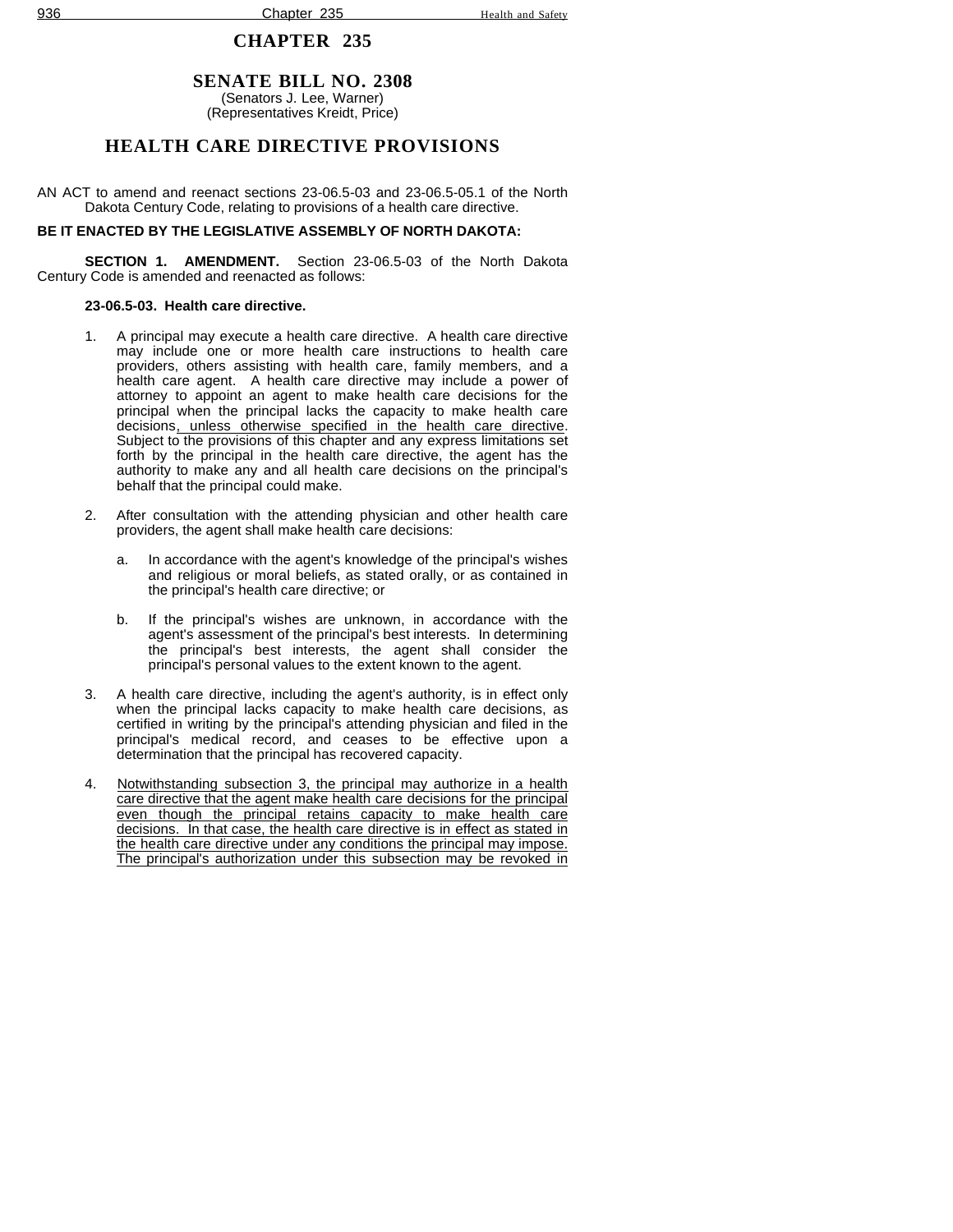# CHAPTER 235

## SENATE BILL NO. 2308

(Senators J. Lee, Warner)
(Representatives Kreidt, Price)

## HEALTH CARE DIRECTIVE PROVISIONS

AN ACT to amend and reenact sections 23-06.5-03 and 23-06.5-05.1 of the North Dakota Century Code, relating to provisions of a health care directive.

**BE IT ENACTED BY THE LEGISLATIVE ASSEMBLY OF NORTH DAKOTA:**

**SECTION 1. AMENDMENT.** Section 23-06.5-03 of the North Dakota Century Code is amended and reenacted as follows:

**23-06.5-03. Health care directive.**

1. A principal may execute a health care directive. A health care directive may include one or more health care instructions to health care providers, others assisting with health care, family members, and a health care agent. A health care directive may include a power of attorney to appoint an agent to make health care decisions for the principal when the principal lacks the capacity to make health care decisions<u>, unless otherwise specified in the health care directive</u>. Subject to the provisions of this chapter and any express limitations set forth by the principal in the health care directive, the agent has the authority to make any and all health care decisions on the principal's behalf that the principal could make.

2. After consultation with the attending physician and other health care providers, the agent shall make health care decisions:

   a. In accordance with the agent's knowledge of the principal's wishes and religious or moral beliefs, as stated orally, or as contained in the principal's health care directive; or

   b. If the principal's wishes are unknown, in accordance with the agent's assessment of the principal's best interests. In determining the principal's best interests, the agent shall consider the principal's personal values to the extent known to the agent.

3. A health care directive, including the agent's authority, is in effect only when the principal lacks capacity to make health care decisions, as certified in writing by the principal's attending physician and filed in the principal's medical record, and ceases to be effective upon a determination that the principal has recovered capacity.

4. <u>Notwithstanding subsection 3, the principal may authorize in a health care directive that the agent make health care decisions for the principal even though the principal retains capacity to make health care decisions. In that case, the health care directive is in effect as stated in the health care directive under any conditions the principal may impose. The principal's authorization under this subsection may be revoked in</u>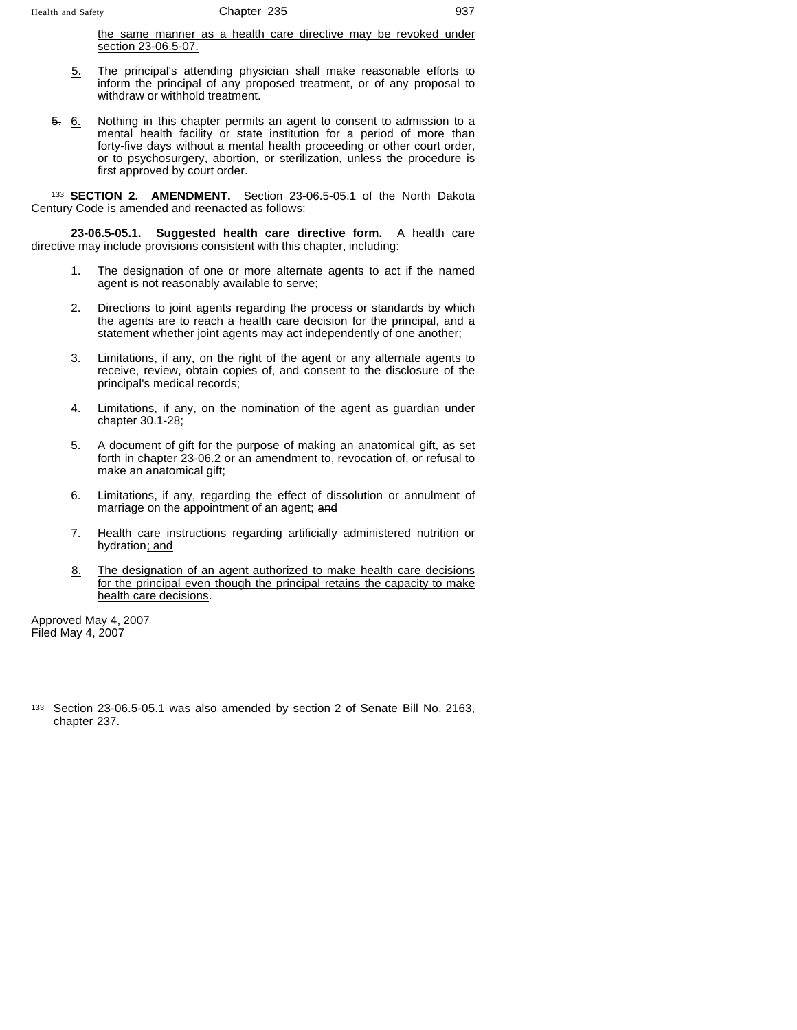the same manner as a health care directive may be revoked under section 23-06.5-07.

5. The principal's attending physician shall make reasonable efforts to inform the principal of any proposed treatment, or of any proposal to withdraw or withhold treatment.

~~5.~~ 6. Nothing in this chapter permits an agent to consent to admission to a mental health facility or state institution for a period of more than forty-five days without a mental health proceeding or other court order, or to psychosurgery, abortion, or sterilization, unless the procedure is first approved by court order.

[133] **SECTION 2. AMENDMENT.** Section 23-06.5-05.1 of the North Dakota Century Code is amended and reenacted as follows:

**23-06.5-05.1. Suggested health care directive form.** A health care directive may include provisions consistent with this chapter, including:

1. The designation of one or more alternate agents to act if the named agent is not reasonably available to serve;

2. Directions to joint agents regarding the process or standards by which the agents are to reach a health care decision for the principal, and a statement whether joint agents may act independently of one another;

3. Limitations, if any, on the right of the agent or any alternate agents to receive, review, obtain copies of, and consent to the disclosure of the principal's medical records;

4. Limitations, if any, on the nomination of the agent as guardian under chapter 30.1-28;

5. A document of gift for the purpose of making an anatomical gift, as set forth in chapter 23-06.2 or an amendment to, revocation of, or refusal to make an anatomical gift;

6. Limitations, if any, regarding the effect of dissolution or annulment of marriage on the appointment of an agent; ~~and~~

7. Health care instructions regarding artificially administered nutrition or hydration; and

8. The designation of an agent authorized to make health care decisions for the principal even though the principal retains the capacity to make health care decisions.

Approved May 4, 2007
Filed May 4, 2007

---

[133] Section 23-06.5-05.1 was also amended by section 2 of Senate Bill No. 2163, chapter 237.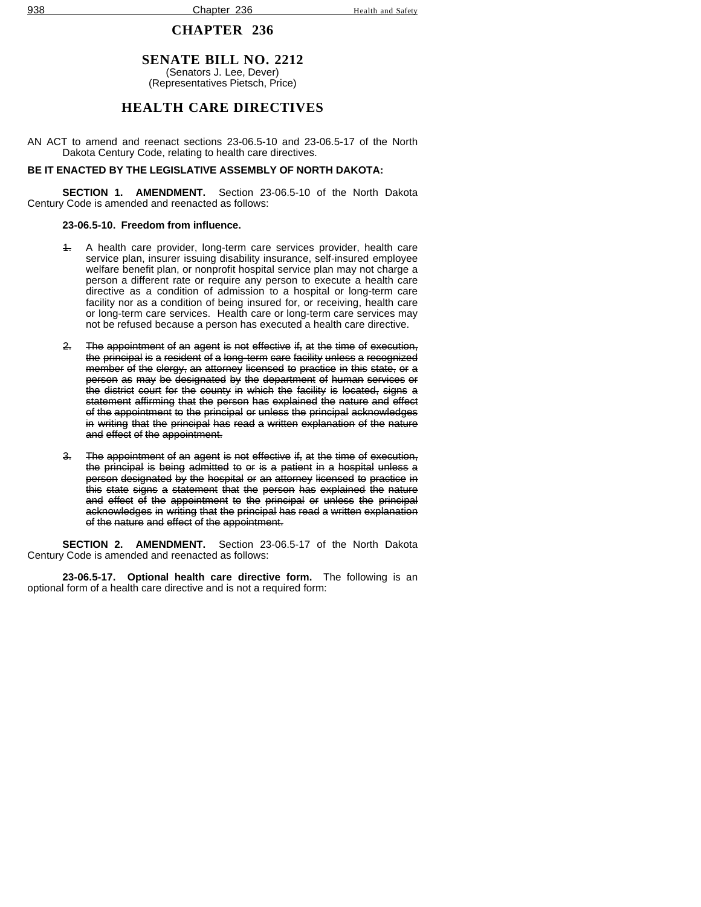# CHAPTER 236

## SENATE BILL NO. 2212

(Senators J. Lee, Dever)
(Representatives Pietsch, Price)

## HEALTH CARE DIRECTIVES

AN ACT to amend and reenact sections 23-06.5-10 and 23-06.5-17 of the North Dakota Century Code, relating to health care directives.

**BE IT ENACTED BY THE LEGISLATIVE ASSEMBLY OF NORTH DAKOTA:**

**SECTION 1. AMENDMENT.** Section 23-06.5-10 of the North Dakota Century Code is amended and reenacted as follows:

**23-06.5-10. Freedom from influence.**

~~1.~~ A health care provider, long-term care services provider, health care service plan, insurer issuing disability insurance, self-insured employee welfare benefit plan, or nonprofit hospital service plan may not charge a person a different rate or require any person to execute a health care directive as a condition of admission to a hospital or long-term care facility nor as a condition of being insured for, or receiving, health care or long-term care services. Health care or long-term care services may not be refused because a person has executed a health care directive.

~~2. The appointment of an agent is not effective if, at the time of execution, the principal is a resident of a long-term care facility unless a recognized member of the clergy, an attorney licensed to practice in this state, or a person as may be designated by the department of human services or the district court for the county in which the facility is located, signs a statement affirming that the person has explained the nature and effect of the appointment to the principal or unless the principal acknowledges in writing that the principal has read a written explanation of the nature and effect of the appointment.~~

~~3. The appointment of an agent is not effective if, at the time of execution, the principal is being admitted to or is a patient in a hospital unless a person designated by the hospital or an attorney licensed to practice in this state signs a statement that the person has explained the nature and effect of the appointment to the principal or unless the principal acknowledges in writing that the principal has read a written explanation of the nature and effect of the appointment.~~

**SECTION 2. AMENDMENT.** Section 23-06.5-17 of the North Dakota Century Code is amended and reenacted as follows:

**23-06.5-17. Optional health care directive form.** The following is an optional form of a health care directive and is not a required form: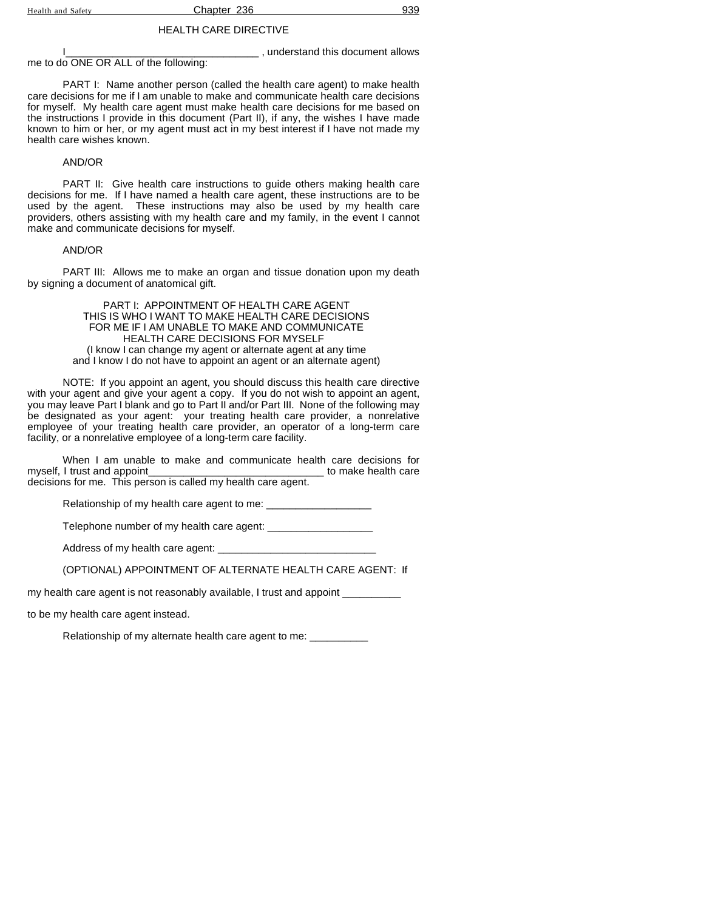## HEALTH CARE DIRECTIVE

I_________________________________ , understand this document allows me to do ONE OR ALL of the following:

PART I: Name another person (called the health care agent) to make health care decisions for me if I am unable to make and communicate health care decisions for myself. My health care agent must make health care decisions for me based on the instructions I provide in this document (Part II), if any, the wishes I have made known to him or her, or my agent must act in my best interest if I have not made my health care wishes known.

AND/OR

PART II: Give health care instructions to guide others making health care decisions for me. If I have named a health care agent, these instructions are to be used by the agent. These instructions may also be used by my health care providers, others assisting with my health care and my family, in the event I cannot make and communicate decisions for myself.

AND/OR

PART III: Allows me to make an organ and tissue donation upon my death by signing a document of anatomical gift.

### PART I: APPOINTMENT OF HEALTH CARE AGENT
### THIS IS WHO I WANT TO MAKE HEALTH CARE DECISIONS FOR ME IF I AM UNABLE TO MAKE AND COMMUNICATE HEALTH CARE DECISIONS FOR MYSELF

(I know I can change my agent or alternate agent at any time and I know I do not have to appoint an agent or an alternate agent)

NOTE: If you appoint an agent, you should discuss this health care directive with your agent and give your agent a copy. If you do not wish to appoint an agent, you may leave Part I blank and go to Part II and/or Part III. None of the following may be designated as your agent: your treating health care provider, a nonrelative employee of your treating health care provider, an operator of a long-term care facility, or a nonrelative employee of a long-term care facility.

When I am unable to make and communicate health care decisions for myself, I trust and appoint______________________________ to make health care decisions for me. This person is called my health care agent.

Relationship of my health care agent to me: __________________

Telephone number of my health care agent: __________________

Address of my health care agent: ___________________________

(OPTIONAL) APPOINTMENT OF ALTERNATE HEALTH CARE AGENT: If

my health care agent is not reasonably available, I trust and appoint __________

to be my health care agent instead.

Relationship of my alternate health care agent to me: __________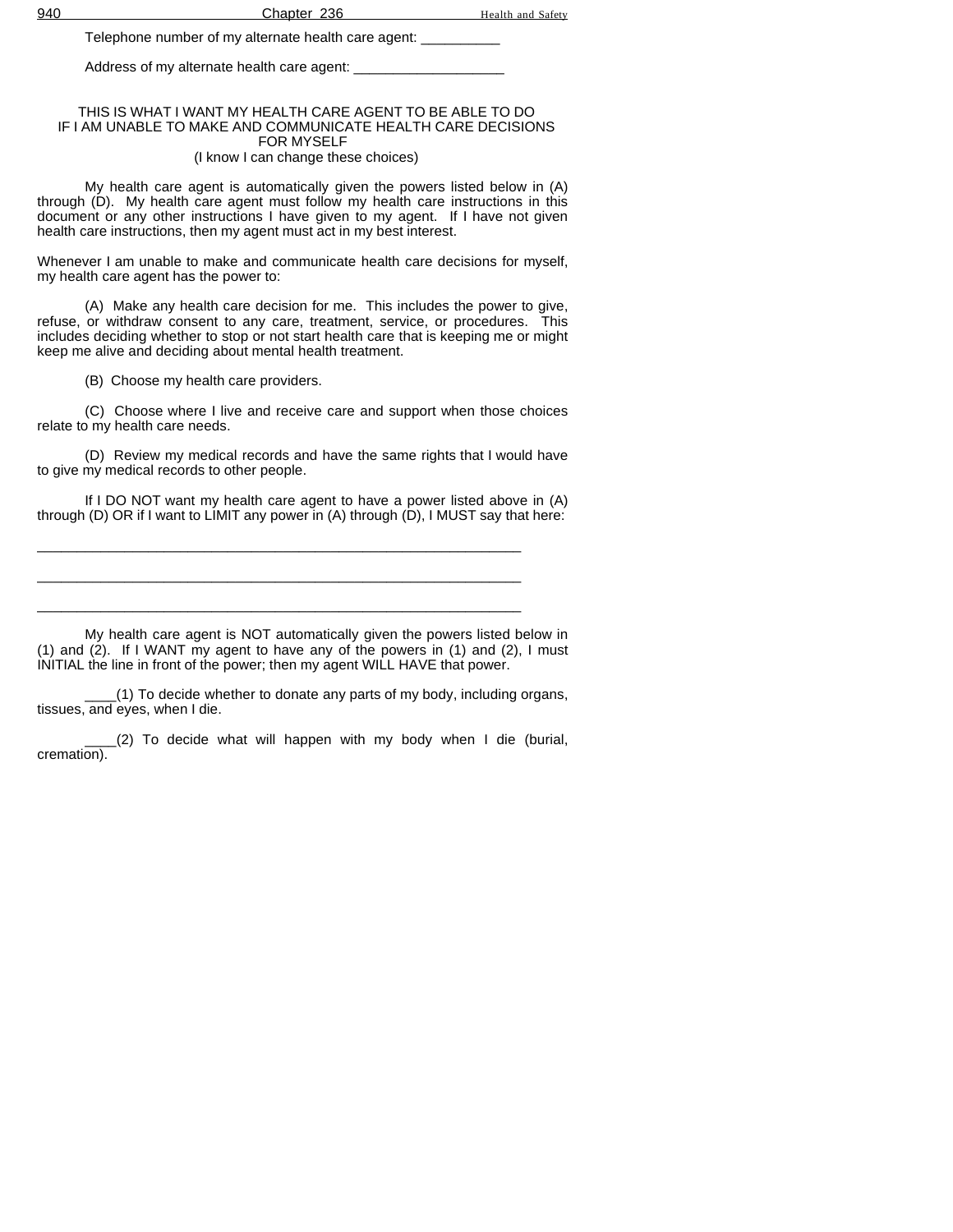Telephone number of my alternate health care agent: __________

Address of my alternate health care agent: ___________________

THIS IS WHAT I WANT MY HEALTH CARE AGENT TO BE ABLE TO DO
IF I AM UNABLE TO MAKE AND COMMUNICATE HEALTH CARE DECISIONS
FOR MYSELF
(I know I can change these choices)

My health care agent is automatically given the powers listed below in (A) through (D). My health care agent must follow my health care instructions in this document or any other instructions I have given to my agent. If I have not given health care instructions, then my agent must act in my best interest.

Whenever I am unable to make and communicate health care decisions for myself, my health care agent has the power to:

(A) Make any health care decision for me. This includes the power to give, refuse, or withdraw consent to any care, treatment, service, or procedures. This includes deciding whether to stop or not start health care that is keeping me or might keep me alive and deciding about mental health treatment.

(B) Choose my health care providers.

(C) Choose where I live and receive care and support when those choices relate to my health care needs.

(D) Review my medical records and have the same rights that I would have to give my medical records to other people.

If I DO NOT want my health care agent to have a power listed above in (A) through (D) OR if I want to LIMIT any power in (A) through (D), I MUST say that here:

_______________________________________________________________

_______________________________________________________________

_______________________________________________________________

My health care agent is NOT automatically given the powers listed below in (1) and (2). If I WANT my agent to have any of the powers in (1) and (2), I must INITIAL the line in front of the power; then my agent WILL HAVE that power.

____(1) To decide whether to donate any parts of my body, including organs, tissues, and eyes, when I die.

____(2) To decide what will happen with my body when I die (burial, cremation).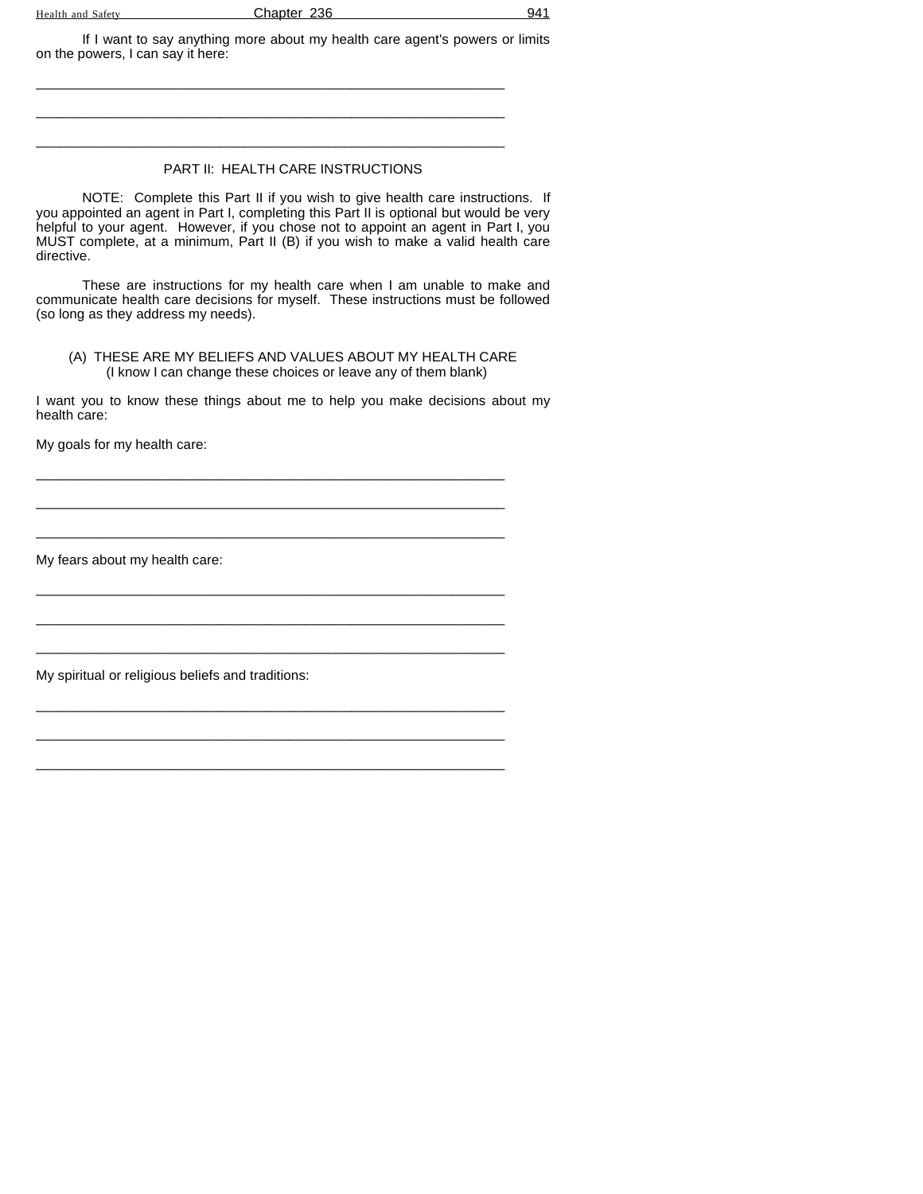If I want to say anything more about my health care agent's powers or limits on the powers, I can say it here:

\_\_\_\_\_\_\_\_\_\_\_\_\_\_\_\_\_\_\_\_\_\_\_\_\_\_\_\_\_\_\_\_\_\_\_\_\_\_\_\_\_\_\_\_\_\_\_\_\_\_\_\_\_\_\_\_\_\_\_\_\_\_

\_\_\_\_\_\_\_\_\_\_\_\_\_\_\_\_\_\_\_\_\_\_\_\_\_\_\_\_\_\_\_\_\_\_\_\_\_\_\_\_\_\_\_\_\_\_\_\_\_\_\_\_\_\_\_\_\_\_\_\_\_\_

\_\_\_\_\_\_\_\_\_\_\_\_\_\_\_\_\_\_\_\_\_\_\_\_\_\_\_\_\_\_\_\_\_\_\_\_\_\_\_\_\_\_\_\_\_\_\_\_\_\_\_\_\_\_\_\_\_\_\_\_\_\_

## PART II: HEALTH CARE INSTRUCTIONS

NOTE: Complete this Part II if you wish to give health care instructions. If you appointed an agent in Part I, completing this Part II is optional but would be very helpful to your agent. However, if you chose not to appoint an agent in Part I, you MUST complete, at a minimum, Part II (B) if you wish to make a valid health care directive.

These are instructions for my health care when I am unable to make and communicate health care decisions for myself. These instructions must be followed (so long as they address my needs).

### (A) THESE ARE MY BELIEFS AND VALUES ABOUT MY HEALTH CARE
(I know I can change these choices or leave any of them blank)

I want you to know these things about me to help you make decisions about my health care:

My goals for my health care:

\_\_\_\_\_\_\_\_\_\_\_\_\_\_\_\_\_\_\_\_\_\_\_\_\_\_\_\_\_\_\_\_\_\_\_\_\_\_\_\_\_\_\_\_\_\_\_\_\_\_\_\_\_\_\_\_\_\_\_\_\_\_

\_\_\_\_\_\_\_\_\_\_\_\_\_\_\_\_\_\_\_\_\_\_\_\_\_\_\_\_\_\_\_\_\_\_\_\_\_\_\_\_\_\_\_\_\_\_\_\_\_\_\_\_\_\_\_\_\_\_\_\_\_\_

\_\_\_\_\_\_\_\_\_\_\_\_\_\_\_\_\_\_\_\_\_\_\_\_\_\_\_\_\_\_\_\_\_\_\_\_\_\_\_\_\_\_\_\_\_\_\_\_\_\_\_\_\_\_\_\_\_\_\_\_\_\_

My fears about my health care:

\_\_\_\_\_\_\_\_\_\_\_\_\_\_\_\_\_\_\_\_\_\_\_\_\_\_\_\_\_\_\_\_\_\_\_\_\_\_\_\_\_\_\_\_\_\_\_\_\_\_\_\_\_\_\_\_\_\_\_\_\_\_

\_\_\_\_\_\_\_\_\_\_\_\_\_\_\_\_\_\_\_\_\_\_\_\_\_\_\_\_\_\_\_\_\_\_\_\_\_\_\_\_\_\_\_\_\_\_\_\_\_\_\_\_\_\_\_\_\_\_\_\_\_\_

\_\_\_\_\_\_\_\_\_\_\_\_\_\_\_\_\_\_\_\_\_\_\_\_\_\_\_\_\_\_\_\_\_\_\_\_\_\_\_\_\_\_\_\_\_\_\_\_\_\_\_\_\_\_\_\_\_\_\_\_\_\_

My spiritual or religious beliefs and traditions:

\_\_\_\_\_\_\_\_\_\_\_\_\_\_\_\_\_\_\_\_\_\_\_\_\_\_\_\_\_\_\_\_\_\_\_\_\_\_\_\_\_\_\_\_\_\_\_\_\_\_\_\_\_\_\_\_\_\_\_\_\_\_

\_\_\_\_\_\_\_\_\_\_\_\_\_\_\_\_\_\_\_\_\_\_\_\_\_\_\_\_\_\_\_\_\_\_\_\_\_\_\_\_\_\_\_\_\_\_\_\_\_\_\_\_\_\_\_\_\_\_\_\_\_\_

\_\_\_\_\_\_\_\_\_\_\_\_\_\_\_\_\_\_\_\_\_\_\_\_\_\_\_\_\_\_\_\_\_\_\_\_\_\_\_\_\_\_\_\_\_\_\_\_\_\_\_\_\_\_\_\_\_\_\_\_\_\_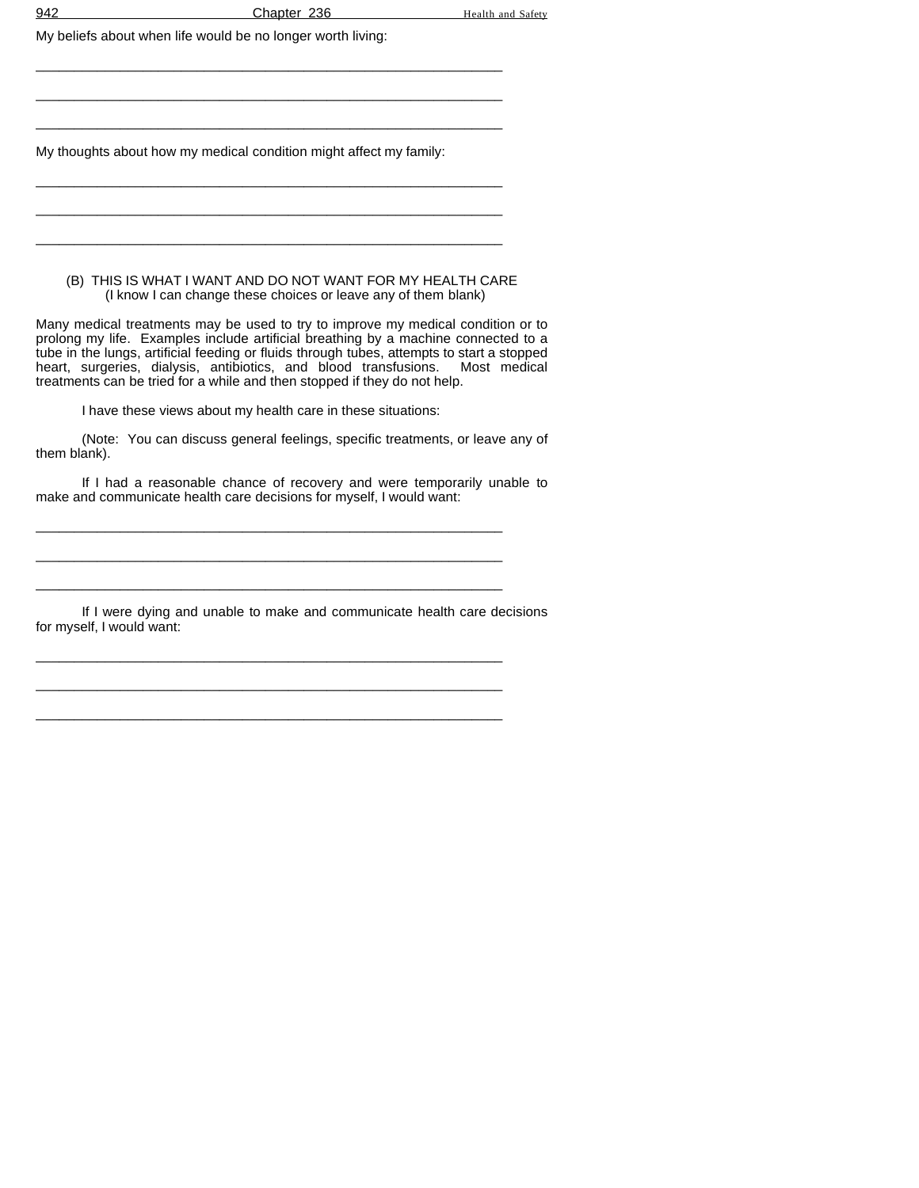My beliefs about when life would be no longer worth living:

_______________________________________________________________

_______________________________________________________________

_______________________________________________________________

My thoughts about how my medical condition might affect my family:

_______________________________________________________________

_______________________________________________________________

_______________________________________________________________

(B) THIS IS WHAT I WANT AND DO NOT WANT FOR MY HEALTH CARE
(I know I can change these choices or leave any of them blank)

Many medical treatments may be used to try to improve my medical condition or to prolong my life. Examples include artificial breathing by a machine connected to a tube in the lungs, artificial feeding or fluids through tubes, attempts to start a stopped heart, surgeries, dialysis, antibiotics, and blood transfusions. Most medical treatments can be tried for a while and then stopped if they do not help.

I have these views about my health care in these situations:

(Note: You can discuss general feelings, specific treatments, or leave any of them blank).

If I had a reasonable chance of recovery and were temporarily unable to make and communicate health care decisions for myself, I would want:

_______________________________________________________________

_______________________________________________________________

_______________________________________________________________

If I were dying and unable to make and communicate health care decisions for myself, I would want:

_______________________________________________________________

_______________________________________________________________

_______________________________________________________________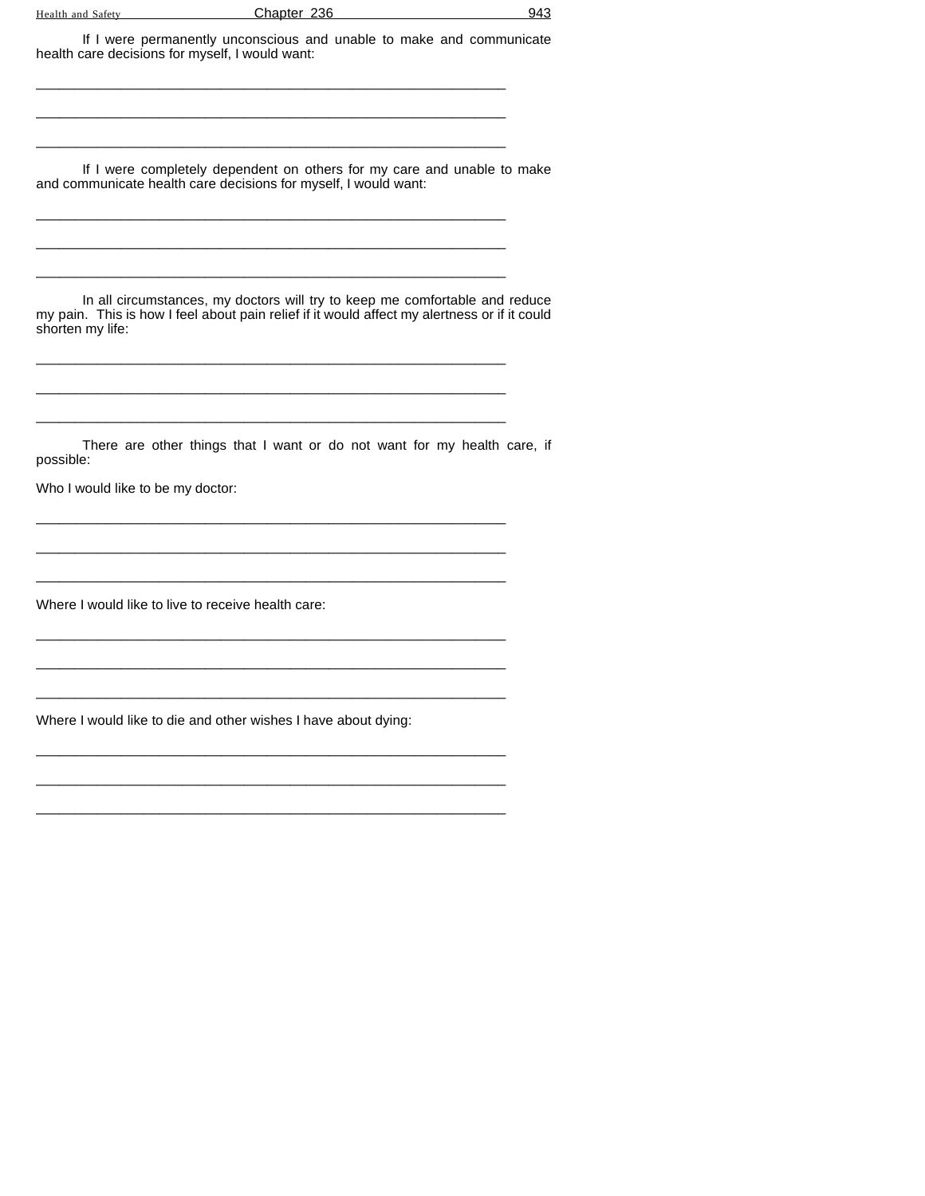If I were permanently unconscious and unable to make and communicate health care decisions for myself, I would want:

_______________________________________________________________

_______________________________________________________________

_______________________________________________________________

If I were completely dependent on others for my care and unable to make and communicate health care decisions for myself, I would want:

_______________________________________________________________

_______________________________________________________________

_______________________________________________________________

In all circumstances, my doctors will try to keep me comfortable and reduce my pain. This is how I feel about pain relief if it would affect my alertness or if it could shorten my life:

_______________________________________________________________

_______________________________________________________________

_______________________________________________________________

There are other things that I want or do not want for my health care, if possible:

Who I would like to be my doctor:

_______________________________________________________________

_______________________________________________________________

_______________________________________________________________

Where I would like to live to receive health care:

_______________________________________________________________

_______________________________________________________________

_______________________________________________________________

Where I would like to die and other wishes I have about dying:

_______________________________________________________________

_______________________________________________________________

_______________________________________________________________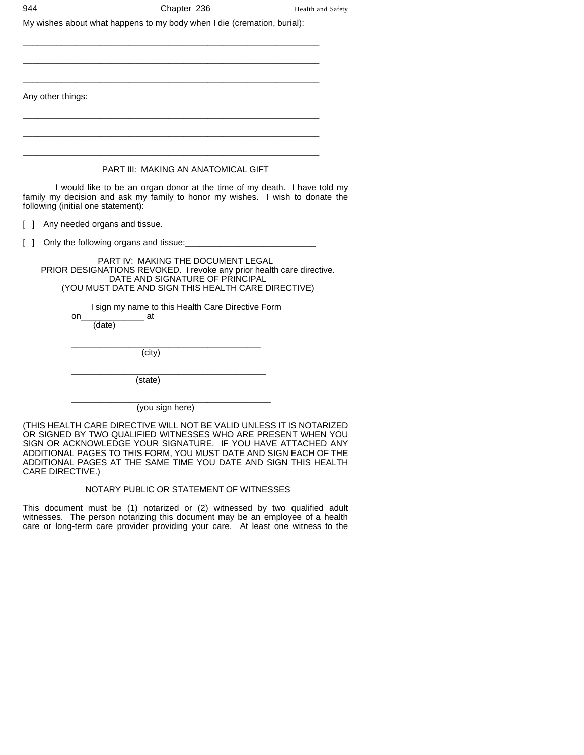My wishes about what happens to my body when I die (cremation, burial):

______________________________________________________________

______________________________________________________________

______________________________________________________________

Any other things:

______________________________________________________________

______________________________________________________________

______________________________________________________________

PART III: MAKING AN ANATOMICAL GIFT

I would like to be an organ donor at the time of my death. I have told my family my decision and ask my family to honor my wishes. I wish to donate the following (initial one statement):

[ ] Any needed organs and tissue.

[ ] Only the following organs and tissue:___________________________

PART IV: MAKING THE DOCUMENT LEGAL
PRIOR DESIGNATIONS REVOKED. I revoke any prior health care directive.
DATE AND SIGNATURE OF PRINCIPAL
(YOU MUST DATE AND SIGN THIS HEALTH CARE DIRECTIVE)

I sign my name to this Health Care Directive Form on_____________ at
(date)

________________________________________
(city)

________________________________________
(state)

________________________________________
(you sign here)

(THIS HEALTH CARE DIRECTIVE WILL NOT BE VALID UNLESS IT IS NOTARIZED OR SIGNED BY TWO QUALIFIED WITNESSES WHO ARE PRESENT WHEN YOU SIGN OR ACKNOWLEDGE YOUR SIGNATURE. IF YOU HAVE ATTACHED ANY ADDITIONAL PAGES TO THIS FORM, YOU MUST DATE AND SIGN EACH OF THE ADDITIONAL PAGES AT THE SAME TIME YOU DATE AND SIGN THIS HEALTH CARE DIRECTIVE.)

NOTARY PUBLIC OR STATEMENT OF WITNESSES

This document must be (1) notarized or (2) witnessed by two qualified adult witnesses. The person notarizing this document may be an employee of a health care or long-term care provider providing your care. At least one witness to the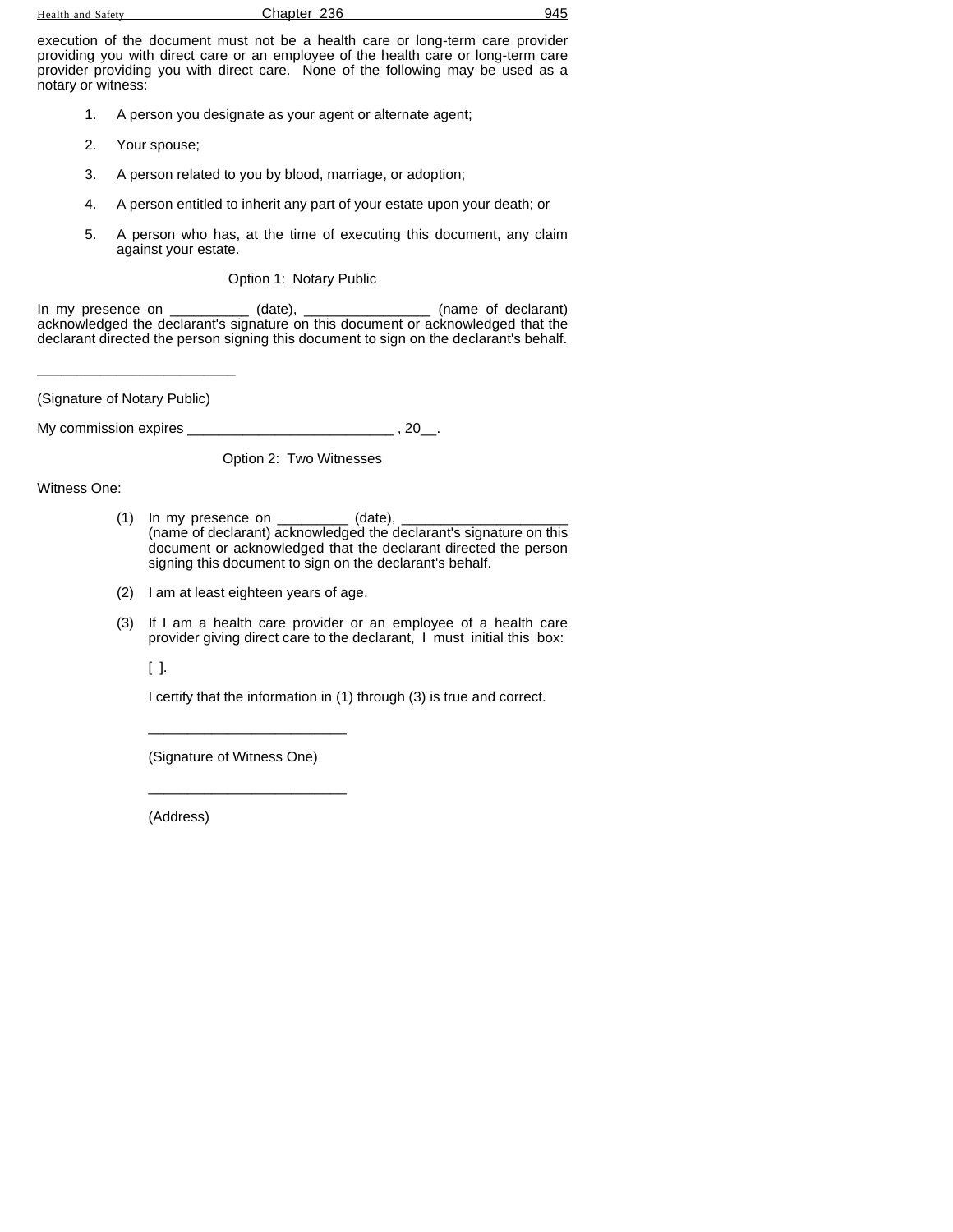execution of the document must not be a health care or long-term care provider providing you with direct care or an employee of the health care or long-term care provider providing you with direct care. None of the following may be used as a notary or witness:

1. A person you designate as your agent or alternate agent;

2. Your spouse;

3. A person related to you by blood, marriage, or adoption;

4. A person entitled to inherit any part of your estate upon your death; or

5. A person who has, at the time of executing this document, any claim against your estate.

Option 1: Notary Public

In my presence on __________ (date), ________________ (name of declarant) acknowledged the declarant's signature on this document or acknowledged that the declarant directed the person signing this document to sign on the declarant's behalf.

_________________________

(Signature of Notary Public)

My commission expires __________________________ , 20__.

Option 2: Two Witnesses

Witness One:

(1) In my presence on _________ (date), _____________________ (name of declarant) acknowledged the declarant's signature on this document or acknowledged that the declarant directed the person signing this document to sign on the declarant's behalf.

(2) I am at least eighteen years of age.

(3) If I am a health care provider or an employee of a health care provider giving direct care to the declarant, I must initial this box:

[ ].

I certify that the information in (1) through (3) is true and correct.

_________________________

(Signature of Witness One)

_________________________

(Address)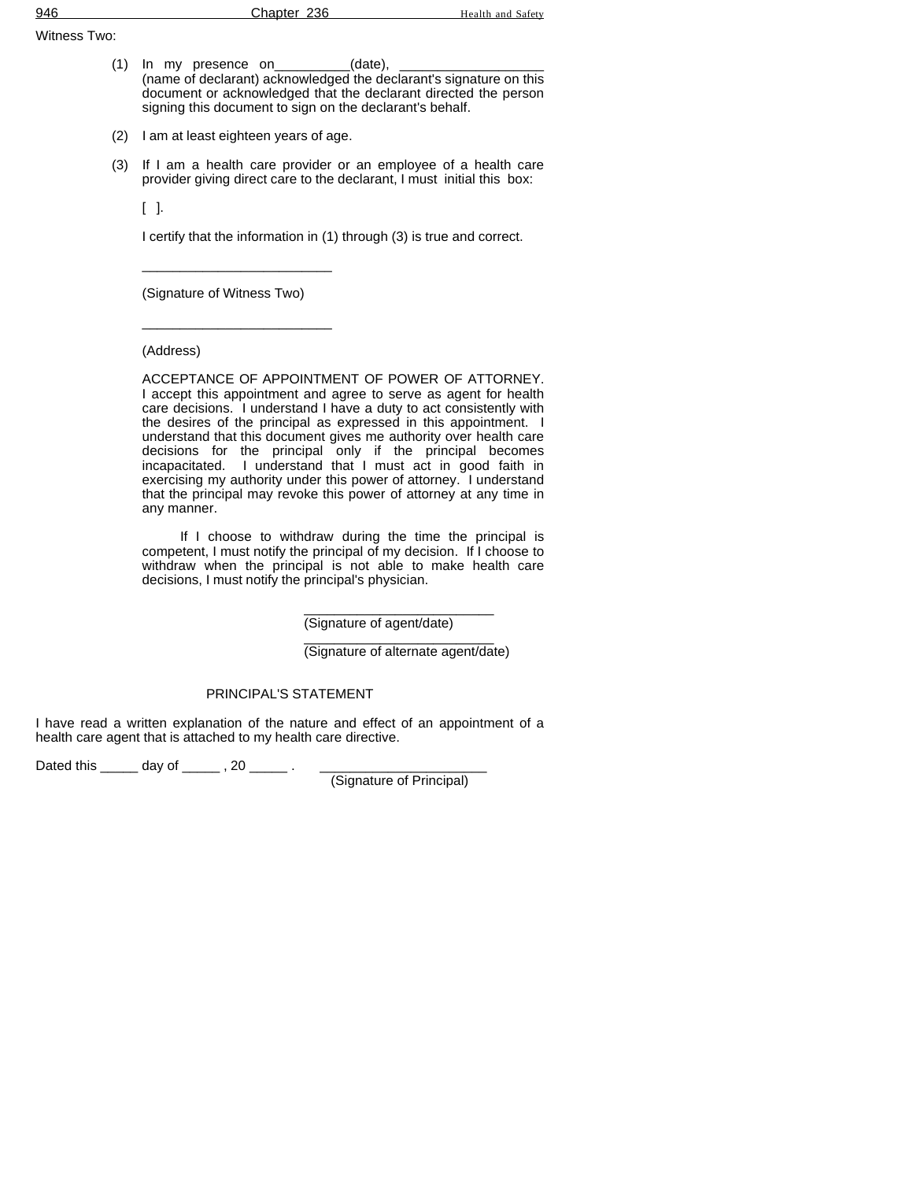Witness Two:

(1) In my presence on__________(date), ___________________ (name of declarant) acknowledged the declarant's signature on this document or acknowledged that the declarant directed the person signing this document to sign on the declarant's behalf.

(2) I am at least eighteen years of age.

(3) If I am a health care provider or an employee of a health care provider giving direct care to the declarant, I must initial this box:

[ ].

I certify that the information in (1) through (3) is true and correct.

_________________________

(Signature of Witness Two)

_________________________

(Address)

ACCEPTANCE OF APPOINTMENT OF POWER OF ATTORNEY. I accept this appointment and agree to serve as agent for health care decisions. I understand I have a duty to act consistently with the desires of the principal as expressed in this appointment. I understand that this document gives me authority over health care decisions for the principal only if the principal becomes incapacitated. I understand that I must act in good faith in exercising my authority under this power of attorney. I understand that the principal may revoke this power of attorney at any time in any manner.

If I choose to withdraw during the time the principal is competent, I must notify the principal of my decision. If I choose to withdraw when the principal is not able to make health care decisions, I must notify the principal's physician.

_________________________
(Signature of agent/date)

_________________________
(Signature of alternate agent/date)

PRINCIPAL'S STATEMENT

I have read a written explanation of the nature and effect of an appointment of a health care agent that is attached to my health care directive.

Dated this _____ day of _____ , 20 _____ . ______________________
(Signature of Principal)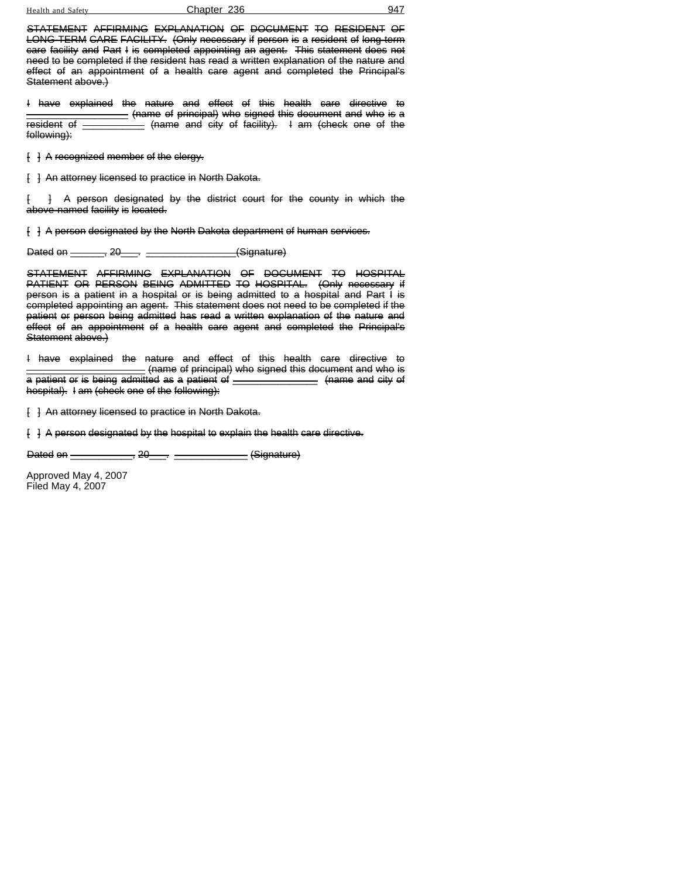~~STATEMENT AFFIRMING EXPLANATION OF DOCUMENT TO RESIDENT OF LONG-TERM CARE FACILITY. (Only necessary if person is a resident of long-term care facility and Part I is completed appointing an agent. This statement does not need to be completed if the resident has read a written explanation of the nature and effect of an appointment of a health care agent and completed the Principal's Statement above.)~~

~~I have explained the nature and effect of this health care directive to \_\_\_\_\_\_\_\_\_\_\_\_\_\_\_\_\_\_\_\_ (name of principal) who signed this document and who is a resident of \_\_\_\_\_\_\_\_\_\_\_\_ (name and city of facility). I am (check one of the following):~~

~~[ ] A recognized member of the clergy.~~

~~[ ] An attorney licensed to practice in North Dakota.~~

~~[ ] A person designated by the district court for the county in which the above-named facility is located.~~

~~[ ] A person designated by the North Dakota department of human services.~~

~~Dated on \_\_\_\_\_\_, 20\_\_\_. \_\_\_\_\_\_\_\_\_\_\_\_\_\_\_\_\_(Signature)~~

~~STATEMENT AFFIRMING EXPLANATION OF DOCUMENT TO HOSPITAL PATIENT OR PERSON BEING ADMITTED TO HOSPITAL. (Only necessary if person is a patient in a hospital or is being admitted to a hospital and Part I is completed appointing an agent. This statement does not need to be completed if the patient or person being admitted has read a written explanation of the nature and effect of an appointment of a health care agent and completed the Principal's Statement above.)~~

~~I have explained the nature and effect of this health care directive to \_\_\_\_\_\_\_\_\_\_\_\_\_\_\_\_\_\_\_\_\_\_ (name of principal) who signed this document and who is a patient or is being admitted as a patient of \_\_\_\_\_\_\_\_\_\_\_\_\_\_\_\_ (name and city of hospital). I am (check one of the following):~~

~~[ ] An attorney licensed to practice in North Dakota.~~

~~[ ] A person designated by the hospital to explain the health care directive.~~

~~Dated on \_\_\_\_\_\_\_\_\_\_\_\_, 20\_\_\_. \_\_\_\_\_\_\_\_\_\_\_\_\_\_ (Signature)~~

Approved May 4, 2007
Filed May 4, 2007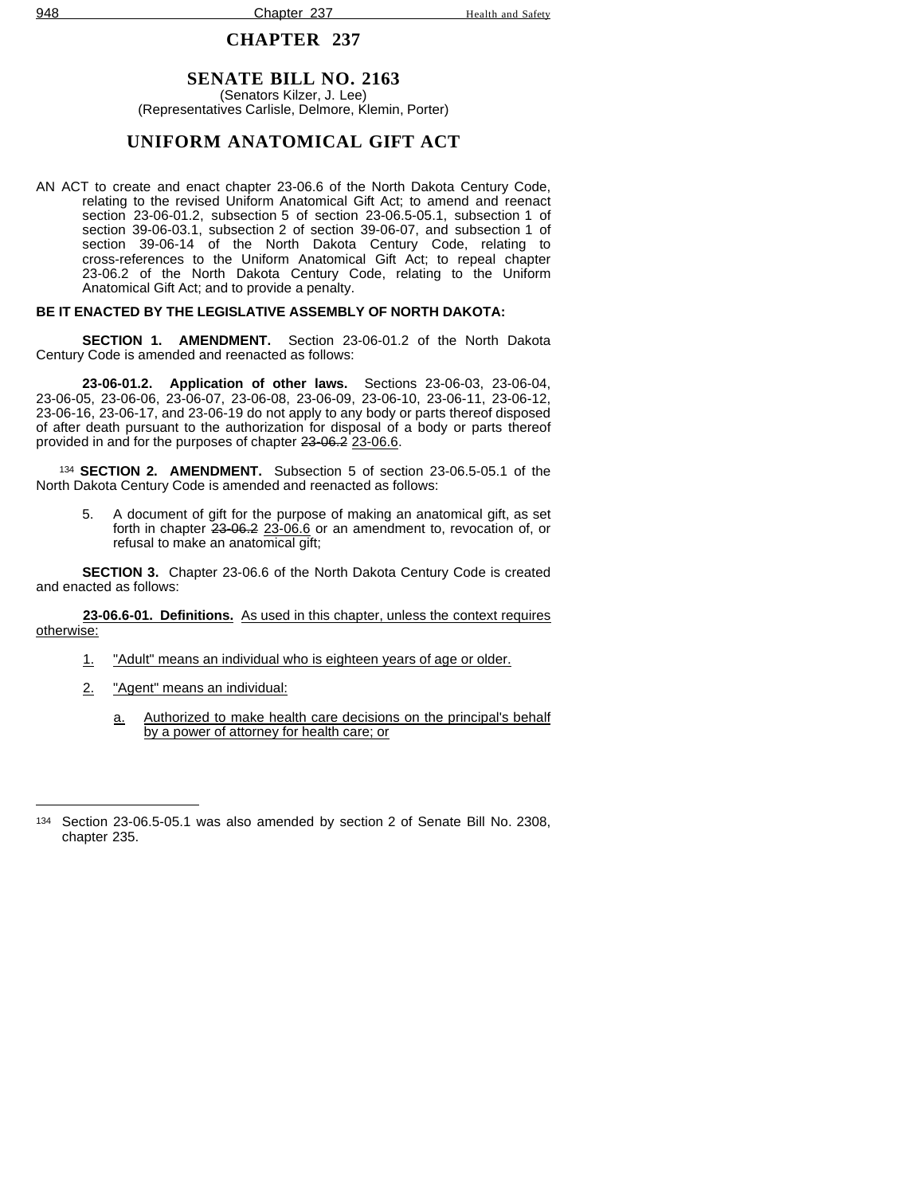# CHAPTER 237

## SENATE BILL NO. 2163

(Senators Kilzer, J. Lee)
(Representatives Carlisle, Delmore, Klemin, Porter)

## UNIFORM ANATOMICAL GIFT ACT

AN ACT to create and enact chapter 23-06.6 of the North Dakota Century Code, relating to the revised Uniform Anatomical Gift Act; to amend and reenact section 23-06-01.2, subsection 5 of section 23-06.5-05.1, subsection 1 of section 39-06-03.1, subsection 2 of section 39-06-07, and subsection 1 of section 39-06-14 of the North Dakota Century Code, relating to cross-references to the Uniform Anatomical Gift Act; to repeal chapter 23-06.2 of the North Dakota Century Code, relating to the Uniform Anatomical Gift Act; and to provide a penalty.

**BE IT ENACTED BY THE LEGISLATIVE ASSEMBLY OF NORTH DAKOTA:**

**SECTION 1. AMENDMENT.** Section 23-06-01.2 of the North Dakota Century Code is amended and reenacted as follows:

**23-06-01.2. Application of other laws.** Sections 23-06-03, 23-06-04, 23-06-05, 23-06-06, 23-06-07, 23-06-08, 23-06-09, 23-06-10, 23-06-11, 23-06-12, 23-06-16, 23-06-17, and 23-06-19 do not apply to any body or parts thereof disposed of after death pursuant to the authorization for disposal of a body or parts thereof provided in and for the purposes of chapter ~~23-06.2~~ 23-06.6.

[134] **SECTION 2. AMENDMENT.** Subsection 5 of section 23-06.5-05.1 of the North Dakota Century Code is amended and reenacted as follows:

5. A document of gift for the purpose of making an anatomical gift, as set forth in chapter ~~23-06.2~~ 23-06.6 or an amendment to, revocation of, or refusal to make an anatomical gift;

**SECTION 3.** Chapter 23-06.6 of the North Dakota Century Code is created and enacted as follows:

**23-06.6-01. Definitions.** As used in this chapter, unless the context requires otherwise:

1. "Adult" means an individual who is eighteen years of age or older.

2. "Agent" means an individual:

   a. Authorized to make health care decisions on the principal's behalf by a power of attorney for health care; or

---

[134] Section 23-06.5-05.1 was also amended by section 2 of Senate Bill No. 2308, chapter 235.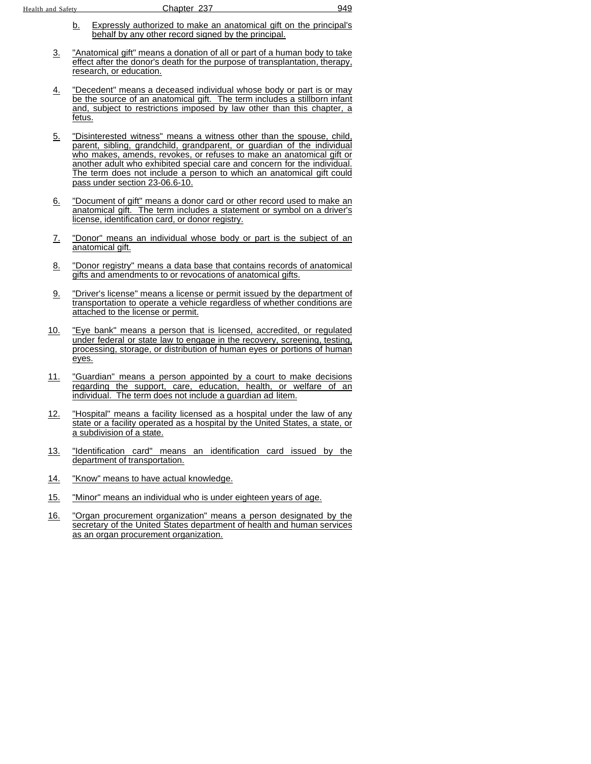b. Expressly authorized to make an anatomical gift on the principal's behalf by any other record signed by the principal.

3. "Anatomical gift" means a donation of all or part of a human body to take effect after the donor's death for the purpose of transplantation, therapy, research, or education.

4. "Decedent" means a deceased individual whose body or part is or may be the source of an anatomical gift. The term includes a stillborn infant and, subject to restrictions imposed by law other than this chapter, a fetus.

5. "Disinterested witness" means a witness other than the spouse, child, parent, sibling, grandchild, grandparent, or guardian of the individual who makes, amends, revokes, or refuses to make an anatomical gift or another adult who exhibited special care and concern for the individual. The term does not include a person to which an anatomical gift could pass under section 23-06.6-10.

6. "Document of gift" means a donor card or other record used to make an anatomical gift. The term includes a statement or symbol on a driver's license, identification card, or donor registry.

7. "Donor" means an individual whose body or part is the subject of an anatomical gift.

8. "Donor registry" means a data base that contains records of anatomical gifts and amendments to or revocations of anatomical gifts.

9. "Driver's license" means a license or permit issued by the department of transportation to operate a vehicle regardless of whether conditions are attached to the license or permit.

10. "Eye bank" means a person that is licensed, accredited, or regulated under federal or state law to engage in the recovery, screening, testing, processing, storage, or distribution of human eyes or portions of human eyes.

11. "Guardian" means a person appointed by a court to make decisions regarding the support, care, education, health, or welfare of an individual. The term does not include a guardian ad litem.

12. "Hospital" means a facility licensed as a hospital under the law of any state or a facility operated as a hospital by the United States, a state, or a subdivision of a state.

13. "Identification card" means an identification card issued by the department of transportation.

14. "Know" means to have actual knowledge.

15. "Minor" means an individual who is under eighteen years of age.

16. "Organ procurement organization" means a person designated by the secretary of the United States department of health and human services as an organ procurement organization.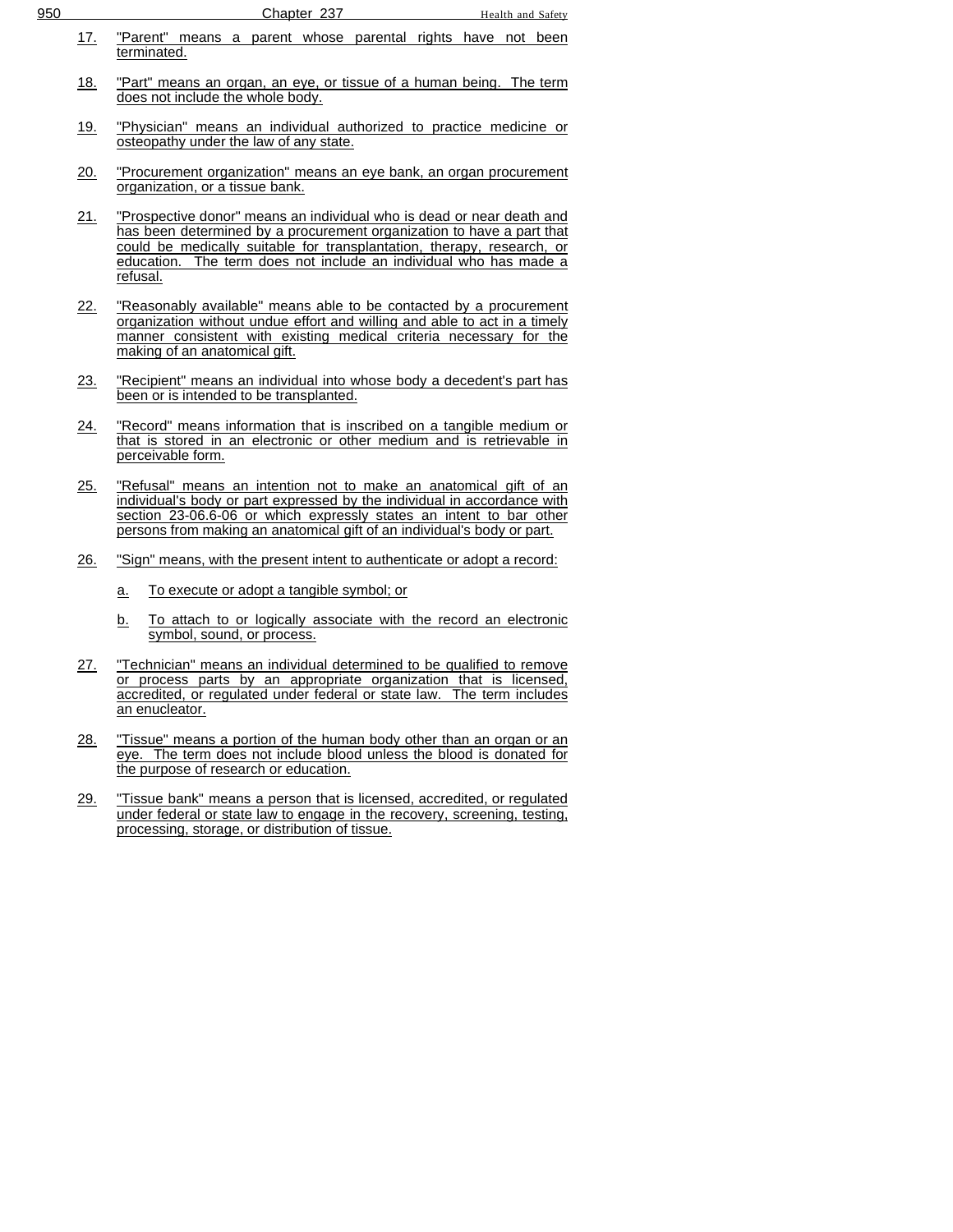17. "Parent" means a parent whose parental rights have not been terminated.

18. "Part" means an organ, an eye, or tissue of a human being. The term does not include the whole body.

19. "Physician" means an individual authorized to practice medicine or osteopathy under the law of any state.

20. "Procurement organization" means an eye bank, an organ procurement organization, or a tissue bank.

21. "Prospective donor" means an individual who is dead or near death and has been determined by a procurement organization to have a part that could be medically suitable for transplantation, therapy, research, or education. The term does not include an individual who has made a refusal.

22. "Reasonably available" means able to be contacted by a procurement organization without undue effort and willing and able to act in a timely manner consistent with existing medical criteria necessary for the making of an anatomical gift.

23. "Recipient" means an individual into whose body a decedent's part has been or is intended to be transplanted.

24. "Record" means information that is inscribed on a tangible medium or that is stored in an electronic or other medium and is retrievable in perceivable form.

25. "Refusal" means an intention not to make an anatomical gift of an individual's body or part expressed by the individual in accordance with section 23-06.6-06 or which expressly states an intent to bar other persons from making an anatomical gift of an individual's body or part.

26. "Sign" means, with the present intent to authenticate or adopt a record:

    a. To execute or adopt a tangible symbol; or

    b. To attach to or logically associate with the record an electronic symbol, sound, or process.

27. "Technician" means an individual determined to be qualified to remove or process parts by an appropriate organization that is licensed, accredited, or regulated under federal or state law. The term includes an enucleator.

28. "Tissue" means a portion of the human body other than an organ or an eye. The term does not include blood unless the blood is donated for the purpose of research or education.

29. "Tissue bank" means a person that is licensed, accredited, or regulated under federal or state law to engage in the recovery, screening, testing, processing, storage, or distribution of tissue.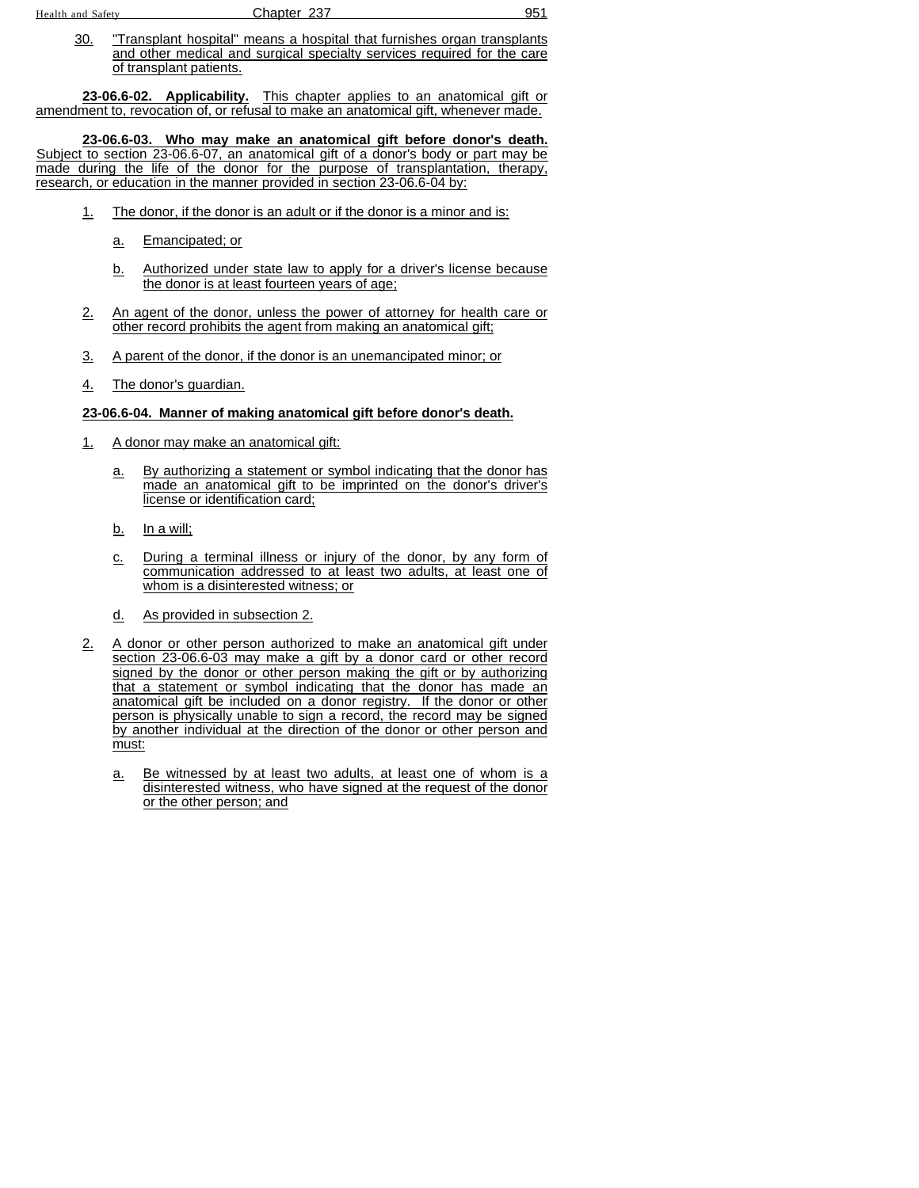30. "Transplant hospital" means a hospital that furnishes organ transplants and other medical and surgical specialty services required for the care of transplant patients.

**23-06.6-02. Applicability.** This chapter applies to an anatomical gift or amendment to, revocation of, or refusal to make an anatomical gift, whenever made.

**23-06.6-03. Who may make an anatomical gift before donor's death.** Subject to section 23-06.6-07, an anatomical gift of a donor's body or part may be made during the life of the donor for the purpose of transplantation, therapy, research, or education in the manner provided in section 23-06.6-04 by:

1. The donor, if the donor is an adult or if the donor is a minor and is:

    a. Emancipated; or

    b. Authorized under state law to apply for a driver's license because the donor is at least fourteen years of age;

2. An agent of the donor, unless the power of attorney for health care or other record prohibits the agent from making an anatomical gift;

3. A parent of the donor, if the donor is an unemancipated minor; or

4. The donor's guardian.

**23-06.6-04. Manner of making anatomical gift before donor's death.**

1. A donor may make an anatomical gift:

    a. By authorizing a statement or symbol indicating that the donor has made an anatomical gift to be imprinted on the donor's driver's license or identification card;

    b. In a will;

    c. During a terminal illness or injury of the donor, by any form of communication addressed to at least two adults, at least one of whom is a disinterested witness; or

    d. As provided in subsection 2.

2. A donor or other person authorized to make an anatomical gift under section 23-06.6-03 may make a gift by a donor card or other record signed by the donor or other person making the gift or by authorizing that a statement or symbol indicating that the donor has made an anatomical gift be included on a donor registry. If the donor or other person is physically unable to sign a record, the record may be signed by another individual at the direction of the donor or other person and must:

    a. Be witnessed by at least two adults, at least one of whom is a disinterested witness, who have signed at the request of the donor or the other person; and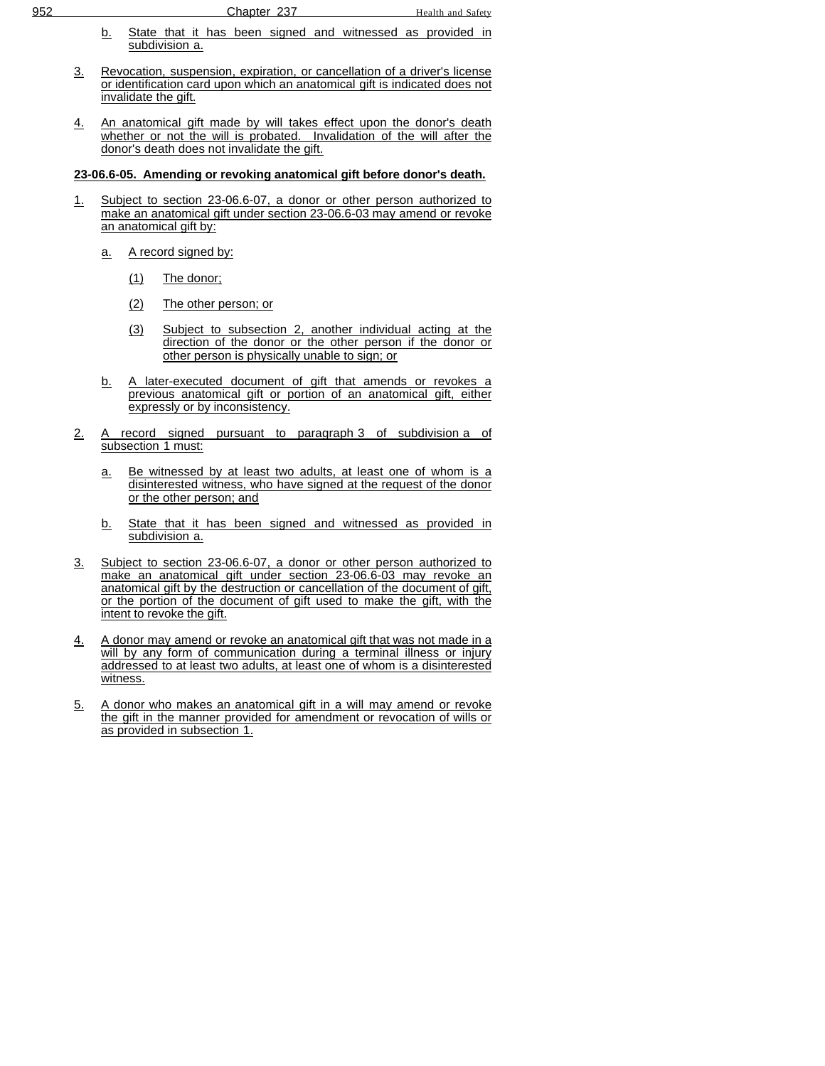b. State that it has been signed and witnessed as provided in subdivision a.

3. Revocation, suspension, expiration, or cancellation of a driver's license or identification card upon which an anatomical gift is indicated does not invalidate the gift.

4. An anatomical gift made by will takes effect upon the donor's death whether or not the will is probated. Invalidation of the will after the donor's death does not invalidate the gift.

**23-06.6-05. Amending or revoking anatomical gift before donor's death.**

1. Subject to section 23-06.6-07, a donor or other person authorized to make an anatomical gift under section 23-06.6-03 may amend or revoke an anatomical gift by:

   a. A record signed by:

      (1) The donor;

      (2) The other person; or

      (3) Subject to subsection 2, another individual acting at the direction of the donor or the other person if the donor or other person is physically unable to sign; or

   b. A later-executed document of gift that amends or revokes a previous anatomical gift or portion of an anatomical gift, either expressly or by inconsistency.

2. A record signed pursuant to paragraph 3 of subdivision a of subsection 1 must:

   a. Be witnessed by at least two adults, at least one of whom is a disinterested witness, who have signed at the request of the donor or the other person; and

   b. State that it has been signed and witnessed as provided in subdivision a.

3. Subject to section 23-06.6-07, a donor or other person authorized to make an anatomical gift under section 23-06.6-03 may revoke an anatomical gift by the destruction or cancellation of the document of gift, or the portion of the document of gift used to make the gift, with the intent to revoke the gift.

4. A donor may amend or revoke an anatomical gift that was not made in a will by any form of communication during a terminal illness or injury addressed to at least two adults, at least one of whom is a disinterested witness.

5. A donor who makes an anatomical gift in a will may amend or revoke the gift in the manner provided for amendment or revocation of wills or as provided in subsection 1.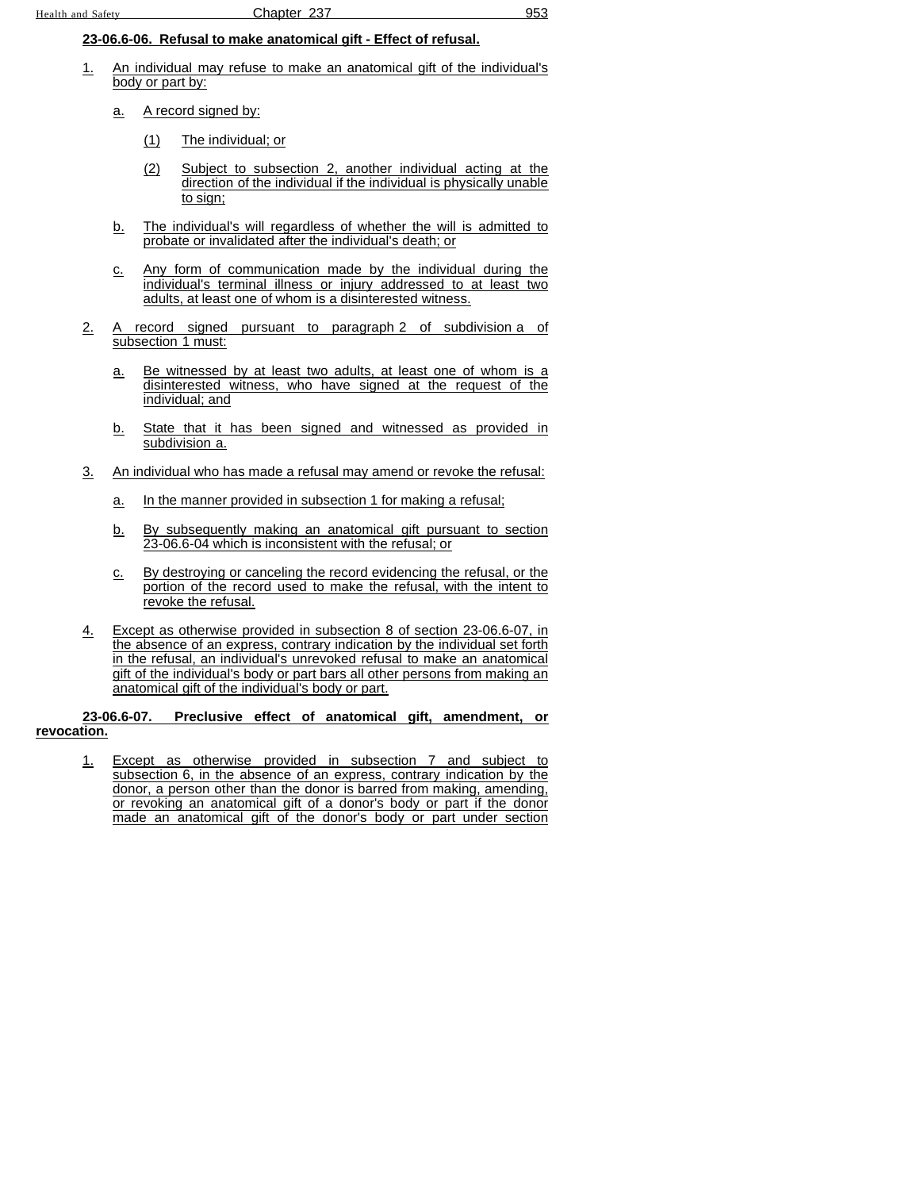**23-06.6-06. Refusal to make anatomical gift - Effect of refusal.**

1. An individual may refuse to make an anatomical gift of the individual's body or part by:

    a. A record signed by:

        (1) The individual; or

        (2) Subject to subsection 2, another individual acting at the direction of the individual if the individual is physically unable to sign;

    b. The individual's will regardless of whether the will is admitted to probate or invalidated after the individual's death; or

    c. Any form of communication made by the individual during the individual's terminal illness or injury addressed to at least two adults, at least one of whom is a disinterested witness.

2. A record signed pursuant to paragraph 2 of subdivision a of subsection 1 must:

    a. Be witnessed by at least two adults, at least one of whom is a disinterested witness, who have signed at the request of the individual; and

    b. State that it has been signed and witnessed as provided in subdivision a.

3. An individual who has made a refusal may amend or revoke the refusal:

    a. In the manner provided in subsection 1 for making a refusal;

    b. By subsequently making an anatomical gift pursuant to section 23-06.6-04 which is inconsistent with the refusal; or

    c. By destroying or canceling the record evidencing the refusal, or the portion of the record used to make the refusal, with the intent to revoke the refusal.

4. Except as otherwise provided in subsection 8 of section 23-06.6-07, in the absence of an express, contrary indication by the individual set forth in the refusal, an individual's unrevoked refusal to make an anatomical gift of the individual's body or part bars all other persons from making an anatomical gift of the individual's body or part.

**23-06.6-07. Preclusive effect of anatomical gift, amendment, or revocation.**

1. Except as otherwise provided in subsection 7 and subject to subsection 6, in the absence of an express, contrary indication by the donor, a person other than the donor is barred from making, amending, or revoking an anatomical gift of a donor's body or part if the donor made an anatomical gift of the donor's body or part under section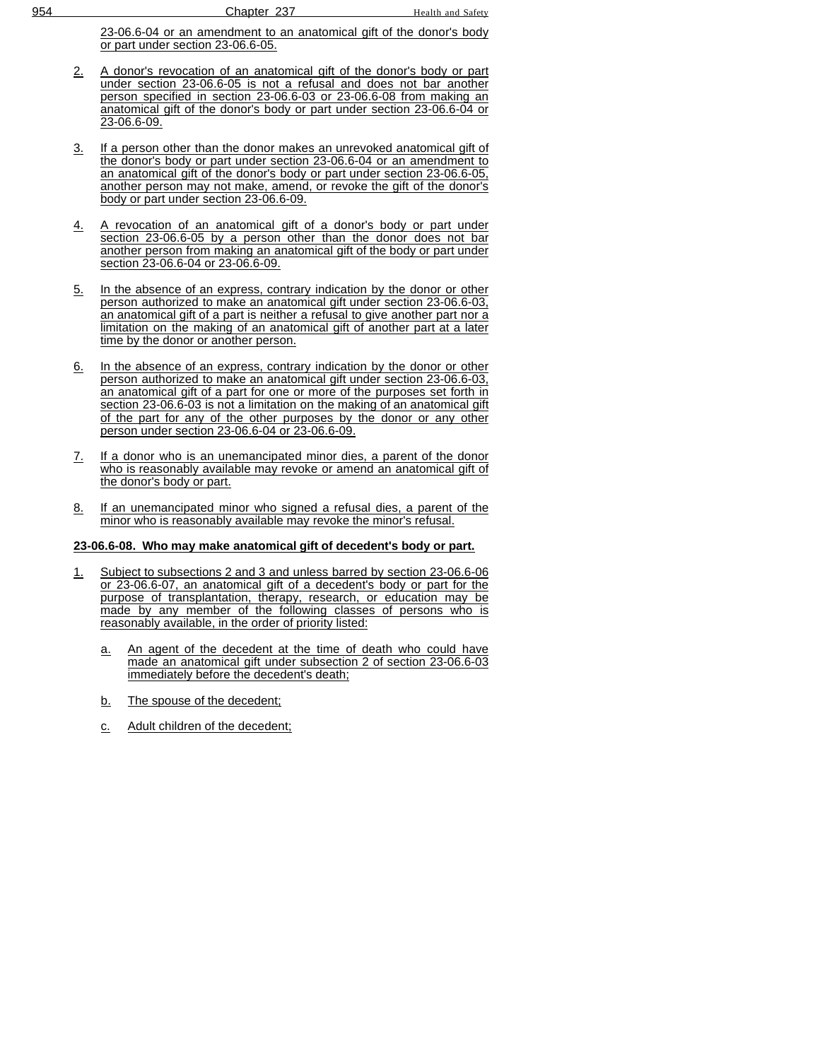23-06.6-04 or an amendment to an anatomical gift of the donor's body or part under section 23-06.6-05.

2. A donor's revocation of an anatomical gift of the donor's body or part under section 23-06.6-05 is not a refusal and does not bar another person specified in section 23-06.6-03 or 23-06.6-08 from making an anatomical gift of the donor's body or part under section 23-06.6-04 or 23-06.6-09.

3. If a person other than the donor makes an unrevoked anatomical gift of the donor's body or part under section 23-06.6-04 or an amendment to an anatomical gift of the donor's body or part under section 23-06.6-05, another person may not make, amend, or revoke the gift of the donor's body or part under section 23-06.6-09.

4. A revocation of an anatomical gift of a donor's body or part under section 23-06.6-05 by a person other than the donor does not bar another person from making an anatomical gift of the body or part under section 23-06.6-04 or 23-06.6-09.

5. In the absence of an express, contrary indication by the donor or other person authorized to make an anatomical gift under section 23-06.6-03, an anatomical gift of a part is neither a refusal to give another part nor a limitation on the making of an anatomical gift of another part at a later time by the donor or another person.

6. In the absence of an express, contrary indication by the donor or other person authorized to make an anatomical gift under section 23-06.6-03, an anatomical gift of a part for one or more of the purposes set forth in section 23-06.6-03 is not a limitation on the making of an anatomical gift of the part for any of the other purposes by the donor or any other person under section 23-06.6-04 or 23-06.6-09.

7. If a donor who is an unemancipated minor dies, a parent of the donor who is reasonably available may revoke or amend an anatomical gift of the donor's body or part.

8. If an unemancipated minor who signed a refusal dies, a parent of the minor who is reasonably available may revoke the minor's refusal.

**23-06.6-08. Who may make anatomical gift of decedent's body or part.**

1. Subject to subsections 2 and 3 and unless barred by section 23-06.6-06 or 23-06.6-07, an anatomical gift of a decedent's body or part for the purpose of transplantation, therapy, research, or education may be made by any member of the following classes of persons who is reasonably available, in the order of priority listed:

   a. An agent of the decedent at the time of death who could have made an anatomical gift under subsection 2 of section 23-06.6-03 immediately before the decedent's death;

   b. The spouse of the decedent;

   c. Adult children of the decedent;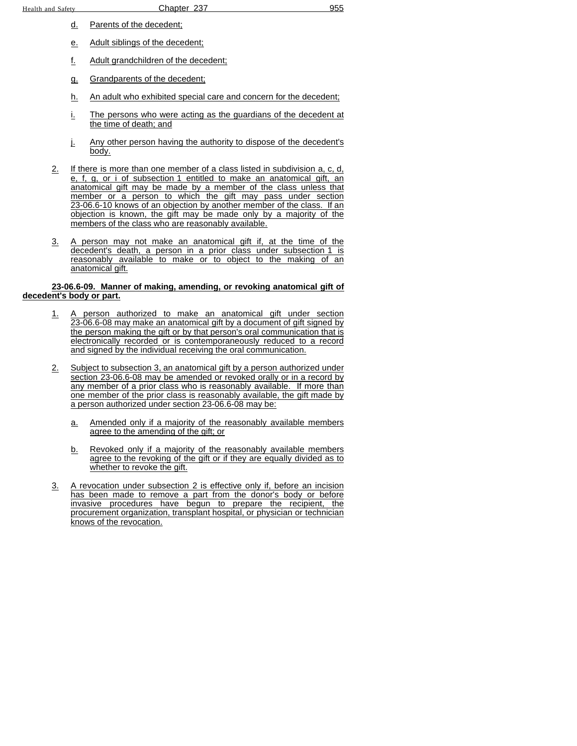d. Parents of the decedent;

e. Adult siblings of the decedent;

f. Adult grandchildren of the decedent;

g. Grandparents of the decedent;

h. An adult who exhibited special care and concern for the decedent;

i. The persons who were acting as the guardians of the decedent at the time of death; and

j. Any other person having the authority to dispose of the decedent's body.

2. If there is more than one member of a class listed in subdivision a, c, d, e, f, g, or i of subsection 1 entitled to make an anatomical gift, an anatomical gift may be made by a member of the class unless that member or a person to which the gift may pass under section 23-06.6-10 knows of an objection by another member of the class. If an objection is known, the gift may be made only by a majority of the members of the class who are reasonably available.

3. A person may not make an anatomical gift if, at the time of the decedent's death, a person in a prior class under subsection 1 is reasonably available to make or to object to the making of an anatomical gift.

**23-06.6-09. Manner of making, amending, or revoking anatomical gift of decedent's body or part.**

1. A person authorized to make an anatomical gift under section 23-06.6-08 may make an anatomical gift by a document of gift signed by the person making the gift or by that person's oral communication that is electronically recorded or is contemporaneously reduced to a record and signed by the individual receiving the oral communication.

2. Subject to subsection 3, an anatomical gift by a person authorized under section 23-06.6-08 may be amended or revoked orally or in a record by any member of a prior class who is reasonably available. If more than one member of the prior class is reasonably available, the gift made by a person authorized under section 23-06.6-08 may be:

   a. Amended only if a majority of the reasonably available members agree to the amending of the gift; or

   b. Revoked only if a majority of the reasonably available members agree to the revoking of the gift or if they are equally divided as to whether to revoke the gift.

3. A revocation under subsection 2 is effective only if, before an incision has been made to remove a part from the donor's body or before invasive procedures have begun to prepare the recipient, the procurement organization, transplant hospital, or physician or technician knows of the revocation.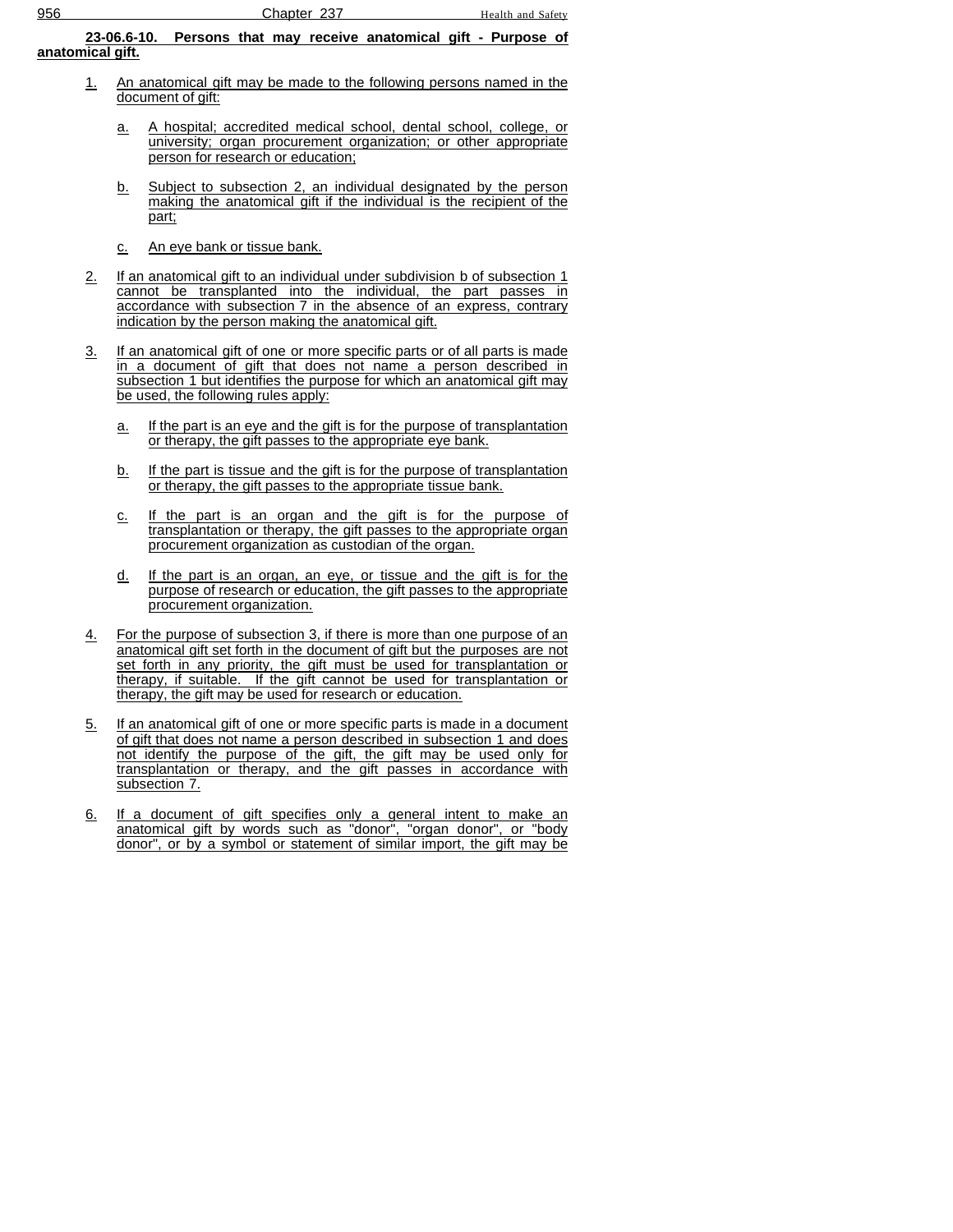**23-06.6-10. Persons that may receive anatomical gift - Purpose of anatomical gift.**

1. An anatomical gift may be made to the following persons named in the document of gift:

   a. A hospital; accredited medical school, dental school, college, or university; organ procurement organization; or other appropriate person for research or education;

   b. Subject to subsection 2, an individual designated by the person making the anatomical gift if the individual is the recipient of the part;

   c. An eye bank or tissue bank.

2. If an anatomical gift to an individual under subdivision b of subsection 1 cannot be transplanted into the individual, the part passes in accordance with subsection 7 in the absence of an express, contrary indication by the person making the anatomical gift.

3. If an anatomical gift of one or more specific parts or of all parts is made in a document of gift that does not name a person described in subsection 1 but identifies the purpose for which an anatomical gift may be used, the following rules apply:

   a. If the part is an eye and the gift is for the purpose of transplantation or therapy, the gift passes to the appropriate eye bank.

   b. If the part is tissue and the gift is for the purpose of transplantation or therapy, the gift passes to the appropriate tissue bank.

   c. If the part is an organ and the gift is for the purpose of transplantation or therapy, the gift passes to the appropriate organ procurement organization as custodian of the organ.

   d. If the part is an organ, an eye, or tissue and the gift is for the purpose of research or education, the gift passes to the appropriate procurement organization.

4. For the purpose of subsection 3, if there is more than one purpose of an anatomical gift set forth in the document of gift but the purposes are not set forth in any priority, the gift must be used for transplantation or therapy, if suitable. If the gift cannot be used for transplantation or therapy, the gift may be used for research or education.

5. If an anatomical gift of one or more specific parts is made in a document of gift that does not name a person described in subsection 1 and does not identify the purpose of the gift, the gift may be used only for transplantation or therapy, and the gift passes in accordance with subsection 7.

6. If a document of gift specifies only a general intent to make an anatomical gift by words such as "donor", "organ donor", or "body donor", or by a symbol or statement of similar import, the gift may be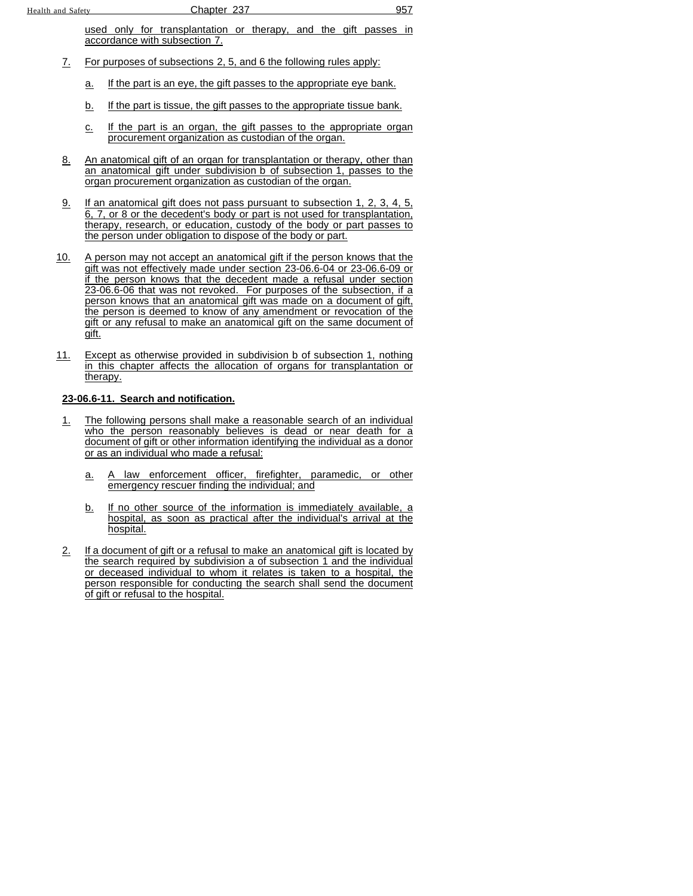used only for transplantation or therapy, and the gift passes in accordance with subsection 7.

7. For purposes of subsections 2, 5, and 6 the following rules apply:

   a. If the part is an eye, the gift passes to the appropriate eye bank.

   b. If the part is tissue, the gift passes to the appropriate tissue bank.

   c. If the part is an organ, the gift passes to the appropriate organ procurement organization as custodian of the organ.

8. An anatomical gift of an organ for transplantation or therapy, other than an anatomical gift under subdivision b of subsection 1, passes to the organ procurement organization as custodian of the organ.

9. If an anatomical gift does not pass pursuant to subsection 1, 2, 3, 4, 5, 6, 7, or 8 or the decedent's body or part is not used for transplantation, therapy, research, or education, custody of the body or part passes to the person under obligation to dispose of the body or part.

10. A person may not accept an anatomical gift if the person knows that the gift was not effectively made under section 23-06.6-04 or 23-06.6-09 or if the person knows that the decedent made a refusal under section 23-06.6-06 that was not revoked. For purposes of the subsection, if a person knows that an anatomical gift was made on a document of gift, the person is deemed to know of any amendment or revocation of the gift or any refusal to make an anatomical gift on the same document of gift.

11. Except as otherwise provided in subdivision b of subsection 1, nothing in this chapter affects the allocation of organs for transplantation or therapy.

**23-06.6-11. Search and notification.**

1. The following persons shall make a reasonable search of an individual who the person reasonably believes is dead or near death for a document of gift or other information identifying the individual as a donor or as an individual who made a refusal:

   a. A law enforcement officer, firefighter, paramedic, or other emergency rescuer finding the individual; and

   b. If no other source of the information is immediately available, a hospital, as soon as practical after the individual's arrival at the hospital.

2. If a document of gift or a refusal to make an anatomical gift is located by the search required by subdivision a of subsection 1 and the individual or deceased individual to whom it relates is taken to a hospital, the person responsible for conducting the search shall send the document of gift or refusal to the hospital.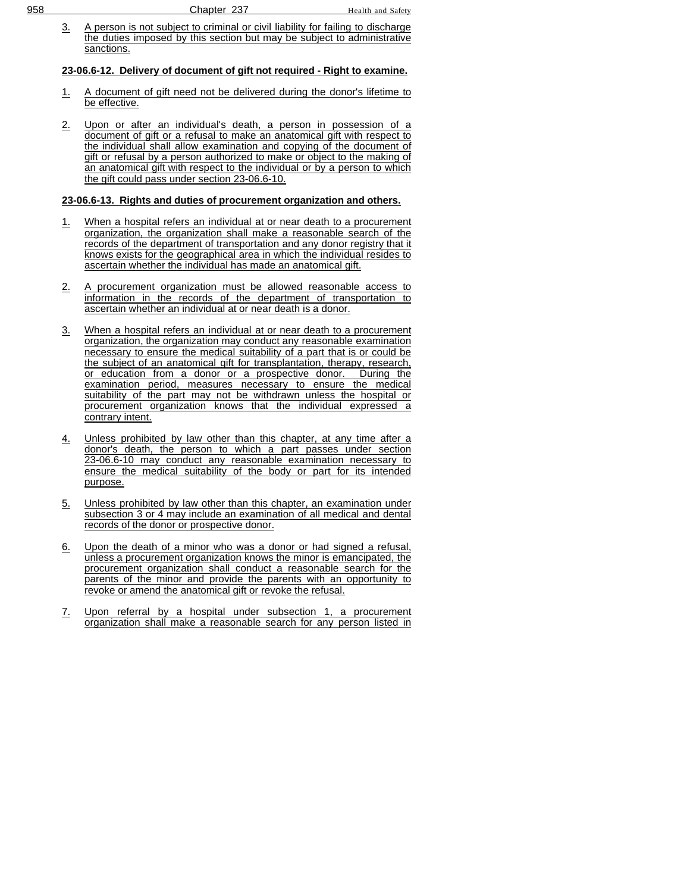3. A person is not subject to criminal or civil liability for failing to discharge the duties imposed by this section but may be subject to administrative sanctions.

**23-06.6-12. Delivery of document of gift not required - Right to examine.**

1. A document of gift need not be delivered during the donor's lifetime to be effective.

2. Upon or after an individual's death, a person in possession of a document of gift or a refusal to make an anatomical gift with respect to the individual shall allow examination and copying of the document of gift or refusal by a person authorized to make or object to the making of an anatomical gift with respect to the individual or by a person to which the gift could pass under section 23-06.6-10.

**23-06.6-13. Rights and duties of procurement organization and others.**

1. When a hospital refers an individual at or near death to a procurement organization, the organization shall make a reasonable search of the records of the department of transportation and any donor registry that it knows exists for the geographical area in which the individual resides to ascertain whether the individual has made an anatomical gift.

2. A procurement organization must be allowed reasonable access to information in the records of the department of transportation to ascertain whether an individual at or near death is a donor.

3. When a hospital refers an individual at or near death to a procurement organization, the organization may conduct any reasonable examination necessary to ensure the medical suitability of a part that is or could be the subject of an anatomical gift for transplantation, therapy, research, or education from a donor or a prospective donor. During the examination period, measures necessary to ensure the medical suitability of the part may not be withdrawn unless the hospital or procurement organization knows that the individual expressed a contrary intent.

4. Unless prohibited by law other than this chapter, at any time after a donor's death, the person to which a part passes under section 23-06.6-10 may conduct any reasonable examination necessary to ensure the medical suitability of the body or part for its intended purpose.

5. Unless prohibited by law other than this chapter, an examination under subsection 3 or 4 may include an examination of all medical and dental records of the donor or prospective donor.

6. Upon the death of a minor who was a donor or had signed a refusal, unless a procurement organization knows the minor is emancipated, the procurement organization shall conduct a reasonable search for the parents of the minor and provide the parents with an opportunity to revoke or amend the anatomical gift or revoke the refusal.

7. Upon referral by a hospital under subsection 1, a procurement organization shall make a reasonable search for any person listed in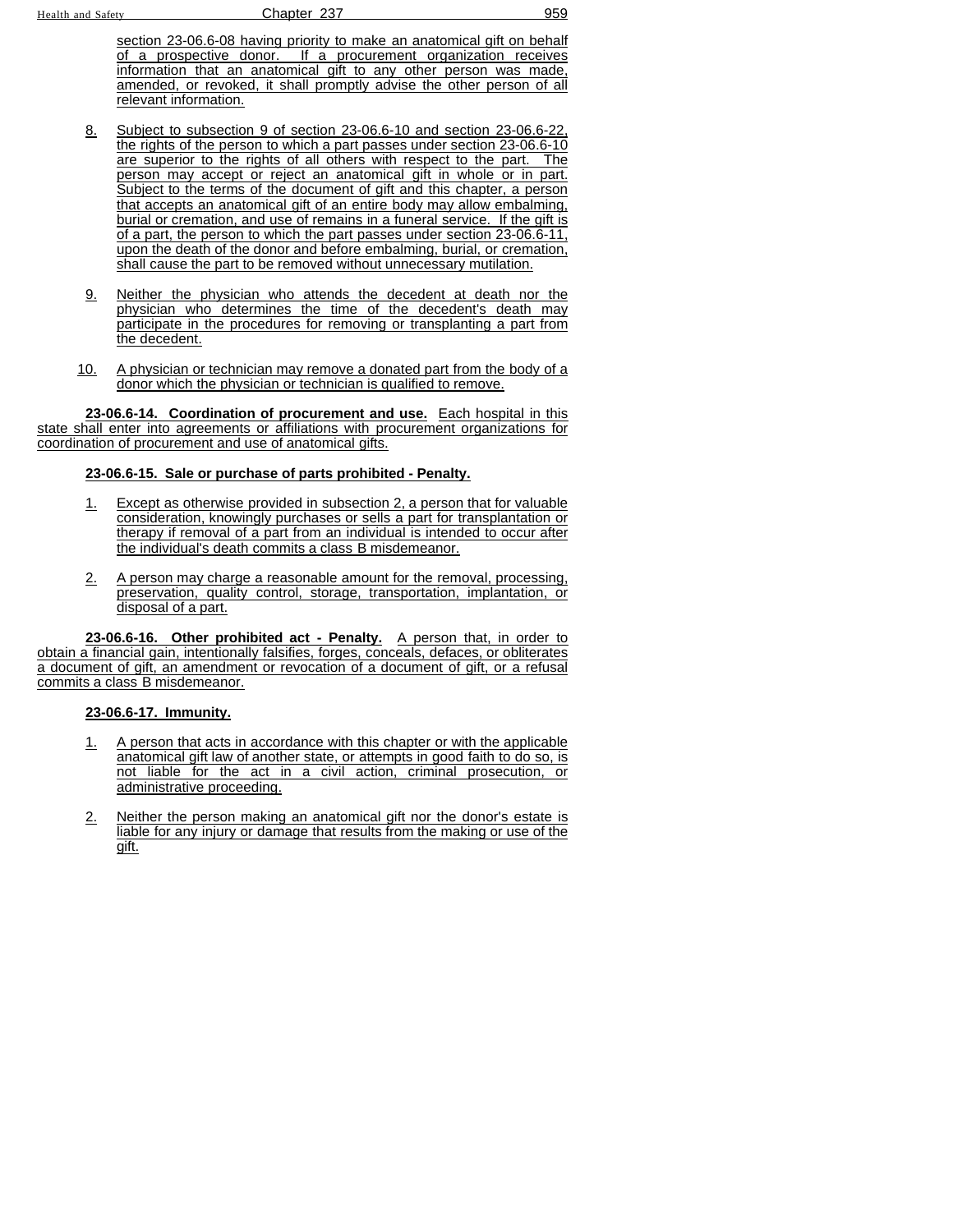section 23-06.6-08 having priority to make an anatomical gift on behalf of a prospective donor. If a procurement organization receives information that an anatomical gift to any other person was made, amended, or revoked, it shall promptly advise the other person of all relevant information.

8. Subject to subsection 9 of section 23-06.6-10 and section 23-06.6-22, the rights of the person to which a part passes under section 23-06.6-10 are superior to the rights of all others with respect to the part. The person may accept or reject an anatomical gift in whole or in part. Subject to the terms of the document of gift and this chapter, a person that accepts an anatomical gift of an entire body may allow embalming, burial or cremation, and use of remains in a funeral service. If the gift is of a part, the person to which the part passes under section 23-06.6-11, upon the death of the donor and before embalming, burial, or cremation, shall cause the part to be removed without unnecessary mutilation.

9. Neither the physician who attends the decedent at death nor the physician who determines the time of the decedent's death may participate in the procedures for removing or transplanting a part from the decedent.

10. A physician or technician may remove a donated part from the body of a donor which the physician or technician is qualified to remove.

**23-06.6-14. Coordination of procurement and use.** Each hospital in this state shall enter into agreements or affiliations with procurement organizations for coordination of procurement and use of anatomical gifts.

**23-06.6-15. Sale or purchase of parts prohibited - Penalty.**

1. Except as otherwise provided in subsection 2, a person that for valuable consideration, knowingly purchases or sells a part for transplantation or therapy if removal of a part from an individual is intended to occur after the individual's death commits a class B misdemeanor.

2. A person may charge a reasonable amount for the removal, processing, preservation, quality control, storage, transportation, implantation, or disposal of a part.

**23-06.6-16. Other prohibited act - Penalty.** A person that, in order to obtain a financial gain, intentionally falsifies, forges, conceals, defaces, or obliterates a document of gift, an amendment or revocation of a document of gift, or a refusal commits a class B misdemeanor.

**23-06.6-17. Immunity.**

1. A person that acts in accordance with this chapter or with the applicable anatomical gift law of another state, or attempts in good faith to do so, is not liable for the act in a civil action, criminal prosecution, or administrative proceeding.

2. Neither the person making an anatomical gift nor the donor's estate is liable for any injury or damage that results from the making or use of the gift.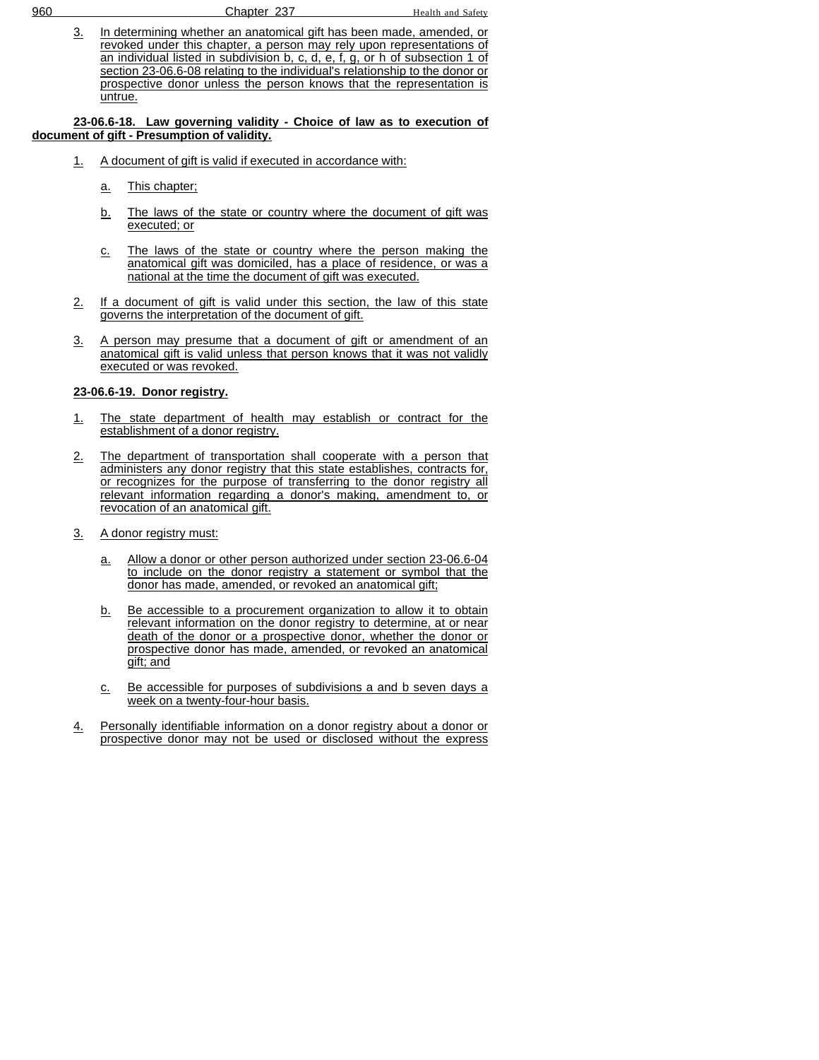3. In determining whether an anatomical gift has been made, amended, or revoked under this chapter, a person may rely upon representations of an individual listed in subdivision b, c, d, e, f, g, or h of subsection 1 of section 23-06.6-08 relating to the individual's relationship to the donor or prospective donor unless the person knows that the representation is untrue.

**23-06.6-18. Law governing validity - Choice of law as to execution of document of gift - Presumption of validity.**

1. A document of gift is valid if executed in accordance with:

    a. This chapter;

    b. The laws of the state or country where the document of gift was executed; or

    c. The laws of the state or country where the person making the anatomical gift was domiciled, has a place of residence, or was a national at the time the document of gift was executed.

2. If a document of gift is valid under this section, the law of this state governs the interpretation of the document of gift.

3. A person may presume that a document of gift or amendment of an anatomical gift is valid unless that person knows that it was not validly executed or was revoked.

**23-06.6-19. Donor registry.**

1. The state department of health may establish or contract for the establishment of a donor registry.

2. The department of transportation shall cooperate with a person that administers any donor registry that this state establishes, contracts for, or recognizes for the purpose of transferring to the donor registry all relevant information regarding a donor's making, amendment to, or revocation of an anatomical gift.

3. A donor registry must:

    a. Allow a donor or other person authorized under section 23-06.6-04 to include on the donor registry a statement or symbol that the donor has made, amended, or revoked an anatomical gift;

    b. Be accessible to a procurement organization to allow it to obtain relevant information on the donor registry to determine, at or near death of the donor or a prospective donor, whether the donor or prospective donor has made, amended, or revoked an anatomical gift; and

    c. Be accessible for purposes of subdivisions a and b seven days a week on a twenty-four-hour basis.

4. Personally identifiable information on a donor registry about a donor or prospective donor may not be used or disclosed without the express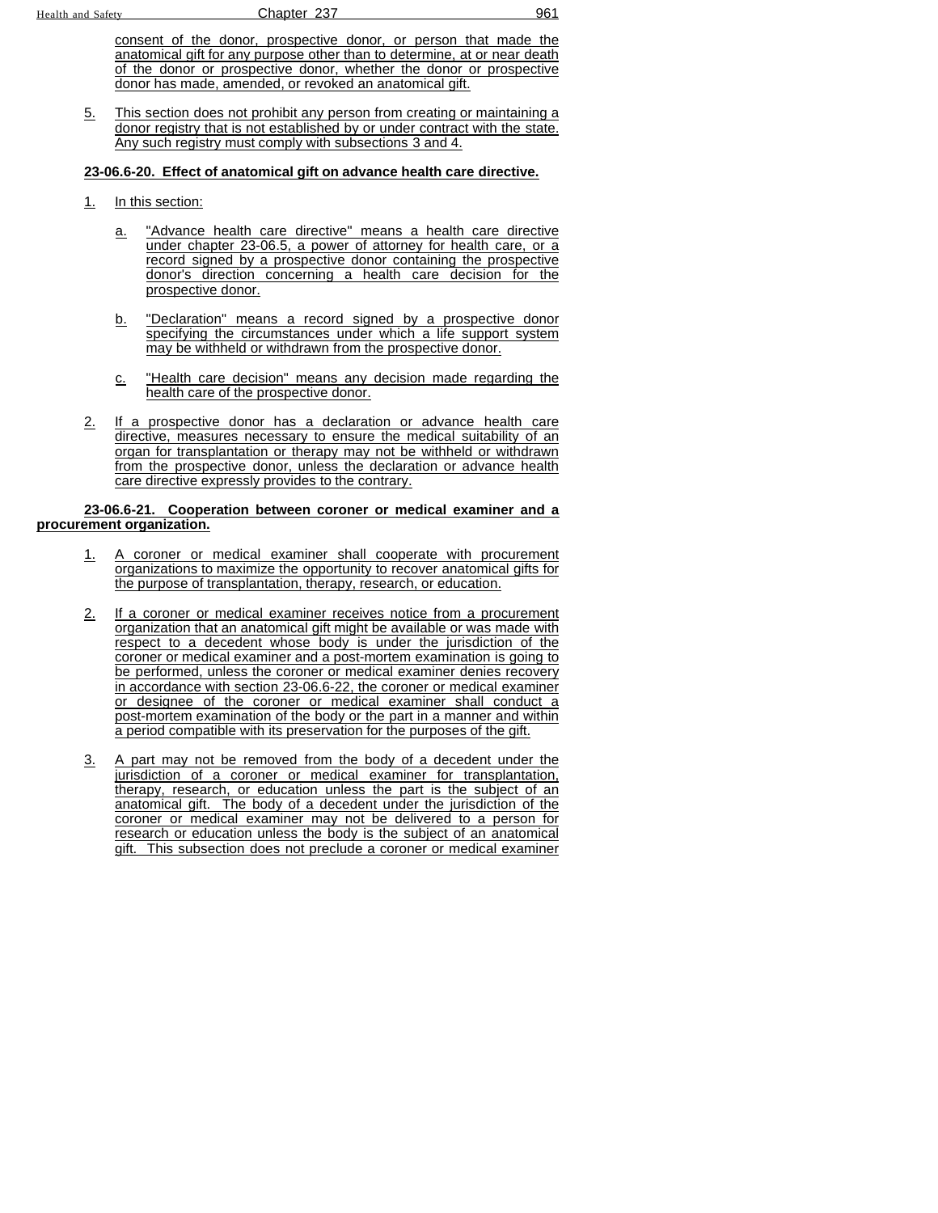consent of the donor, prospective donor, or person that made the anatomical gift for any purpose other than to determine, at or near death of the donor or prospective donor, whether the donor or prospective donor has made, amended, or revoked an anatomical gift.

5. This section does not prohibit any person from creating or maintaining a donor registry that is not established by or under contract with the state. Any such registry must comply with subsections 3 and 4.

**23-06.6-20. Effect of anatomical gift on advance health care directive.**

1. In this section:

   a. "Advance health care directive" means a health care directive under chapter 23-06.5, a power of attorney for health care, or a record signed by a prospective donor containing the prospective donor's direction concerning a health care decision for the prospective donor.

   b. "Declaration" means a record signed by a prospective donor specifying the circumstances under which a life support system may be withheld or withdrawn from the prospective donor.

   c. "Health care decision" means any decision made regarding the health care of the prospective donor.

2. If a prospective donor has a declaration or advance health care directive, measures necessary to ensure the medical suitability of an organ for transplantation or therapy may not be withheld or withdrawn from the prospective donor, unless the declaration or advance health care directive expressly provides to the contrary.

**23-06.6-21. Cooperation between coroner or medical examiner and a procurement organization.**

1. A coroner or medical examiner shall cooperate with procurement organizations to maximize the opportunity to recover anatomical gifts for the purpose of transplantation, therapy, research, or education.

2. If a coroner or medical examiner receives notice from a procurement organization that an anatomical gift might be available or was made with respect to a decedent whose body is under the jurisdiction of the coroner or medical examiner and a post-mortem examination is going to be performed, unless the coroner or medical examiner denies recovery in accordance with section 23-06.6-22, the coroner or medical examiner or designee of the coroner or medical examiner shall conduct a post-mortem examination of the body or the part in a manner and within a period compatible with its preservation for the purposes of the gift.

3. A part may not be removed from the body of a decedent under the jurisdiction of a coroner or medical examiner for transplantation, therapy, research, or education unless the part is the subject of an anatomical gift. The body of a decedent under the jurisdiction of the coroner or medical examiner may not be delivered to a person for research or education unless the body is the subject of an anatomical gift. This subsection does not preclude a coroner or medical examiner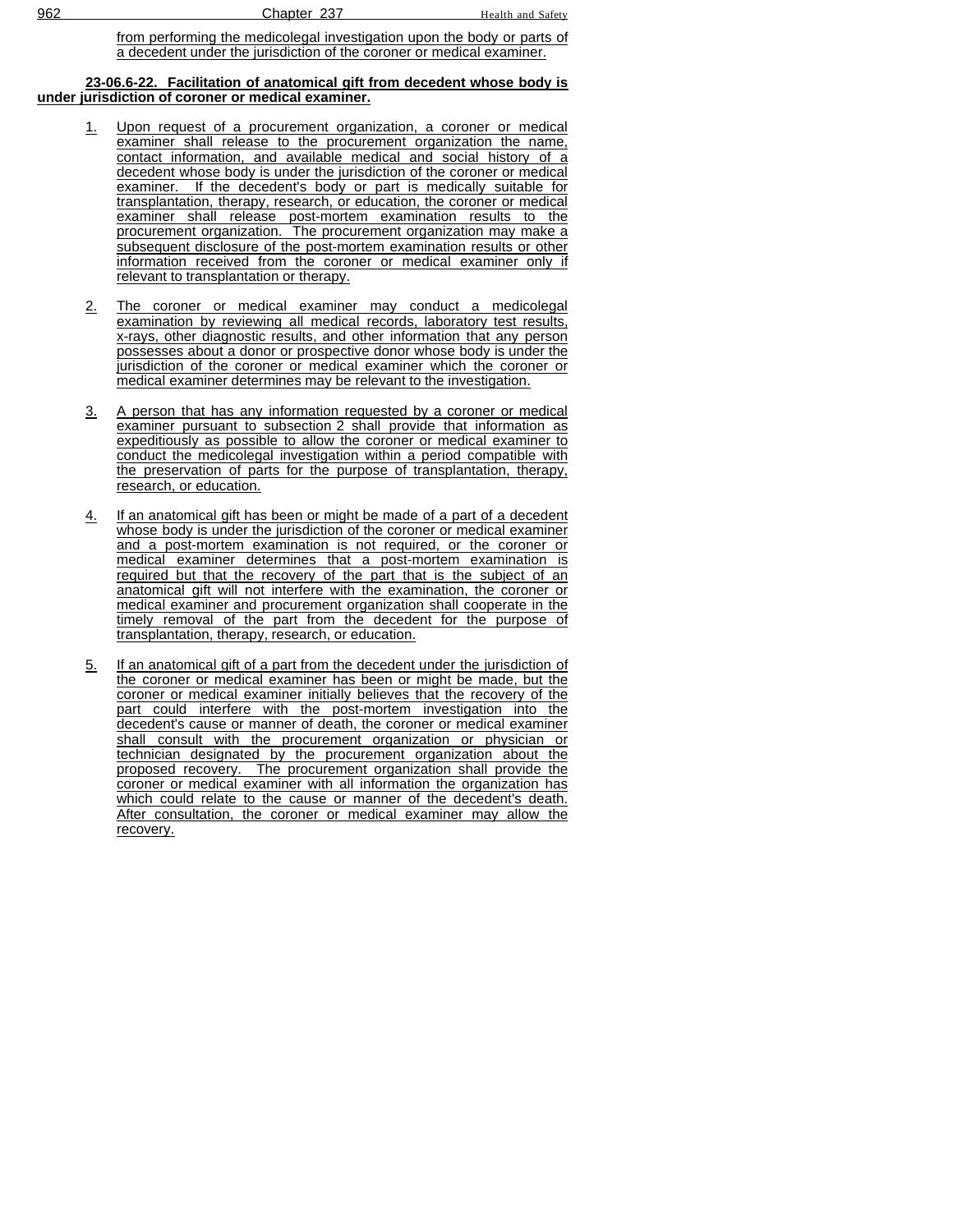from performing the medicolegal investigation upon the body or parts of a decedent under the jurisdiction of the coroner or medical examiner.

**23-06.6-22. Facilitation of anatomical gift from decedent whose body is under jurisdiction of coroner or medical examiner.**

1. Upon request of a procurement organization, a coroner or medical examiner shall release to the procurement organization the name, contact information, and available medical and social history of a decedent whose body is under the jurisdiction of the coroner or medical examiner. If the decedent's body or part is medically suitable for transplantation, therapy, research, or education, the coroner or medical examiner shall release post-mortem examination results to the procurement organization. The procurement organization may make a subsequent disclosure of the post-mortem examination results or other information received from the coroner or medical examiner only if relevant to transplantation or therapy.

2. The coroner or medical examiner may conduct a medicolegal examination by reviewing all medical records, laboratory test results, x-rays, other diagnostic results, and other information that any person possesses about a donor or prospective donor whose body is under the jurisdiction of the coroner or medical examiner which the coroner or medical examiner determines may be relevant to the investigation.

3. A person that has any information requested by a coroner or medical examiner pursuant to subsection 2 shall provide that information as expeditiously as possible to allow the coroner or medical examiner to conduct the medicolegal investigation within a period compatible with the preservation of parts for the purpose of transplantation, therapy, research, or education.

4. If an anatomical gift has been or might be made of a part of a decedent whose body is under the jurisdiction of the coroner or medical examiner and a post-mortem examination is not required, or the coroner or medical examiner determines that a post-mortem examination is required but that the recovery of the part that is the subject of an anatomical gift will not interfere with the examination, the coroner or medical examiner and procurement organization shall cooperate in the timely removal of the part from the decedent for the purpose of transplantation, therapy, research, or education.

5. If an anatomical gift of a part from the decedent under the jurisdiction of the coroner or medical examiner has been or might be made, but the coroner or medical examiner initially believes that the recovery of the part could interfere with the post-mortem investigation into the decedent's cause or manner of death, the coroner or medical examiner shall consult with the procurement organization or physician or technician designated by the procurement organization about the proposed recovery. The procurement organization shall provide the coroner or medical examiner with all information the organization has which could relate to the cause or manner of the decedent's death. After consultation, the coroner or medical examiner may allow the recovery.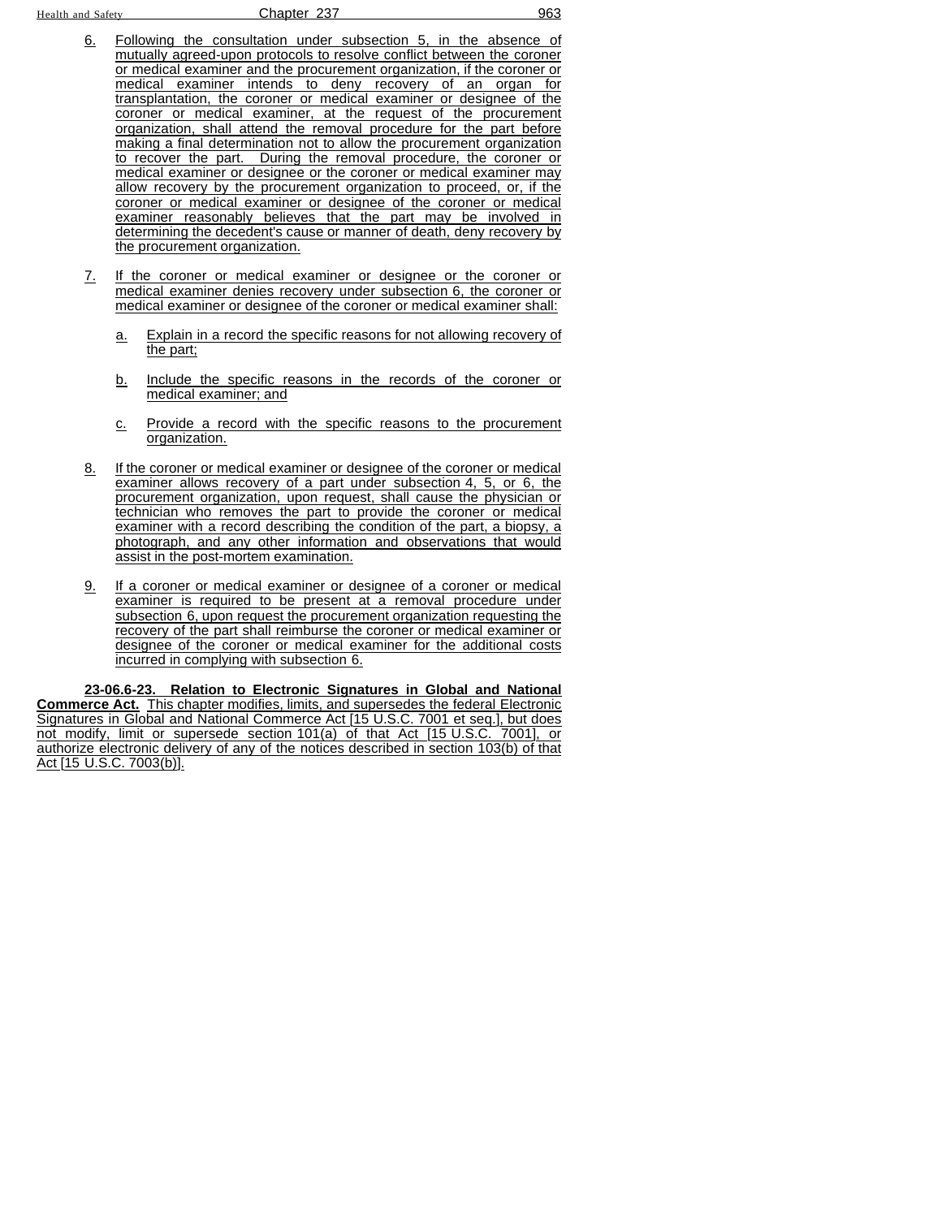6. Following the consultation under subsection 5, in the absence of mutually agreed-upon protocols to resolve conflict between the coroner or medical examiner and the procurement organization, if the coroner or medical examiner intends to deny recovery of an organ for transplantation, the coroner or medical examiner or designee of the coroner or medical examiner, at the request of the procurement organization, shall attend the removal procedure for the part before making a final determination not to allow the procurement organization to recover the part. During the removal procedure, the coroner or medical examiner or designee or the coroner or medical examiner may allow recovery by the procurement organization to proceed, or, if the coroner or medical examiner or designee of the coroner or medical examiner reasonably believes that the part may be involved in determining the decedent's cause or manner of death, deny recovery by the procurement organization.

7. If the coroner or medical examiner or designee or the coroner or medical examiner denies recovery under subsection 6, the coroner or medical examiner or designee of the coroner or medical examiner shall:

   a. Explain in a record the specific reasons for not allowing recovery of the part;

   b. Include the specific reasons in the records of the coroner or medical examiner; and

   c. Provide a record with the specific reasons to the procurement organization.

8. If the coroner or medical examiner or designee of the coroner or medical examiner allows recovery of a part under subsection 4, 5, or 6, the procurement organization, upon request, shall cause the physician or technician who removes the part to provide the coroner or medical examiner with a record describing the condition of the part, a biopsy, a photograph, and any other information and observations that would assist in the post-mortem examination.

9. If a coroner or medical examiner or designee of a coroner or medical examiner is required to be present at a removal procedure under subsection 6, upon request the procurement organization requesting the recovery of the part shall reimburse the coroner or medical examiner or designee of the coroner or medical examiner for the additional costs incurred in complying with subsection 6.

**23-06.6-23. Relation to Electronic Signatures in Global and National Commerce Act.** This chapter modifies, limits, and supersedes the federal Electronic Signatures in Global and National Commerce Act [15 U.S.C. 7001 et seq.], but does not modify, limit or supersede section 101(a) of that Act [15 U.S.C. 7001], or authorize electronic delivery of any of the notices described in section 103(b) of that Act [15 U.S.C. 7003(b)].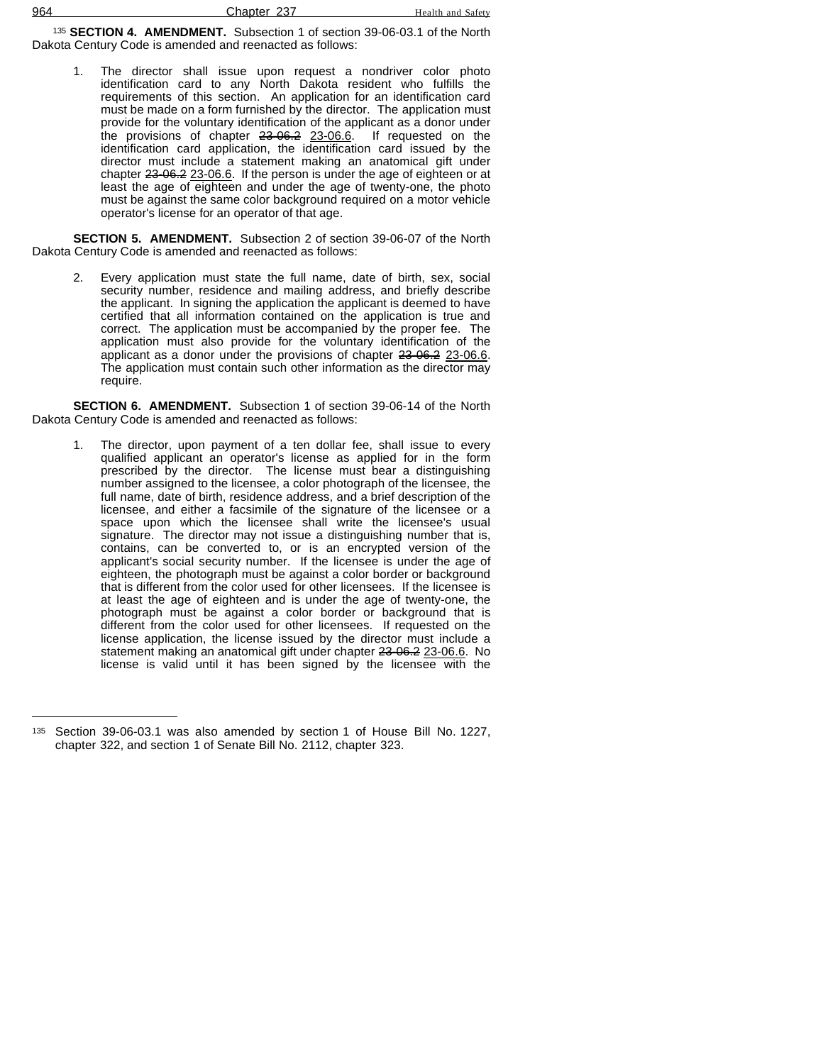[135] **SECTION 4. AMENDMENT.** Subsection 1 of section 39-06-03.1 of the North Dakota Century Code is amended and reenacted as follows:

1. The director shall issue upon request a nondriver color photo identification card to any North Dakota resident who fulfills the requirements of this section. An application for an identification card must be made on a form furnished by the director. The application must provide for the voluntary identification of the applicant as a donor under the provisions of chapter ~~23-06.2~~ <u>23-06.6</u>. If requested on the identification card application, the identification card issued by the director must include a statement making an anatomical gift under chapter ~~23-06.2~~ <u>23-06.6</u>. If the person is under the age of eighteen or at least the age of eighteen and under the age of twenty-one, the photo must be against the same color background required on a motor vehicle operator's license for an operator of that age.

**SECTION 5. AMENDMENT.** Subsection 2 of section 39-06-07 of the North Dakota Century Code is amended and reenacted as follows:

2. Every application must state the full name, date of birth, sex, social security number, residence and mailing address, and briefly describe the applicant. In signing the application the applicant is deemed to have certified that all information contained on the application is true and correct. The application must be accompanied by the proper fee. The application must also provide for the voluntary identification of the applicant as a donor under the provisions of chapter ~~23-06.2~~ <u>23-06.6</u>. The application must contain such other information as the director may require.

**SECTION 6. AMENDMENT.** Subsection 1 of section 39-06-14 of the North Dakota Century Code is amended and reenacted as follows:

1. The director, upon payment of a ten dollar fee, shall issue to every qualified applicant an operator's license as applied for in the form prescribed by the director. The license must bear a distinguishing number assigned to the licensee, a color photograph of the licensee, the full name, date of birth, residence address, and a brief description of the licensee, and either a facsimile of the signature of the licensee or a space upon which the licensee shall write the licensee's usual signature. The director may not issue a distinguishing number that is, contains, can be converted to, or is an encrypted version of the applicant's social security number. If the licensee is under the age of eighteen, the photograph must be against a color border or background that is different from the color used for other licensees. If the licensee is at least the age of eighteen and is under the age of twenty-one, the photograph must be against a color border or background that is different from the color used for other licensees. If requested on the license application, the license issued by the director must include a statement making an anatomical gift under chapter ~~23-06.2~~ <u>23-06.6</u>. No license is valid until it has been signed by the licensee with the

---

[135] Section 39-06-03.1 was also amended by section 1 of House Bill No. 1227, chapter 322, and section 1 of Senate Bill No. 2112, chapter 323.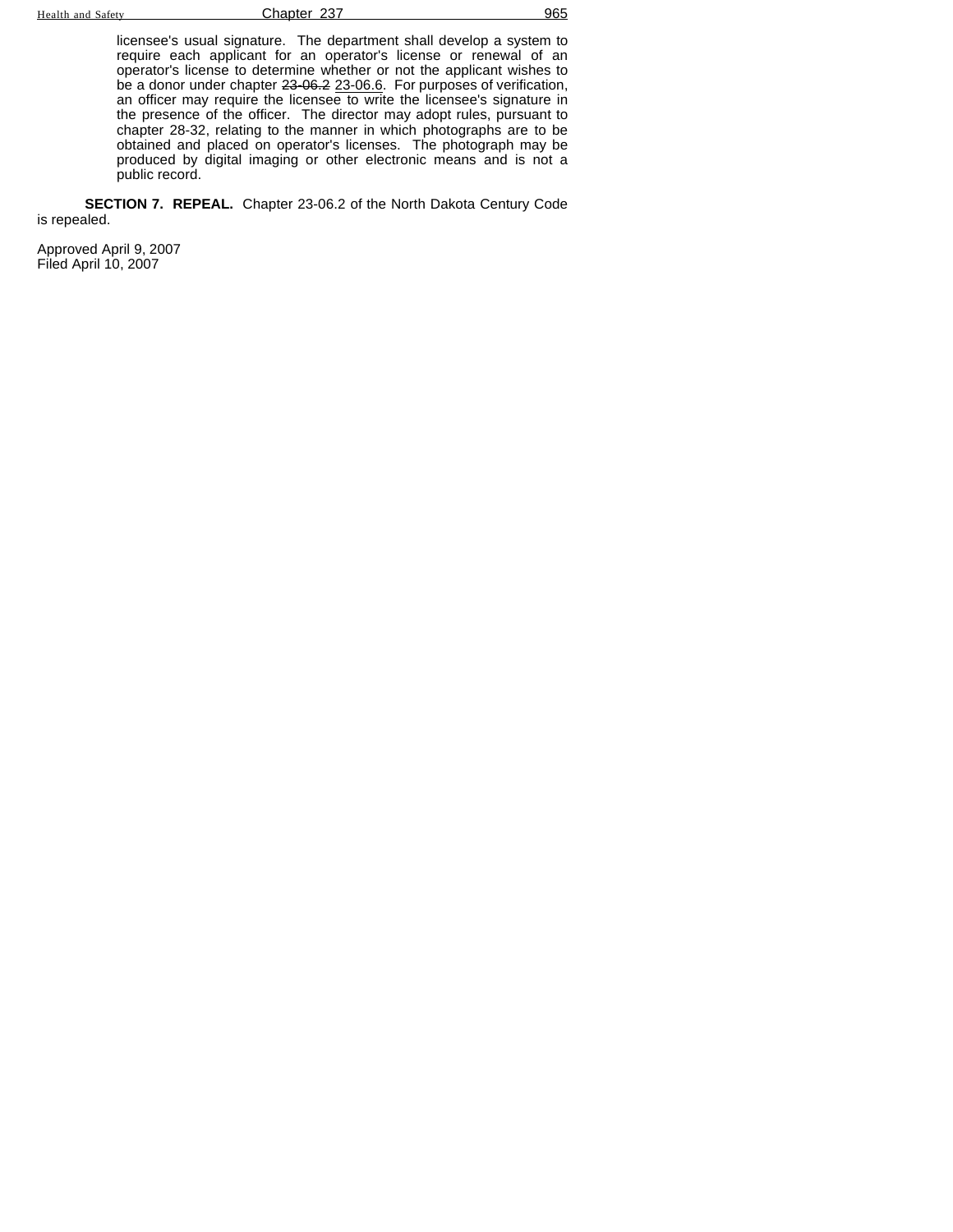licensee's usual signature. The department shall develop a system to require each applicant for an operator's license or renewal of an operator's license to determine whether or not the applicant wishes to be a donor under chapter ~~23-06.2~~ 23-06.6. For purposes of verification, an officer may require the licensee to write the licensee's signature in the presence of the officer. The director may adopt rules, pursuant to chapter 28-32, relating to the manner in which photographs are to be obtained and placed on operator's licenses. The photograph may be produced by digital imaging or other electronic means and is not a public record.

**SECTION 7. REPEAL.** Chapter 23-06.2 of the North Dakota Century Code is repealed.

Approved April 9, 2007
Filed April 10, 2007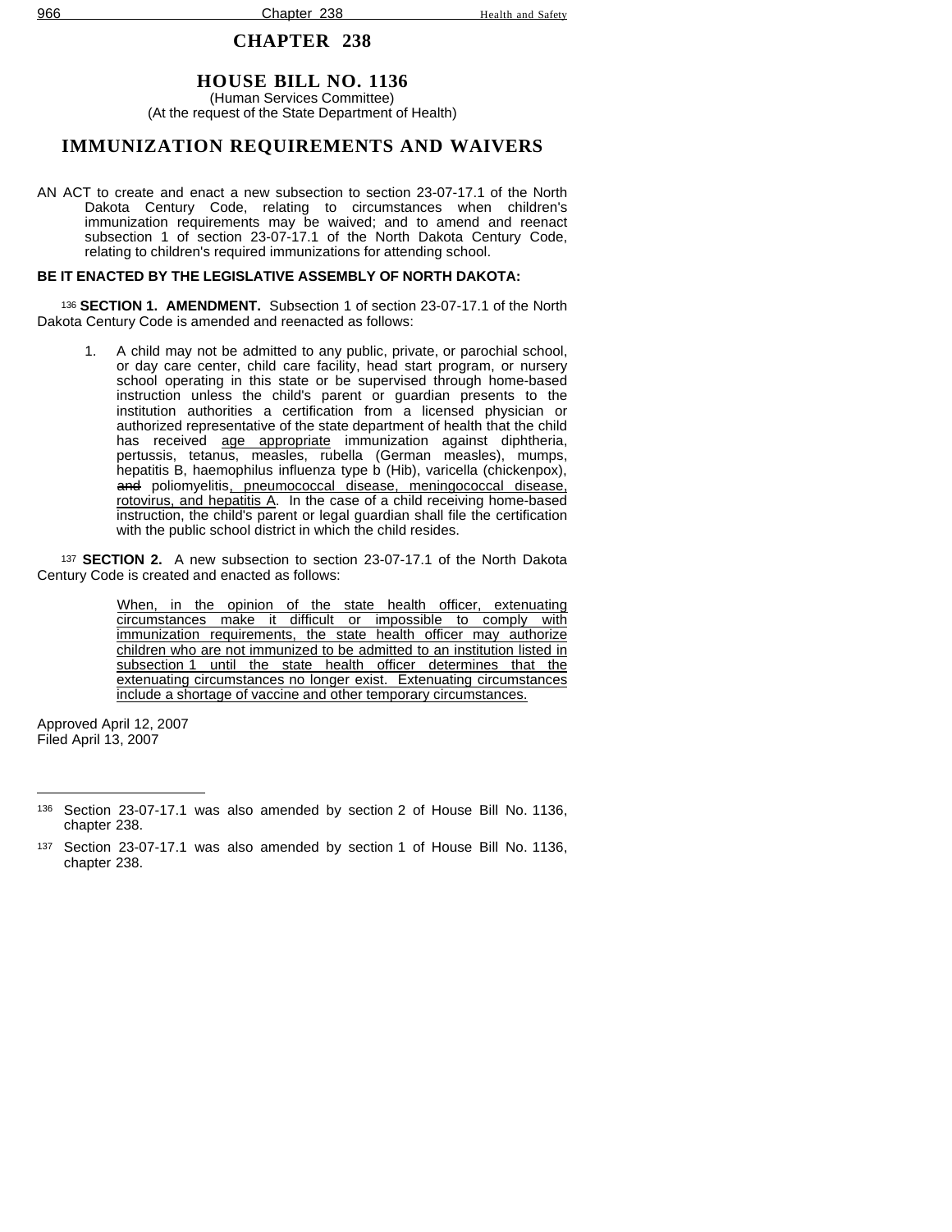# CHAPTER 238

## HOUSE BILL NO. 1136

(Human Services Committee)
(At the request of the State Department of Health)

## IMMUNIZATION REQUIREMENTS AND WAIVERS

AN ACT to create and enact a new subsection to section 23-07-17.1 of the North Dakota Century Code, relating to circumstances when children's immunization requirements may be waived; and to amend and reenact subsection 1 of section 23-07-17.1 of the North Dakota Century Code, relating to children's required immunizations for attending school.

**BE IT ENACTED BY THE LEGISLATIVE ASSEMBLY OF NORTH DAKOTA:**

[136] **SECTION 1. AMENDMENT.** Subsection 1 of section 23-07-17.1 of the North Dakota Century Code is amended and reenacted as follows:

1. A child may not be admitted to any public, private, or parochial school, or day care center, child care facility, head start program, or nursery school operating in this state or be supervised through home-based instruction unless the child's parent or guardian presents to the institution authorities a certification from a licensed physician or authorized representative of the state department of health that the child has received <u>age appropriate</u> immunization against diphtheria, pertussis, tetanus, measles, rubella (German measles), mumps, hepatitis B, haemophilus influenza type b (Hib), varicella (chickenpox), ~~and~~ poliomyelitis<u>, pneumococcal disease, meningococcal disease, rotovirus, and hepatitis A</u>. In the case of a child receiving home-based instruction, the child's parent or legal guardian shall file the certification with the public school district in which the child resides.

[137] **SECTION 2.** A new subsection to section 23-07-17.1 of the North Dakota Century Code is created and enacted as follows:

<u>When, in the opinion of the state health officer, extenuating circumstances make it difficult or impossible to comply with immunization requirements, the state health officer may authorize children who are not immunized to be admitted to an institution listed in subsection 1 until the state health officer determines that the extenuating circumstances no longer exist. Extenuating circumstances include a shortage of vaccine and other temporary circumstances.</u>

Approved April 12, 2007
Filed April 13, 2007

---

[136] Section 23-07-17.1 was also amended by section 2 of House Bill No. 1136, chapter 238.

[137] Section 23-07-17.1 was also amended by section 1 of House Bill No. 1136, chapter 238.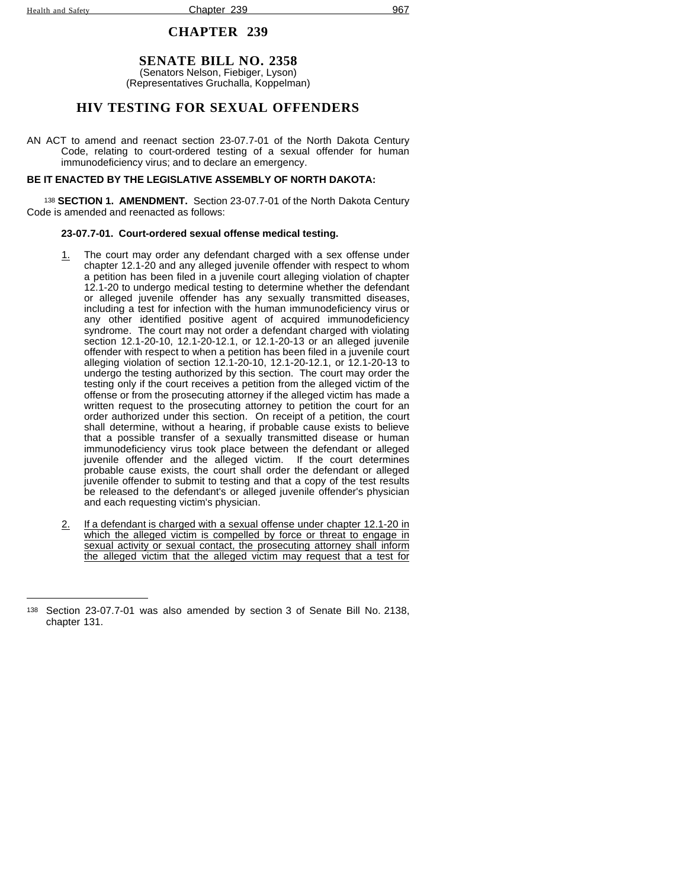# CHAPTER 239

## SENATE BILL NO. 2358

(Senators Nelson, Fiebiger, Lyson)
(Representatives Gruchalla, Koppelman)

## HIV TESTING FOR SEXUAL OFFENDERS

AN ACT to amend and reenact section 23-07.7-01 of the North Dakota Century Code, relating to court-ordered testing of a sexual offender for human immunodeficiency virus; and to declare an emergency.

**BE IT ENACTED BY THE LEGISLATIVE ASSEMBLY OF NORTH DAKOTA:**

[138] **SECTION 1. AMENDMENT.** Section 23-07.7-01 of the North Dakota Century Code is amended and reenacted as follows:

**23-07.7-01. Court-ordered sexual offense medical testing.**

1. The court may order any defendant charged with a sex offense under chapter 12.1-20 and any alleged juvenile offender with respect to whom a petition has been filed in a juvenile court alleging violation of chapter 12.1-20 to undergo medical testing to determine whether the defendant or alleged juvenile offender has any sexually transmitted diseases, including a test for infection with the human immunodeficiency virus or any other identified positive agent of acquired immunodeficiency syndrome. The court may not order a defendant charged with violating section 12.1-20-10, 12.1-20-12.1, or 12.1-20-13 or an alleged juvenile offender with respect to when a petition has been filed in a juvenile court alleging violation of section 12.1-20-10, 12.1-20-12.1, or 12.1-20-13 to undergo the testing authorized by this section. The court may order the testing only if the court receives a petition from the alleged victim of the offense or from the prosecuting attorney if the alleged victim has made a written request to the prosecuting attorney to petition the court for an order authorized under this section. On receipt of a petition, the court shall determine, without a hearing, if probable cause exists to believe that a possible transfer of a sexually transmitted disease or human immunodeficiency virus took place between the defendant or alleged juvenile offender and the alleged victim. If the court determines probable cause exists, the court shall order the defendant or alleged juvenile offender to submit to testing and that a copy of the test results be released to the defendant's or alleged juvenile offender's physician and each requesting victim's physician.

2. If a defendant is charged with a sexual offense under chapter 12.1-20 in which the alleged victim is compelled by force or threat to engage in sexual activity or sexual contact, the prosecuting attorney shall inform the alleged victim that the alleged victim may request that a test for

---

[138] Section 23-07.7-01 was also amended by section 3 of Senate Bill No. 2138, chapter 131.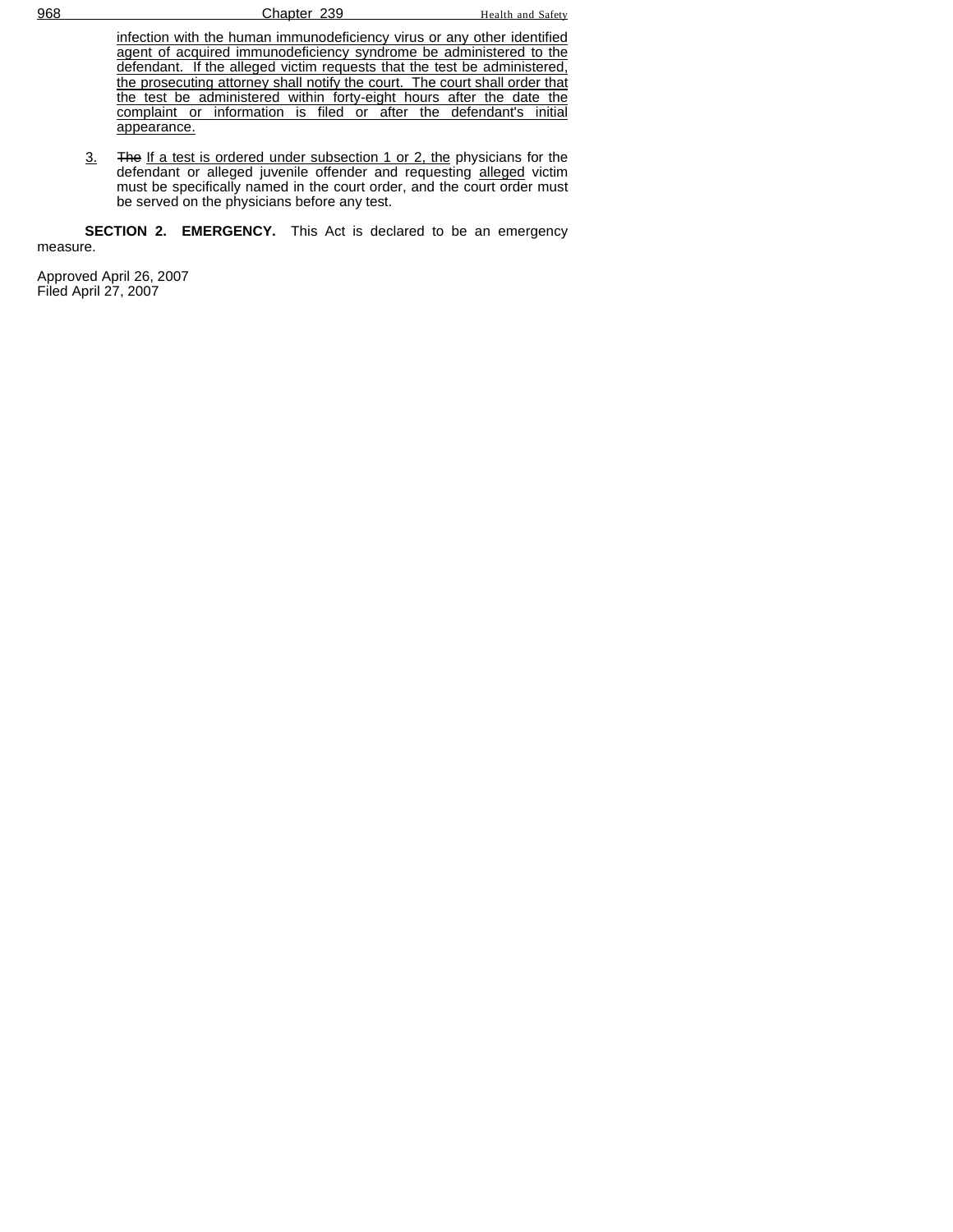infection with the human immunodeficiency virus or any other identified agent of acquired immunodeficiency syndrome be administered to the defendant. If the alleged victim requests that the test be administered, the prosecuting attorney shall notify the court. The court shall order that the test be administered within forty-eight hours after the date the complaint or information is filed or after the defendant's initial appearance.

3. ~~The~~ If a test is ordered under subsection 1 or 2, the physicians for the defendant or alleged juvenile offender and requesting alleged victim must be specifically named in the court order, and the court order must be served on the physicians before any test.

**SECTION 2. EMERGENCY.** This Act is declared to be an emergency measure.

Approved April 26, 2007
Filed April 27, 2007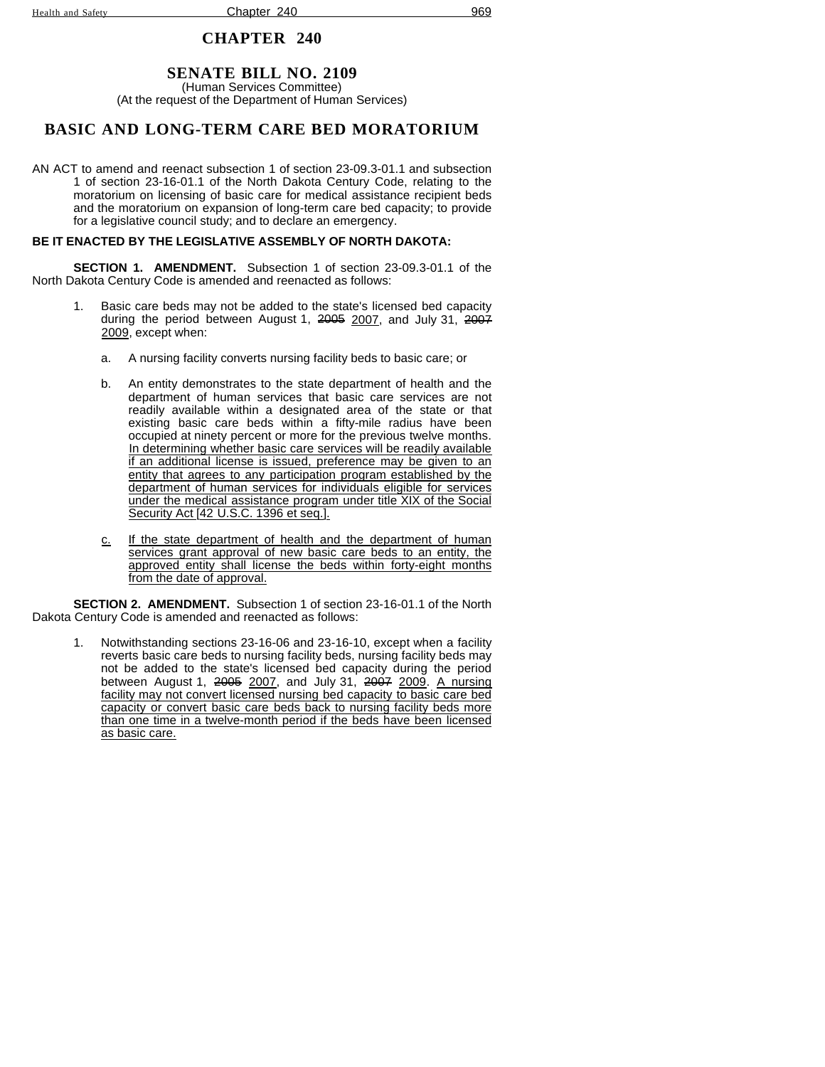# CHAPTER 240

## SENATE BILL NO. 2109

(Human Services Committee)
(At the request of the Department of Human Services)

## BASIC AND LONG-TERM CARE BED MORATORIUM

AN ACT to amend and reenact subsection 1 of section 23-09.3-01.1 and subsection 1 of section 23-16-01.1 of the North Dakota Century Code, relating to the moratorium on licensing of basic care for medical assistance recipient beds and the moratorium on expansion of long-term care bed capacity; to provide for a legislative council study; and to declare an emergency.

**BE IT ENACTED BY THE LEGISLATIVE ASSEMBLY OF NORTH DAKOTA:**

**SECTION 1. AMENDMENT.** Subsection 1 of section 23-09.3-01.1 of the North Dakota Century Code is amended and reenacted as follows:

1. Basic care beds may not be added to the state's licensed bed capacity during the period between August 1, ~~2005~~ <u>2007</u>, and July 31, ~~2007~~ <u>2009</u>, except when:

   a. A nursing facility converts nursing facility beds to basic care; or

   b. An entity demonstrates to the state department of health and the department of human services that basic care services are not readily available within a designated area of the state or that existing basic care beds within a fifty-mile radius have been occupied at ninety percent or more for the previous twelve months. <u>In determining whether basic care services will be readily available if an additional license is issued, preference may be given to an entity that agrees to any participation program established by the department of human services for individuals eligible for services under the medical assistance program under title XIX of the Social Security Act [42 U.S.C. 1396 et seq.].</u>

   <u>c.</u> <u>If the state department of health and the department of human services grant approval of new basic care beds to an entity, the approved entity shall license the beds within forty-eight months from the date of approval.</u>

**SECTION 2. AMENDMENT.** Subsection 1 of section 23-16-01.1 of the North Dakota Century Code is amended and reenacted as follows:

1. Notwithstanding sections 23-16-06 and 23-16-10, except when a facility reverts basic care beds to nursing facility beds, nursing facility beds may not be added to the state's licensed bed capacity during the period between August 1, ~~2005~~ <u>2007</u>, and July 31, ~~2007~~ <u>2009</u>. <u>A nursing facility may not convert licensed nursing bed capacity to basic care bed capacity or convert basic care beds back to nursing facility beds more than one time in a twelve-month period if the beds have been licensed as basic care.</u>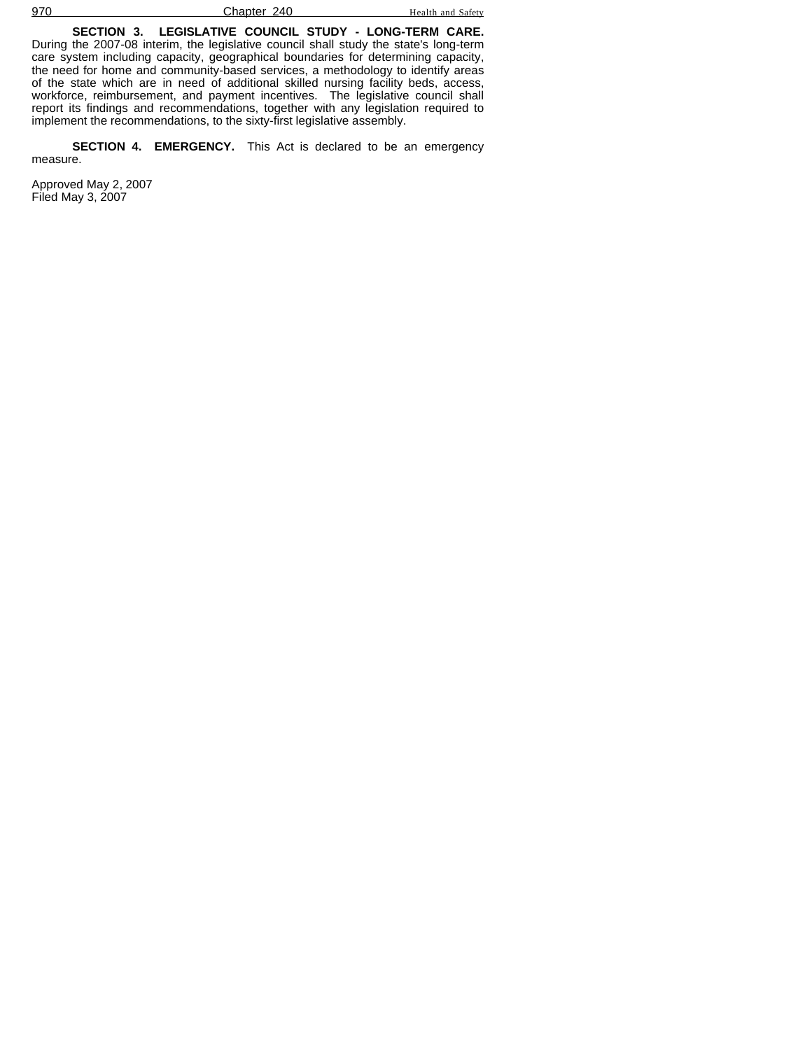**SECTION 3. LEGISLATIVE COUNCIL STUDY - LONG-TERM CARE.** During the 2007-08 interim, the legislative council shall study the state's long-term care system including capacity, geographical boundaries for determining capacity, the need for home and community-based services, a methodology to identify areas of the state which are in need of additional skilled nursing facility beds, access, workforce, reimbursement, and payment incentives. The legislative council shall report its findings and recommendations, together with any legislation required to implement the recommendations, to the sixty-first legislative assembly.

**SECTION 4. EMERGENCY.** This Act is declared to be an emergency measure.

Approved May 2, 2007
Filed May 3, 2007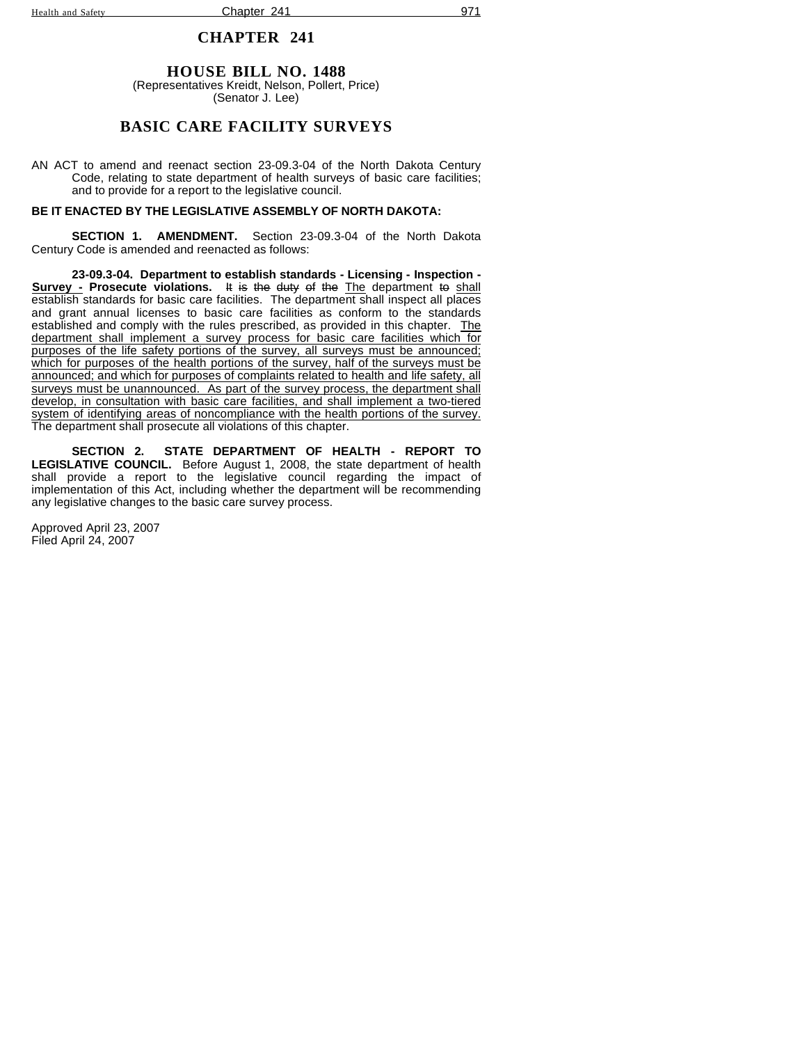# CHAPTER 241

## HOUSE BILL NO. 1488

(Representatives Kreidt, Nelson, Pollert, Price)
(Senator J. Lee)

## BASIC CARE FACILITY SURVEYS

AN ACT to amend and reenact section 23-09.3-04 of the North Dakota Century Code, relating to state department of health surveys of basic care facilities; and to provide for a report to the legislative council.

**BE IT ENACTED BY THE LEGISLATIVE ASSEMBLY OF NORTH DAKOTA:**

**SECTION 1. AMENDMENT.** Section 23-09.3-04 of the North Dakota Century Code is amended and reenacted as follows:

**23-09.3-04. Department to establish standards - Licensing - Inspection - <u>Survey -</u> Prosecute violations.** ~~It is the duty of the~~ <u>The</u> department ~~to~~ <u>shall</u> establish standards for basic care facilities. The department shall inspect all places and grant annual licenses to basic care facilities as conform to the standards established and comply with the rules prescribed, as provided in this chapter. <u>The department shall implement a survey process for basic care facilities which for purposes of the life safety portions of the survey, all surveys must be announced; which for purposes of the health portions of the survey, half of the surveys must be announced; and which for purposes of complaints related to health and life safety, all surveys must be unannounced. As part of the survey process, the department shall develop, in consultation with basic care facilities, and shall implement a two-tiered system of identifying areas of noncompliance with the health portions of the survey.</u> The department shall prosecute all violations of this chapter.

**SECTION 2. STATE DEPARTMENT OF HEALTH - REPORT TO LEGISLATIVE COUNCIL.** Before August 1, 2008, the state department of health shall provide a report to the legislative council regarding the impact of implementation of this Act, including whether the department will be recommending any legislative changes to the basic care survey process.

Approved April 23, 2007
Filed April 24, 2007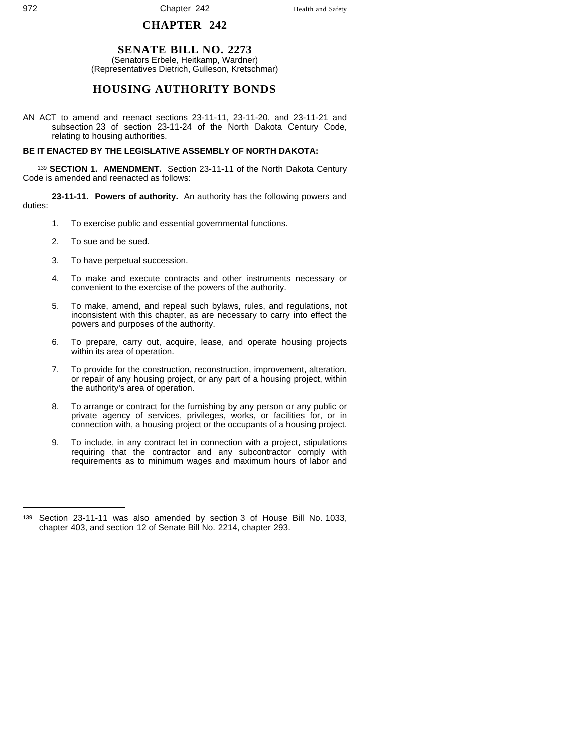# CHAPTER 242

## SENATE BILL NO. 2273

(Senators Erbele, Heitkamp, Wardner)
(Representatives Dietrich, Gulleson, Kretschmar)

## HOUSING AUTHORITY BONDS

AN ACT to amend and reenact sections 23-11-11, 23-11-20, and 23-11-21 and subsection 23 of section 23-11-24 of the North Dakota Century Code, relating to housing authorities.

**BE IT ENACTED BY THE LEGISLATIVE ASSEMBLY OF NORTH DAKOTA:**

[139] **SECTION 1. AMENDMENT.** Section 23-11-11 of the North Dakota Century Code is amended and reenacted as follows:

**23-11-11. Powers of authority.** An authority has the following powers and duties:

1. To exercise public and essential governmental functions.
2. To sue and be sued.
3. To have perpetual succession.
4. To make and execute contracts and other instruments necessary or convenient to the exercise of the powers of the authority.
5. To make, amend, and repeal such bylaws, rules, and regulations, not inconsistent with this chapter, as are necessary to carry into effect the powers and purposes of the authority.
6. To prepare, carry out, acquire, lease, and operate housing projects within its area of operation.
7. To provide for the construction, reconstruction, improvement, alteration, or repair of any housing project, or any part of a housing project, within the authority's area of operation.
8. To arrange or contract for the furnishing by any person or any public or private agency of services, privileges, works, or facilities for, or in connection with, a housing project or the occupants of a housing project.
9. To include, in any contract let in connection with a project, stipulations requiring that the contractor and any subcontractor comply with requirements as to minimum wages and maximum hours of labor and

---

[139] Section 23-11-11 was also amended by section 3 of House Bill No. 1033, chapter 403, and section 12 of Senate Bill No. 2214, chapter 293.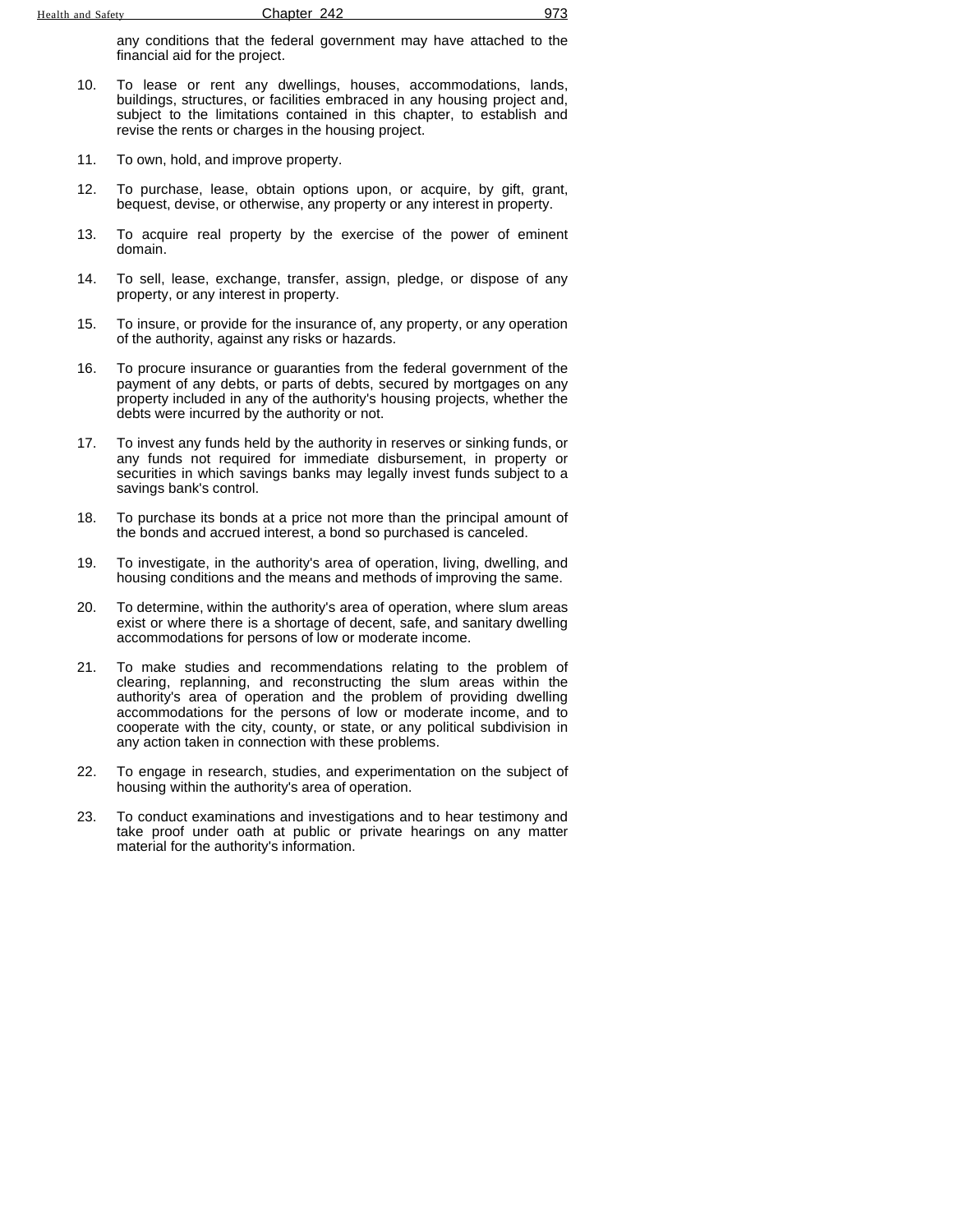any conditions that the federal government may have attached to the financial aid for the project.

10. To lease or rent any dwellings, houses, accommodations, lands, buildings, structures, or facilities embraced in any housing project and, subject to the limitations contained in this chapter, to establish and revise the rents or charges in the housing project.

11. To own, hold, and improve property.

12. To purchase, lease, obtain options upon, or acquire, by gift, grant, bequest, devise, or otherwise, any property or any interest in property.

13. To acquire real property by the exercise of the power of eminent domain.

14. To sell, lease, exchange, transfer, assign, pledge, or dispose of any property, or any interest in property.

15. To insure, or provide for the insurance of, any property, or any operation of the authority, against any risks or hazards.

16. To procure insurance or guaranties from the federal government of the payment of any debts, or parts of debts, secured by mortgages on any property included in any of the authority's housing projects, whether the debts were incurred by the authority or not.

17. To invest any funds held by the authority in reserves or sinking funds, or any funds not required for immediate disbursement, in property or securities in which savings banks may legally invest funds subject to a savings bank's control.

18. To purchase its bonds at a price not more than the principal amount of the bonds and accrued interest, a bond so purchased is canceled.

19. To investigate, in the authority's area of operation, living, dwelling, and housing conditions and the means and methods of improving the same.

20. To determine, within the authority's area of operation, where slum areas exist or where there is a shortage of decent, safe, and sanitary dwelling accommodations for persons of low or moderate income.

21. To make studies and recommendations relating to the problem of clearing, replanning, and reconstructing the slum areas within the authority's area of operation and the problem of providing dwelling accommodations for the persons of low or moderate income, and to cooperate with the city, county, or state, or any political subdivision in any action taken in connection with these problems.

22. To engage in research, studies, and experimentation on the subject of housing within the authority's area of operation.

23. To conduct examinations and investigations and to hear testimony and take proof under oath at public or private hearings on any matter material for the authority's information.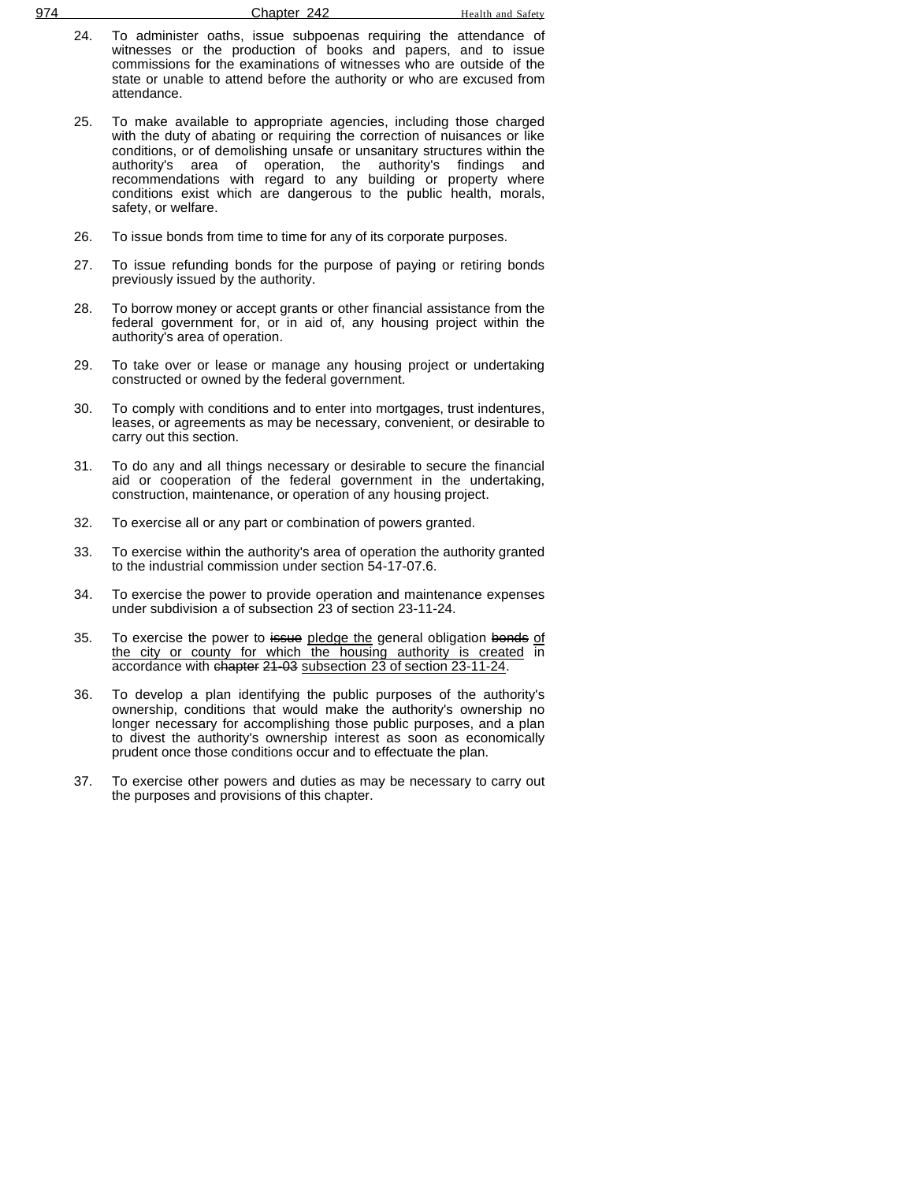24. To administer oaths, issue subpoenas requiring the attendance of witnesses or the production of books and papers, and to issue commissions for the examinations of witnesses who are outside of the state or unable to attend before the authority or who are excused from attendance.

25. To make available to appropriate agencies, including those charged with the duty of abating or requiring the correction of nuisances or like conditions, or of demolishing unsafe or unsanitary structures within the authority's area of operation, the authority's findings and recommendations with regard to any building or property where conditions exist which are dangerous to the public health, morals, safety, or welfare.

26. To issue bonds from time to time for any of its corporate purposes.

27. To issue refunding bonds for the purpose of paying or retiring bonds previously issued by the authority.

28. To borrow money or accept grants or other financial assistance from the federal government for, or in aid of, any housing project within the authority's area of operation.

29. To take over or lease or manage any housing project or undertaking constructed or owned by the federal government.

30. To comply with conditions and to enter into mortgages, trust indentures, leases, or agreements as may be necessary, convenient, or desirable to carry out this section.

31. To do any and all things necessary or desirable to secure the financial aid or cooperation of the federal government in the undertaking, construction, maintenance, or operation of any housing project.

32. To exercise all or any part or combination of powers granted.

33. To exercise within the authority's area of operation the authority granted to the industrial commission under section 54-17-07.6.

34. To exercise the power to provide operation and maintenance expenses under subdivision a of subsection 23 of section 23-11-24.

35. To exercise the power to ~~issue~~ <u>pledge the</u> general obligation ~~bonds~~ <u>of the city or county for which the housing authority is created</u> in accordance with ~~chapter 21-03~~ <u>subsection 23 of section 23-11-24</u>.

36. To develop a plan identifying the public purposes of the authority's ownership, conditions that would make the authority's ownership no longer necessary for accomplishing those public purposes, and a plan to divest the authority's ownership interest as soon as economically prudent once those conditions occur and to effectuate the plan.

37. To exercise other powers and duties as may be necessary to carry out the purposes and provisions of this chapter.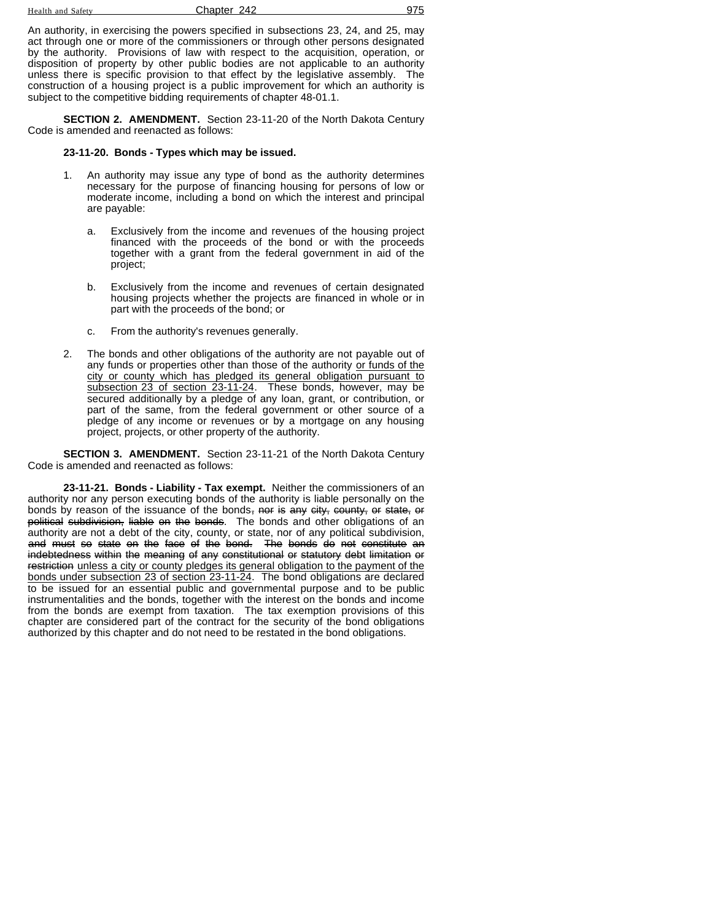An authority, in exercising the powers specified in subsections 23, 24, and 25, may act through one or more of the commissioners or through other persons designated by the authority. Provisions of law with respect to the acquisition, operation, or disposition of property by other public bodies are not applicable to an authority unless there is specific provision to that effect by the legislative assembly. The construction of a housing project is a public improvement for which an authority is subject to the competitive bidding requirements of chapter 48-01.1.

**SECTION 2. AMENDMENT.** Section 23-11-20 of the North Dakota Century Code is amended and reenacted as follows:

**23-11-20. Bonds - Types which may be issued.**

1. An authority may issue any type of bond as the authority determines necessary for the purpose of financing housing for persons of low or moderate income, including a bond on which the interest and principal are payable:

    a. Exclusively from the income and revenues of the housing project financed with the proceeds of the bond or with the proceeds together with a grant from the federal government in aid of the project;

    b. Exclusively from the income and revenues of certain designated housing projects whether the projects are financed in whole or in part with the proceeds of the bond; or

    c. From the authority's revenues generally.

2. The bonds and other obligations of the authority are not payable out of any funds or properties other than those of the authority <u>or funds of the city or county which has pledged its general obligation pursuant to subsection 23 of section 23-11-24</u>. These bonds, however, may be secured additionally by a pledge of any loan, grant, or contribution, or part of the same, from the federal government or other source of a pledge of any income or revenues or by a mortgage on any housing project, projects, or other property of the authority.

**SECTION 3. AMENDMENT.** Section 23-11-21 of the North Dakota Century Code is amended and reenacted as follows:

**23-11-21. Bonds - Liability - Tax exempt.** Neither the commissioners of an authority nor any person executing bonds of the authority is liable personally on the bonds by reason of the issuance of the bonds~~, nor is any city, county, or state, or political subdivision, liable on the bonds~~. The bonds and other obligations of an authority are not a debt of the city, county, or state, nor of any political subdivision, ~~and must so state on the face of the bond. The bonds do not constitute an indebtedness within the meaning of any constitutional or statutory debt limitation or restriction~~ <u>unless a city or county pledges its general obligation to the payment of the bonds under subsection 23 of section 23-11-24</u>. The bond obligations are declared to be issued for an essential public and governmental purpose and to be public instrumentalities and the bonds, together with the interest on the bonds and income from the bonds are exempt from taxation. The tax exemption provisions of this chapter are considered part of the contract for the security of the bond obligations authorized by this chapter and do not need to be restated in the bond obligations.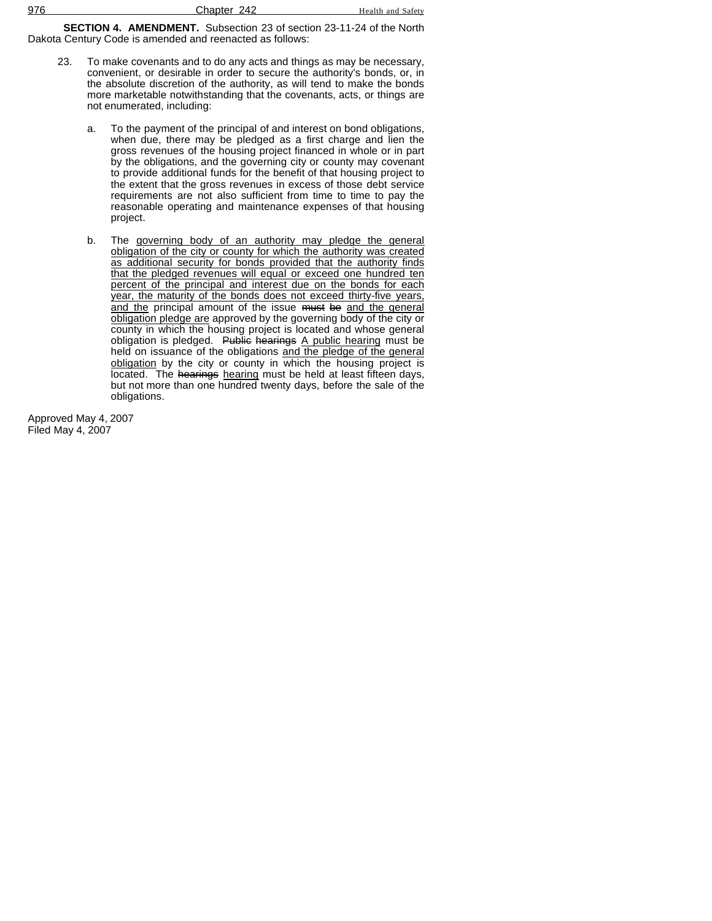**SECTION 4. AMENDMENT.** Subsection 23 of section 23-11-24 of the North Dakota Century Code is amended and reenacted as follows:

23. To make covenants and to do any acts and things as may be necessary, convenient, or desirable in order to secure the authority's bonds, or, in the absolute discretion of the authority, as will tend to make the bonds more marketable notwithstanding that the covenants, acts, or things are not enumerated, including:

    a. To the payment of the principal of and interest on bond obligations, when due, there may be pledged as a first charge and lien the gross revenues of the housing project financed in whole or in part by the obligations, and the governing city or county may covenant to provide additional funds for the benefit of that housing project to the extent that the gross revenues in excess of those debt service requirements are not also sufficient from time to time to pay the reasonable operating and maintenance expenses of that housing project.

    b. The <u>governing body of an authority may pledge the general obligation of the city or county for which the authority was created as additional security for bonds provided that the authority finds that the pledged revenues will equal or exceed one hundred ten percent of the principal and interest due on the bonds for each year, the maturity of the bonds does not exceed thirty-five years, and the</u> principal amount of the issue ~~must be~~ <u>and the general obligation pledge are</u> approved by the governing body of the city or county in which the housing project is located and whose general obligation is pledged. ~~Public hearings~~ <u>A public hearing</u> must be held on issuance of the obligations <u>and the pledge of the general obligation</u> by the city or county in which the housing project is located. The ~~hearings~~ <u>hearing</u> must be held at least fifteen days, but not more than one hundred twenty days, before the sale of the obligations.

Approved May 4, 2007
Filed May 4, 2007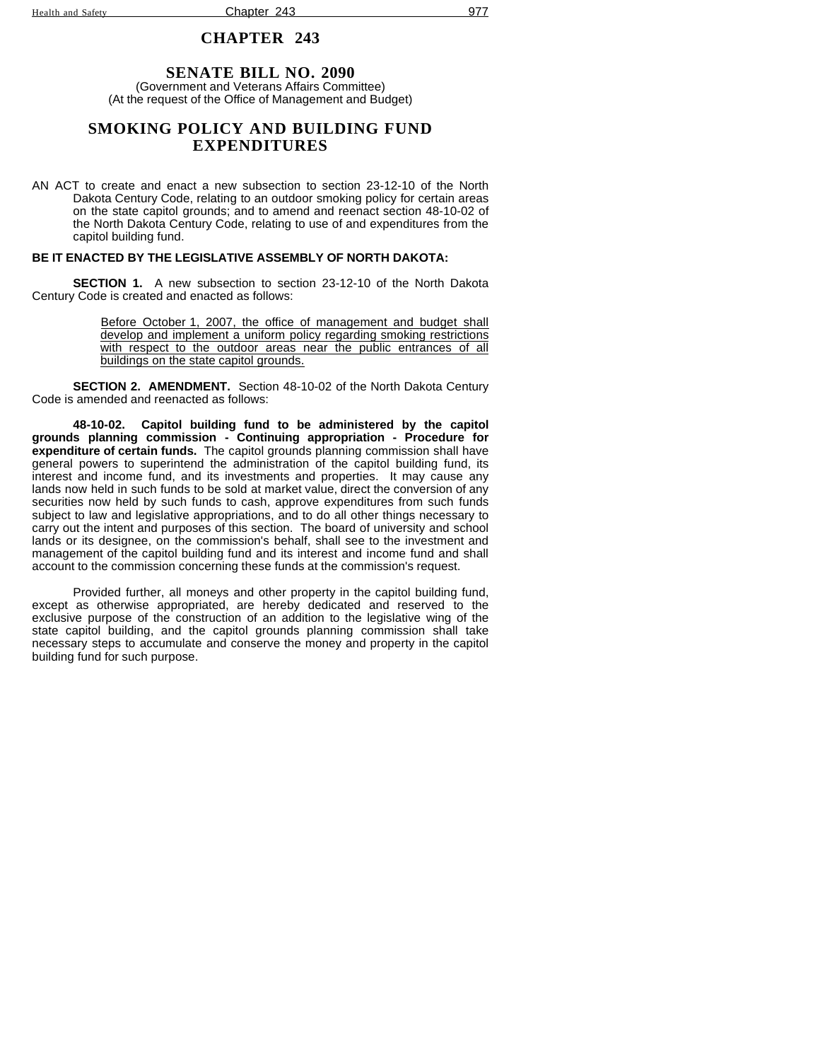# CHAPTER 243

## SENATE BILL NO. 2090

(Government and Veterans Affairs Committee)
(At the request of the Office of Management and Budget)

## SMOKING POLICY AND BUILDING FUND EXPENDITURES

AN ACT to create and enact a new subsection to section 23-12-10 of the North Dakota Century Code, relating to an outdoor smoking policy for certain areas on the state capitol grounds; and to amend and reenact section 48-10-02 of the North Dakota Century Code, relating to use of and expenditures from the capitol building fund.

**BE IT ENACTED BY THE LEGISLATIVE ASSEMBLY OF NORTH DAKOTA:**

**SECTION 1.** A new subsection to section 23-12-10 of the North Dakota Century Code is created and enacted as follows:

> <u>Before October 1, 2007, the office of management and budget shall develop and implement a uniform policy regarding smoking restrictions with respect to the outdoor areas near the public entrances of all buildings on the state capitol grounds.</u>

**SECTION 2. AMENDMENT.** Section 48-10-02 of the North Dakota Century Code is amended and reenacted as follows:

**48-10-02. Capitol building fund to be administered by the capitol grounds planning commission - Continuing appropriation - Procedure for expenditure of certain funds.** The capitol grounds planning commission shall have general powers to superintend the administration of the capitol building fund, its interest and income fund, and its investments and properties. It may cause any lands now held in such funds to be sold at market value, direct the conversion of any securities now held by such funds to cash, approve expenditures from such funds subject to law and legislative appropriations, and to do all other things necessary to carry out the intent and purposes of this section. The board of university and school lands or its designee, on the commission's behalf, shall see to the investment and management of the capitol building fund and its interest and income fund and shall account to the commission concerning these funds at the commission's request.

Provided further, all moneys and other property in the capitol building fund, except as otherwise appropriated, are hereby dedicated and reserved to the exclusive purpose of the construction of an addition to the legislative wing of the state capitol building, and the capitol grounds planning commission shall take necessary steps to accumulate and conserve the money and property in the capitol building fund for such purpose.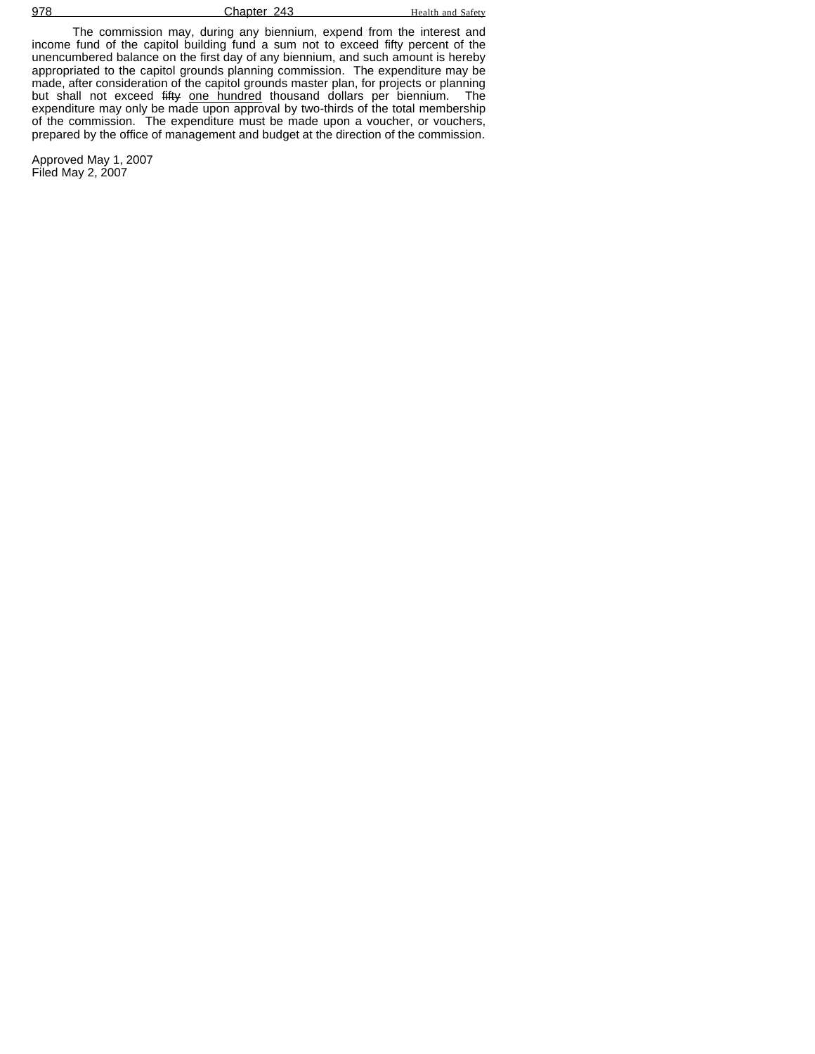The commission may, during any biennium, expend from the interest and income fund of the capitol building fund a sum not to exceed fifty percent of the unencumbered balance on the first day of any biennium, and such amount is hereby appropriated to the capitol grounds planning commission. The expenditure may be made, after consideration of the capitol grounds master plan, for projects or planning but shall not exceed ~~fifty~~ one hundred thousand dollars per biennium. The expenditure may only be made upon approval by two-thirds of the total membership of the commission. The expenditure must be made upon a voucher, or vouchers, prepared by the office of management and budget at the direction of the commission.

Approved May 1, 2007
Filed May 2, 2007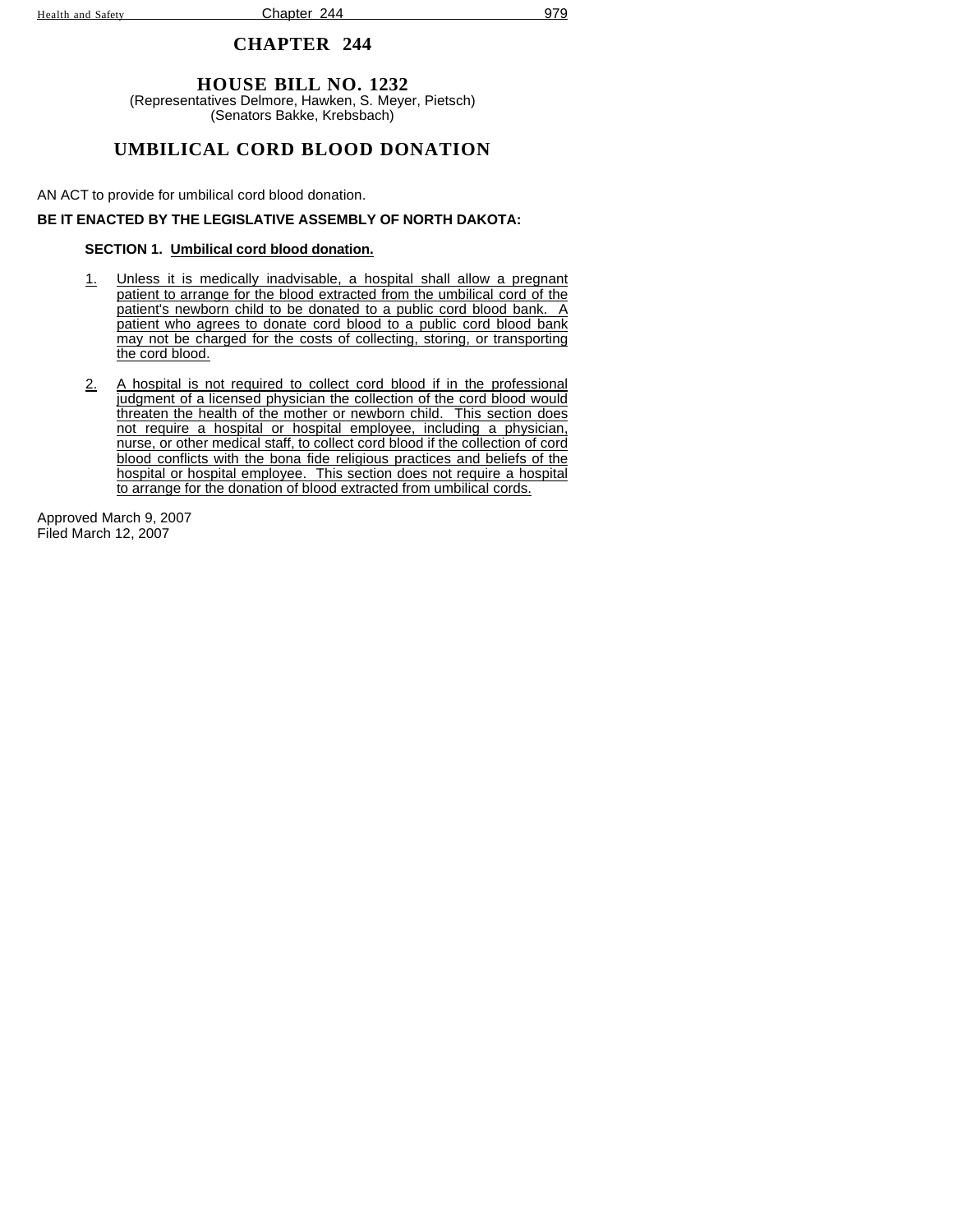# CHAPTER 244

## HOUSE BILL NO. 1232

(Representatives Delmore, Hawken, S. Meyer, Pietsch)
(Senators Bakke, Krebsbach)

## UMBILICAL CORD BLOOD DONATION

AN ACT to provide for umbilical cord blood donation.

**BE IT ENACTED BY THE LEGISLATIVE ASSEMBLY OF NORTH DAKOTA:**

**SECTION 1. Umbilical cord blood donation.**

1. Unless it is medically inadvisable, a hospital shall allow a pregnant patient to arrange for the blood extracted from the umbilical cord of the patient's newborn child to be donated to a public cord blood bank. A patient who agrees to donate cord blood to a public cord blood bank may not be charged for the costs of collecting, storing, or transporting the cord blood.

2. A hospital is not required to collect cord blood if in the professional judgment of a licensed physician the collection of the cord blood would threaten the health of the mother or newborn child. This section does not require a hospital or hospital employee, including a physician, nurse, or other medical staff, to collect cord blood if the collection of cord blood conflicts with the bona fide religious practices and beliefs of the hospital or hospital employee. This section does not require a hospital to arrange for the donation of blood extracted from umbilical cords.

Approved March 9, 2007
Filed March 12, 2007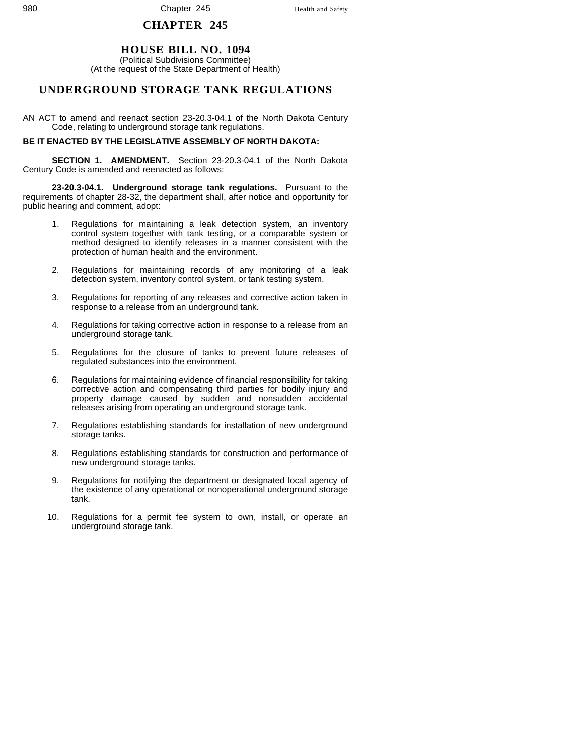# CHAPTER 245

## HOUSE BILL NO. 1094

(Political Subdivisions Committee)
(At the request of the State Department of Health)

## UNDERGROUND STORAGE TANK REGULATIONS

AN ACT to amend and reenact section 23-20.3-04.1 of the North Dakota Century Code, relating to underground storage tank regulations.

**BE IT ENACTED BY THE LEGISLATIVE ASSEMBLY OF NORTH DAKOTA:**

**SECTION 1. AMENDMENT.** Section 23-20.3-04.1 of the North Dakota Century Code is amended and reenacted as follows:

**23-20.3-04.1. Underground storage tank regulations.** Pursuant to the requirements of chapter 28-32, the department shall, after notice and opportunity for public hearing and comment, adopt:

1. Regulations for maintaining a leak detection system, an inventory control system together with tank testing, or a comparable system or method designed to identify releases in a manner consistent with the protection of human health and the environment.

2. Regulations for maintaining records of any monitoring of a leak detection system, inventory control system, or tank testing system.

3. Regulations for reporting of any releases and corrective action taken in response to a release from an underground tank.

4. Regulations for taking corrective action in response to a release from an underground storage tank.

5. Regulations for the closure of tanks to prevent future releases of regulated substances into the environment.

6. Regulations for maintaining evidence of financial responsibility for taking corrective action and compensating third parties for bodily injury and property damage caused by sudden and nonsudden accidental releases arising from operating an underground storage tank.

7. Regulations establishing standards for installation of new underground storage tanks.

8. Regulations establishing standards for construction and performance of new underground storage tanks.

9. Regulations for notifying the department or designated local agency of the existence of any operational or nonoperational underground storage tank.

10. Regulations for a permit fee system to own, install, or operate an underground storage tank.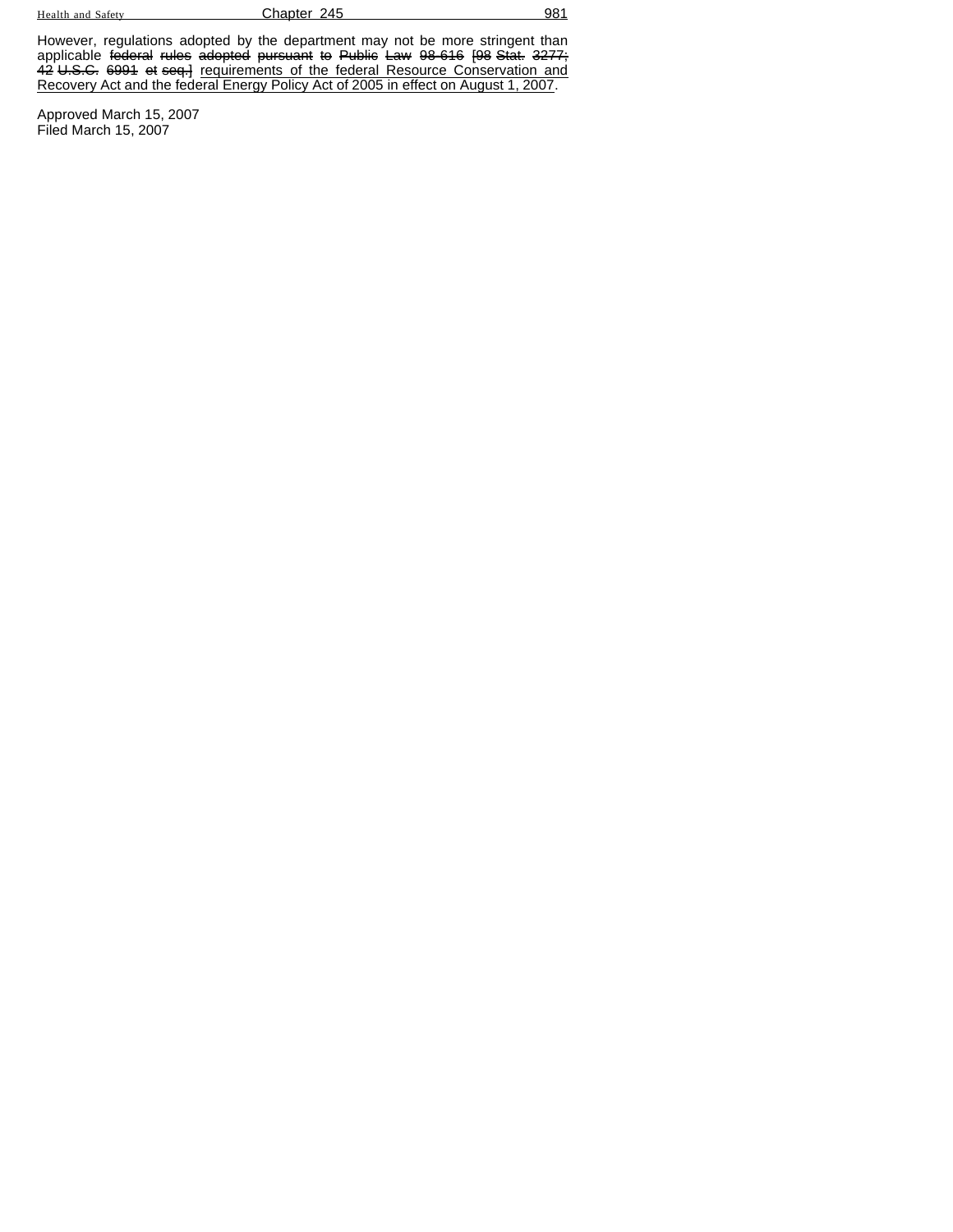However, regulations adopted by the department may not be more stringent than applicable ~~federal rules adopted pursuant to Public Law 98-616 [98 Stat. 3277; 42 U.S.C. 6991 et seq.]~~ <u>requirements of the federal Resource Conservation and Recovery Act and the federal Energy Policy Act of 2005 in effect on August 1, 2007</u>.

Approved March 15, 2007
Filed March 15, 2007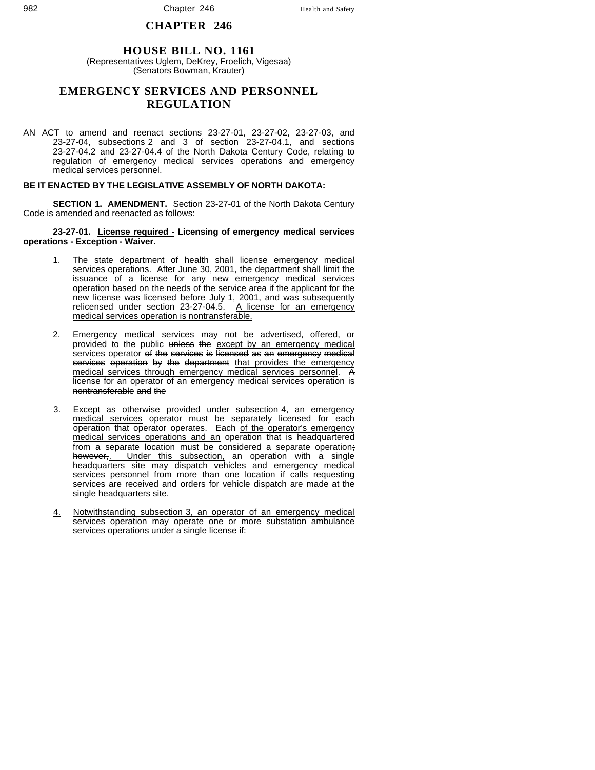# CHAPTER 246

## HOUSE BILL NO. 1161

(Representatives Uglem, DeKrey, Froelich, Vigesaa)
(Senators Bowman, Krauter)

## EMERGENCY SERVICES AND PERSONNEL REGULATION

AN ACT to amend and reenact sections 23-27-01, 23-27-02, 23-27-03, and 23-27-04, subsections 2 and 3 of section 23-27-04.1, and sections 23-27-04.2 and 23-27-04.4 of the North Dakota Century Code, relating to regulation of emergency medical services operations and emergency medical services personnel.

**BE IT ENACTED BY THE LEGISLATIVE ASSEMBLY OF NORTH DAKOTA:**

**SECTION 1. AMENDMENT.** Section 23-27-01 of the North Dakota Century Code is amended and reenacted as follows:

**23-27-01. License required - Licensing of emergency medical services operations - Exception - Waiver.**

1. The state department of health shall license emergency medical services operations. After June 30, 2001, the department shall limit the issuance of a license for any new emergency medical services operation based on the needs of the service area if the applicant for the new license was licensed before July 1, 2001, and was subsequently relicensed under section 23-27-04.5. A license for an emergency medical services operation is nontransferable.

2. Emergency medical services may not be advertised, offered, or provided to the public ~~unless the~~ except by an emergency medical services operator ~~of the services is licensed as an emergency medical services operation by the department~~ that provides the emergency medical services through emergency medical services personnel. ~~A license for an operator of an emergency medical services operation is nontransferable and the~~

3. Except as otherwise provided under subsection 4, an emergency medical services operator must be separately licensed for each ~~operation that operator operates.~~ ~~Each~~ of the operator's emergency medical services operations and an operation that is headquartered from a separate location must be considered a separate operation~~; however,~~. Under this subsection, an operation with a single headquarters site may dispatch vehicles and emergency medical services personnel from more than one location if calls requesting services are received and orders for vehicle dispatch are made at the single headquarters site.

4. Notwithstanding subsection 3, an operator of an emergency medical services operation may operate one or more substation ambulance services operations under a single license if: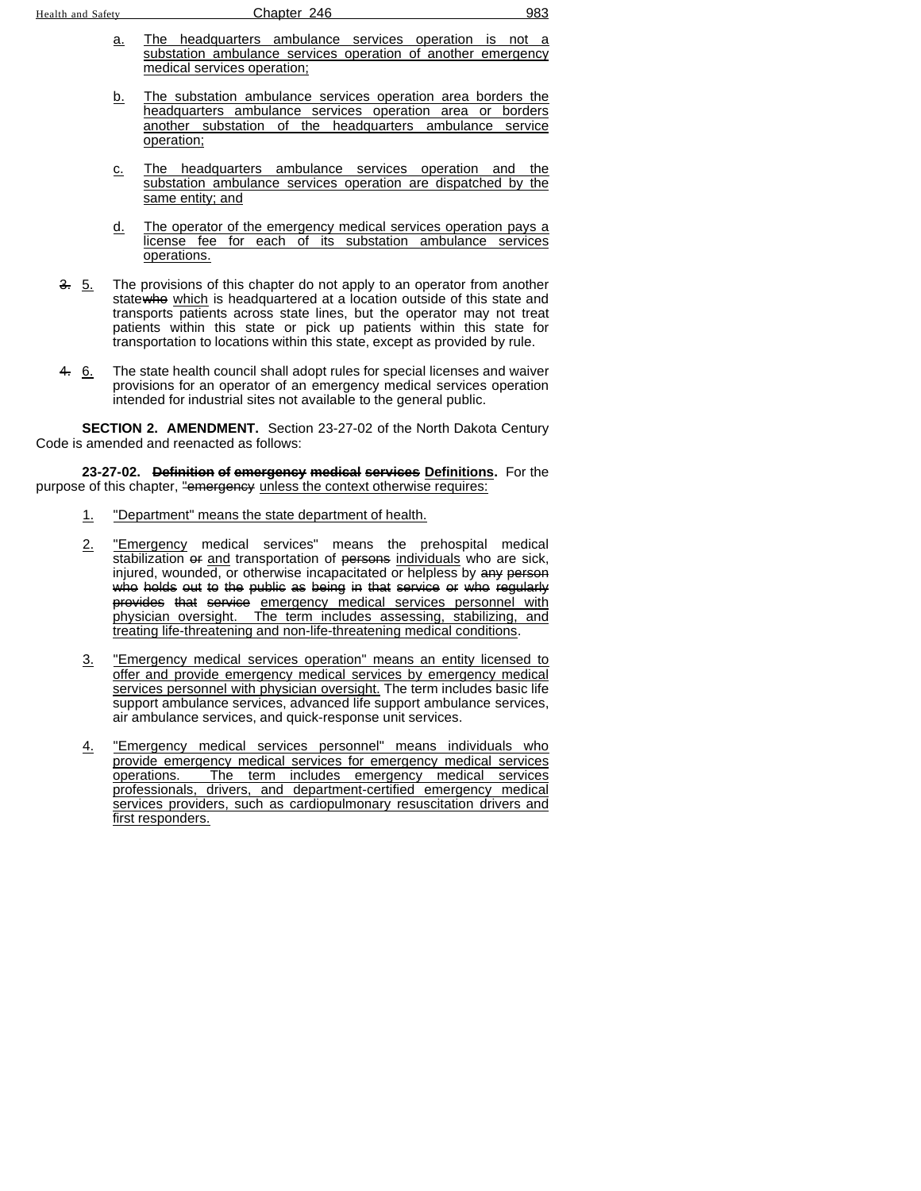a. The headquarters ambulance services operation is not a substation ambulance services operation of another emergency medical services operation;

b. The substation ambulance services operation area borders the headquarters ambulance services operation area or borders another substation of the headquarters ambulance service operation;

c. The headquarters ambulance services operation and the substation ambulance services operation are dispatched by the same entity; and

d. The operator of the emergency medical services operation pays a license fee for each of its substation ambulance services operations.

~~3.~~ 5. The provisions of this chapter do not apply to an operator from another state~~who~~ which is headquartered at a location outside of this state and transports patients across state lines, but the operator may not treat patients within this state or pick up patients within this state for transportation to locations within this state, except as provided by rule.

~~4.~~ 6. The state health council shall adopt rules for special licenses and waiver provisions for an operator of an emergency medical services operation intended for industrial sites not available to the general public.

**SECTION 2. AMENDMENT.** Section 23-27-02 of the North Dakota Century Code is amended and reenacted as follows:

**23-27-02. ~~Definition of emergency medical services~~ Definitions.** For the purpose of this chapter, ~~"emergency~~ unless the context otherwise requires:

1. "Department" means the state department of health.

2. "Emergency medical services" means the prehospital medical stabilization ~~or~~ and transportation of ~~persons~~ individuals who are sick, injured, wounded, or otherwise incapacitated or helpless by ~~any person who holds out to the public as being in that service or who regularly provides that service~~ emergency medical services personnel with physician oversight. The term includes assessing, stabilizing, and treating life-threatening and non-life-threatening medical conditions.

3. "Emergency medical services operation" means an entity licensed to offer and provide emergency medical services by emergency medical services personnel with physician oversight. The term includes basic life support ambulance services, advanced life support ambulance services, air ambulance services, and quick-response unit services.

4. "Emergency medical services personnel" means individuals who provide emergency medical services for emergency medical services operations. The term includes emergency medical services professionals, drivers, and department-certified emergency medical services providers, such as cardiopulmonary resuscitation drivers and first responders.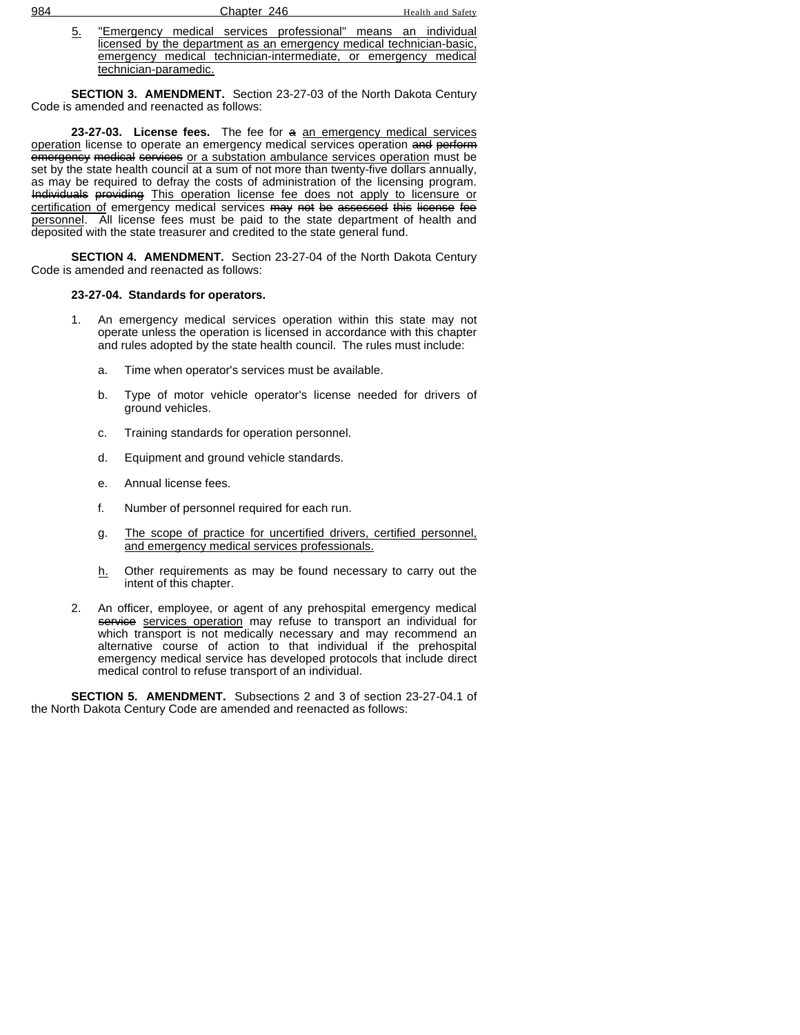<u>5.</u> <u>"Emergency medical services professional" means an individual licensed by the department as an emergency medical technician-basic, emergency medical technician-intermediate, or emergency medical technician-paramedic.</u>

**SECTION 3. AMENDMENT.** Section 23-27-03 of the North Dakota Century Code is amended and reenacted as follows:

**23-27-03. License fees.** The fee for ~~a~~ <u>an emergency medical services operation</u> license to operate an emergency medical services operation ~~and perform emergency medical services~~ <u>or a substation ambulance services operation</u> must be set by the state health council at a sum of not more than twenty-five dollars annually, as may be required to defray the costs of administration of the licensing program. ~~Individuals providing~~ <u>This operation license fee does not apply to licensure or certification of</u> emergency medical services ~~may not be assessed this license fee~~ <u>personnel</u>. All license fees must be paid to the state department of health and deposited with the state treasurer and credited to the state general fund.

**SECTION 4. AMENDMENT.** Section 23-27-04 of the North Dakota Century Code is amended and reenacted as follows:

**23-27-04. Standards for operators.**

1. An emergency medical services operation within this state may not operate unless the operation is licensed in accordance with this chapter and rules adopted by the state health council. The rules must include:

   a. Time when operator's services must be available.

   b. Type of motor vehicle operator's license needed for drivers of ground vehicles.

   c. Training standards for operation personnel.

   d. Equipment and ground vehicle standards.

   e. Annual license fees.

   f. Number of personnel required for each run.

   g. <u>The scope of practice for uncertified drivers, certified personnel, and emergency medical services professionals.</u>

   <u>h.</u> Other requirements as may be found necessary to carry out the intent of this chapter.

2. An officer, employee, or agent of any prehospital emergency medical ~~service~~ <u>services operation</u> may refuse to transport an individual for which transport is not medically necessary and may recommend an alternative course of action to that individual if the prehospital emergency medical service has developed protocols that include direct medical control to refuse transport of an individual.

**SECTION 5. AMENDMENT.** Subsections 2 and 3 of section 23-27-04.1 of the North Dakota Century Code are amended and reenacted as follows: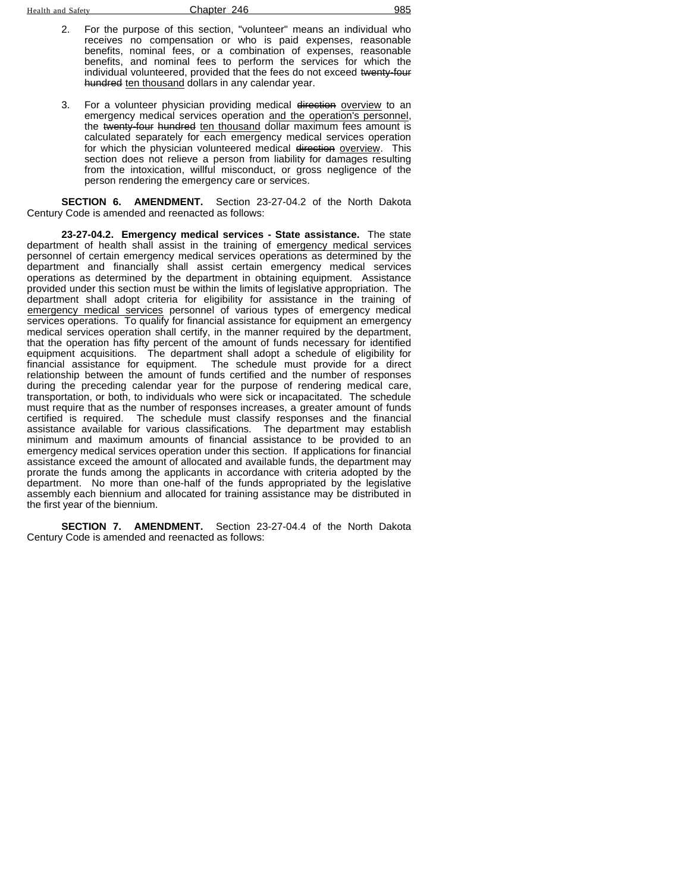2. For the purpose of this section, "volunteer" means an individual who receives no compensation or who is paid expenses, reasonable benefits, nominal fees, or a combination of expenses, reasonable benefits, and nominal fees to perform the services for which the individual volunteered, provided that the fees do not exceed ~~twenty-four hundred~~ <u>ten thousand</u> dollars in any calendar year.

3. For a volunteer physician providing medical ~~direction~~ <u>overview</u> to an emergency medical services operation <u>and the operation's personnel</u>, the ~~twenty-four~~ ~~hundred~~ <u>ten thousand</u> dollar maximum fees amount is calculated separately for each emergency medical services operation for which the physician volunteered medical ~~direction~~ <u>overview</u>. This section does not relieve a person from liability for damages resulting from the intoxication, willful misconduct, or gross negligence of the person rendering the emergency care or services.

**SECTION 6. AMENDMENT.** Section 23-27-04.2 of the North Dakota Century Code is amended and reenacted as follows:

**23-27-04.2. Emergency medical services - State assistance.** The state department of health shall assist in the training of <u>emergency medical services</u> personnel of certain emergency medical services operations as determined by the department and financially shall assist certain emergency medical services operations as determined by the department in obtaining equipment. Assistance provided under this section must be within the limits of legislative appropriation. The department shall adopt criteria for eligibility for assistance in the training of <u>emergency medical services</u> personnel of various types of emergency medical services operations. To qualify for financial assistance for equipment an emergency medical services operation shall certify, in the manner required by the department, that the operation has fifty percent of the amount of funds necessary for identified equipment acquisitions. The department shall adopt a schedule of eligibility for financial assistance for equipment. The schedule must provide for a direct relationship between the amount of funds certified and the number of responses during the preceding calendar year for the purpose of rendering medical care, transportation, or both, to individuals who were sick or incapacitated. The schedule must require that as the number of responses increases, a greater amount of funds certified is required. The schedule must classify responses and the financial assistance available for various classifications. The department may establish minimum and maximum amounts of financial assistance to be provided to an emergency medical services operation under this section. If applications for financial assistance exceed the amount of allocated and available funds, the department may prorate the funds among the applicants in accordance with criteria adopted by the department. No more than one-half of the funds appropriated by the legislative assembly each biennium and allocated for training assistance may be distributed in the first year of the biennium.

**SECTION 7. AMENDMENT.** Section 23-27-04.4 of the North Dakota Century Code is amended and reenacted as follows: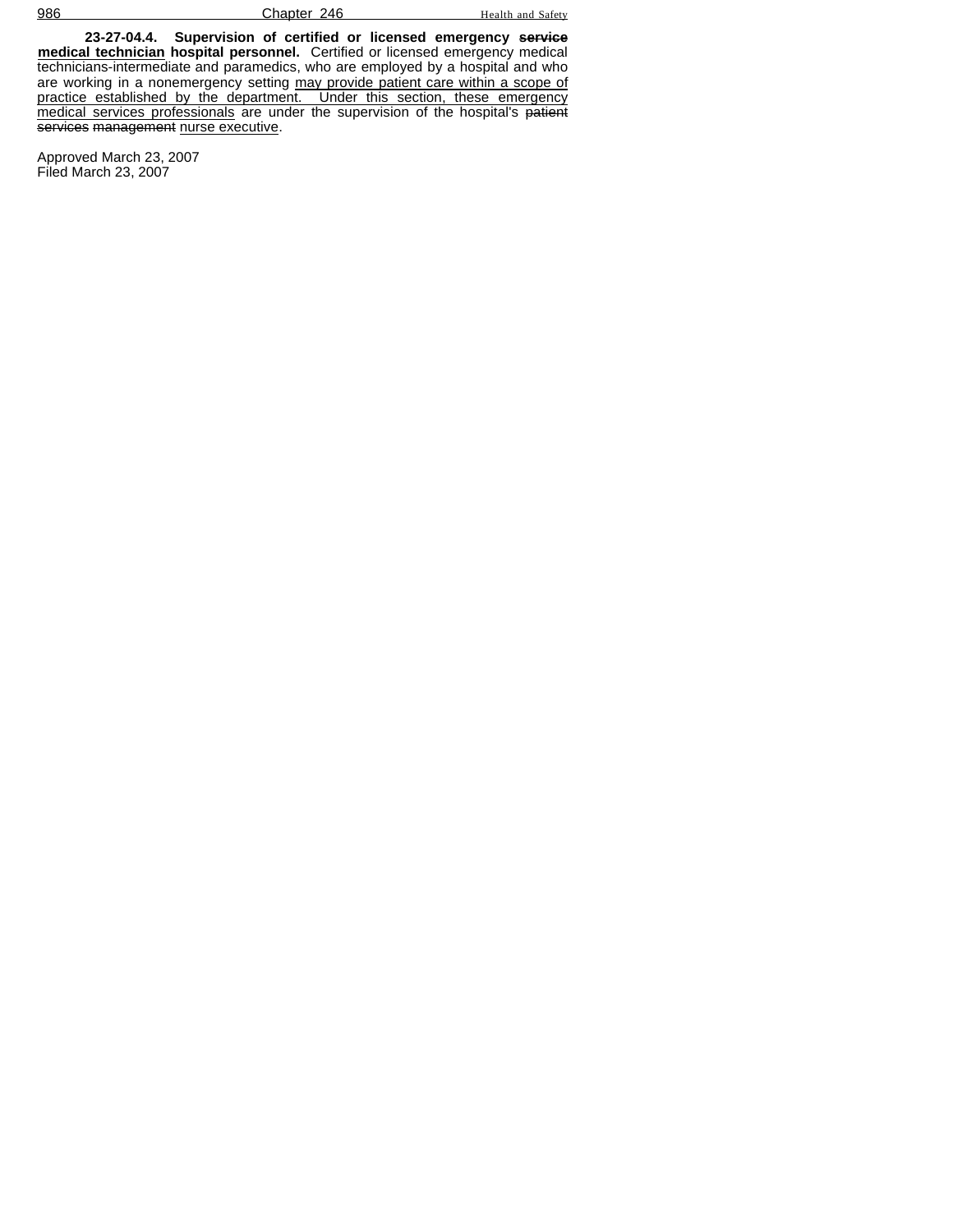**23-27-04.4. Supervision of certified or licensed emergency ~~service~~ medical technician hospital personnel.** Certified or licensed emergency medical technicians-intermediate and paramedics, who are employed by a hospital and who are working in a nonemergency setting may provide patient care within a scope of practice established by the department. Under this section, these emergency medical services professionals are under the supervision of the hospital's ~~patient services management~~ nurse executive.

Approved March 23, 2007
Filed March 23, 2007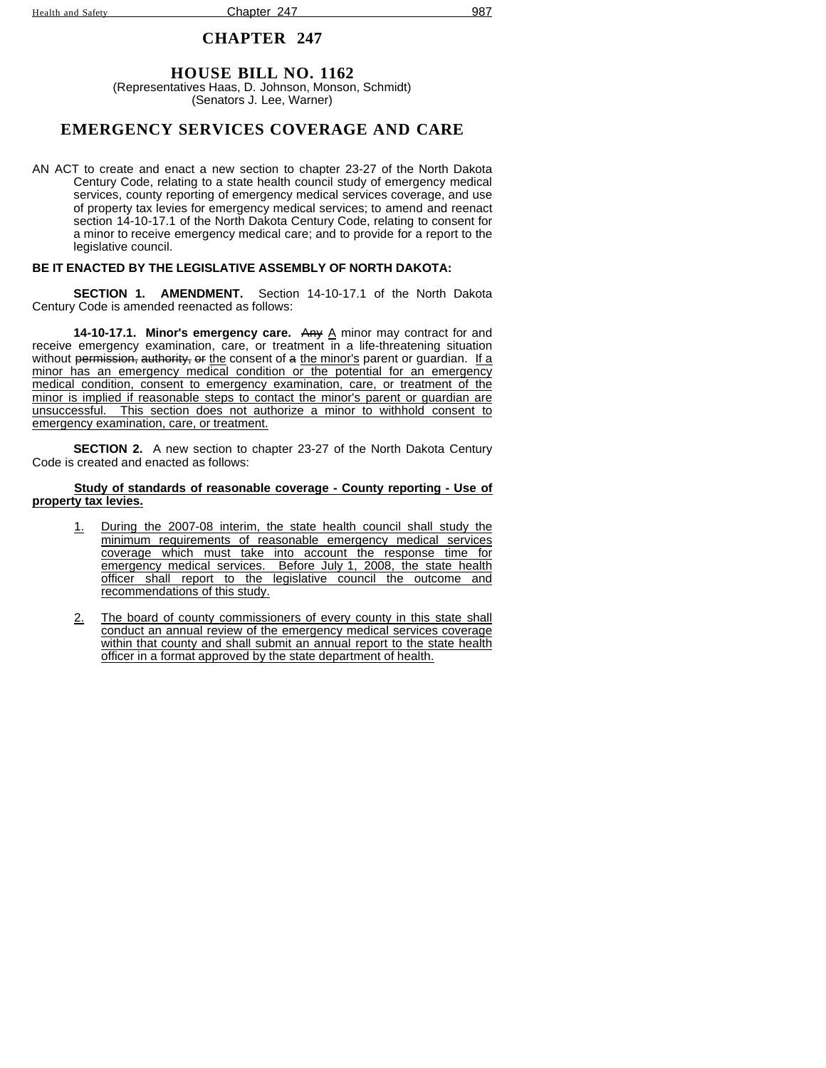# CHAPTER 247

## HOUSE BILL NO. 1162

(Representatives Haas, D. Johnson, Monson, Schmidt)
(Senators J. Lee, Warner)

## EMERGENCY SERVICES COVERAGE AND CARE

AN ACT to create and enact a new section to chapter 23-27 of the North Dakota Century Code, relating to a state health council study of emergency medical services, county reporting of emergency medical services coverage, and use of property tax levies for emergency medical services; to amend and reenact section 14-10-17.1 of the North Dakota Century Code, relating to consent for a minor to receive emergency medical care; and to provide for a report to the legislative council.

**BE IT ENACTED BY THE LEGISLATIVE ASSEMBLY OF NORTH DAKOTA:**

**SECTION 1. AMENDMENT.** Section 14-10-17.1 of the North Dakota Century Code is amended reenacted as follows:

**14-10-17.1. Minor's emergency care.** ~~Any~~ A minor may contract for and receive emergency examination, care, or treatment in a life-threatening situation without ~~permission, authority, or~~ the consent of ~~a~~ the minor's parent or guardian. If a minor has an emergency medical condition or the potential for an emergency medical condition, consent to emergency examination, care, or treatment of the minor is implied if reasonable steps to contact the minor's parent or guardian are unsuccessful. This section does not authorize a minor to withhold consent to emergency examination, care, or treatment.

**SECTION 2.** A new section to chapter 23-27 of the North Dakota Century Code is created and enacted as follows:

**Study of standards of reasonable coverage - County reporting - Use of property tax levies.**

1. During the 2007-08 interim, the state health council shall study the minimum requirements of reasonable emergency medical services coverage which must take into account the response time for emergency medical services. Before July 1, 2008, the state health officer shall report to the legislative council the outcome and recommendations of this study.

2. The board of county commissioners of every county in this state shall conduct an annual review of the emergency medical services coverage within that county and shall submit an annual report to the state health officer in a format approved by the state department of health.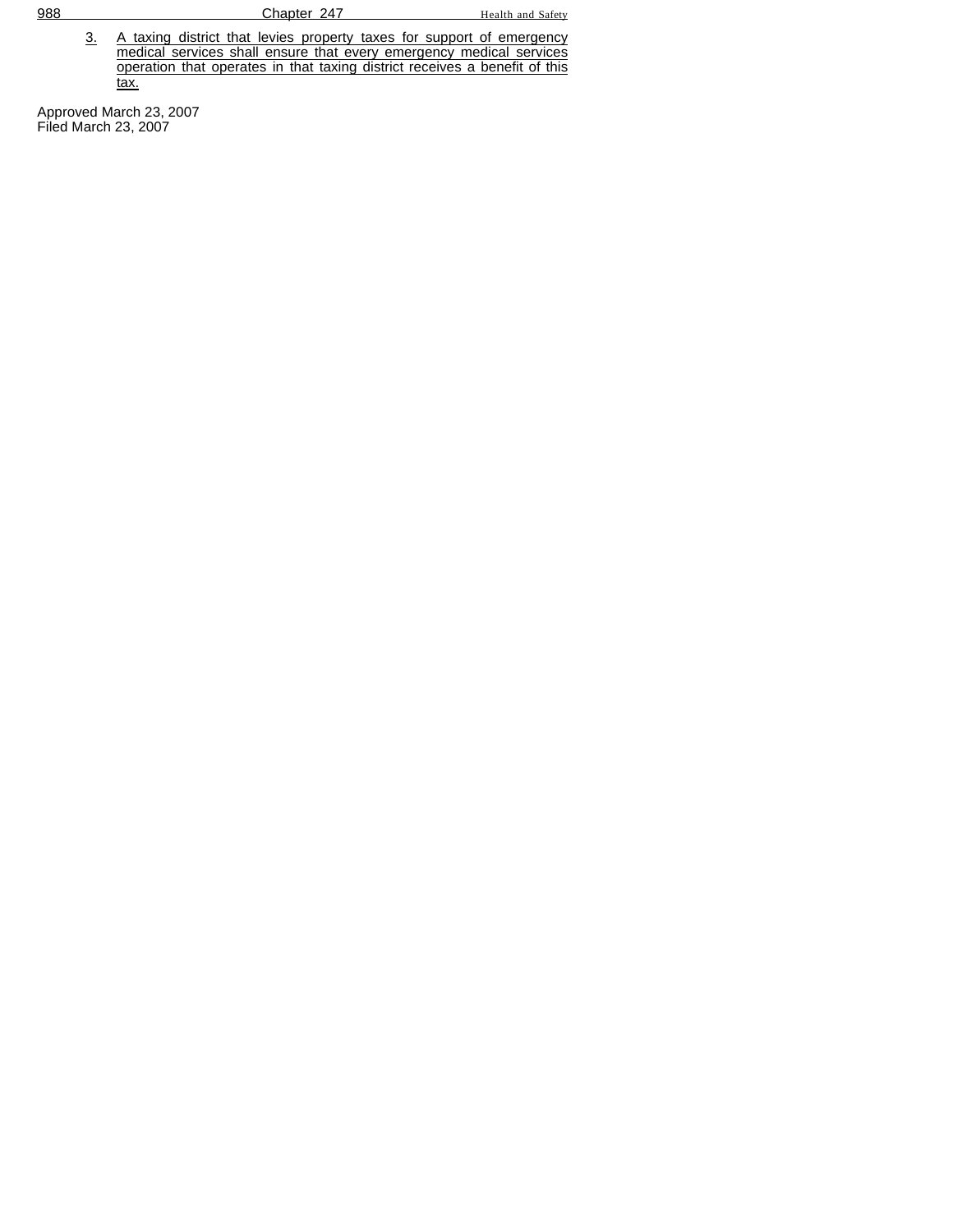3. A taxing district that levies property taxes for support of emergency medical services shall ensure that every emergency medical services operation that operates in that taxing district receives a benefit of this tax.

Approved March 23, 2007
Filed March 23, 2007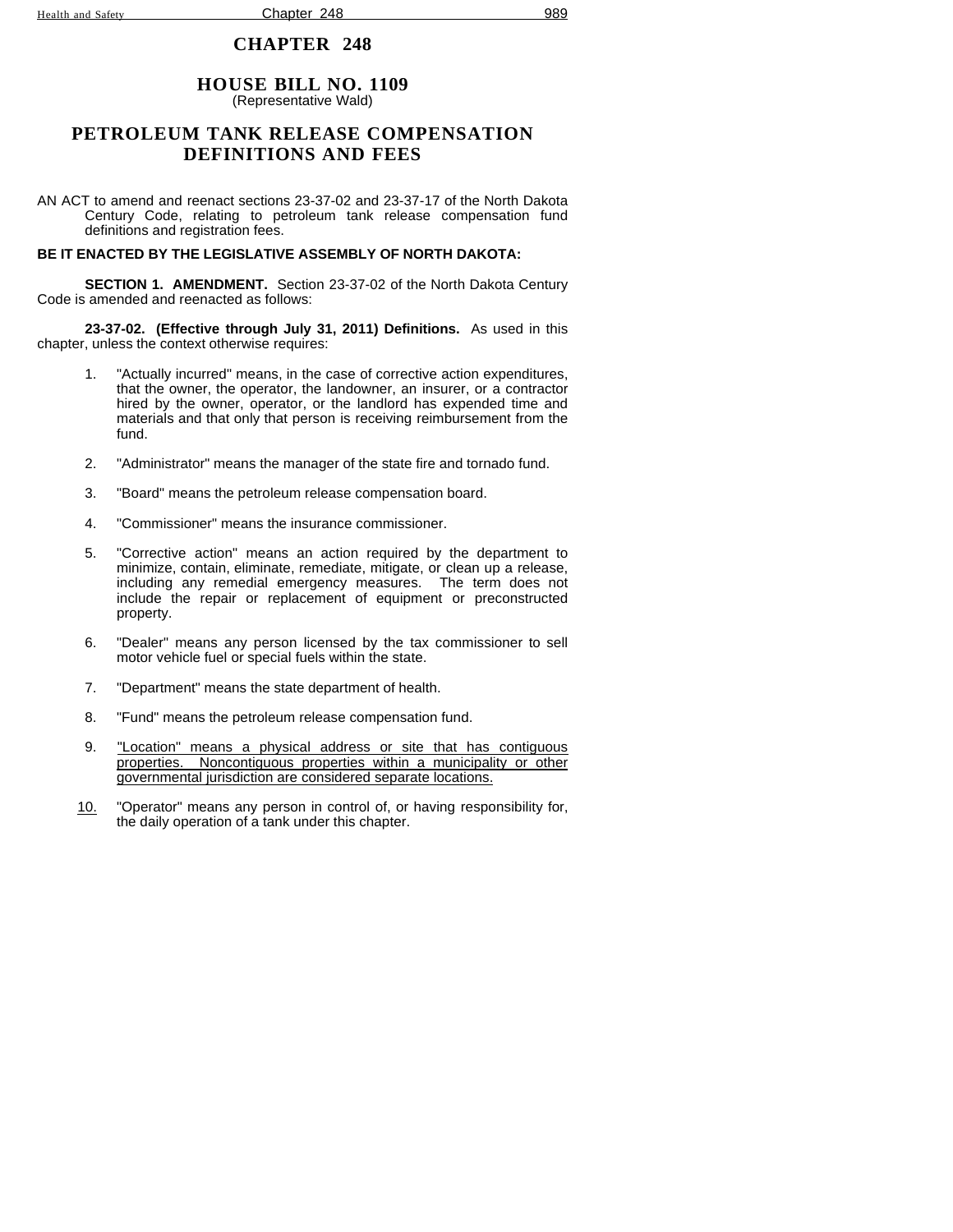# CHAPTER 248

## HOUSE BILL NO. 1109
(Representative Wald)

## PETROLEUM TANK RELEASE COMPENSATION DEFINITIONS AND FEES

AN ACT to amend and reenact sections 23-37-02 and 23-37-17 of the North Dakota Century Code, relating to petroleum tank release compensation fund definitions and registration fees.

**BE IT ENACTED BY THE LEGISLATIVE ASSEMBLY OF NORTH DAKOTA:**

**SECTION 1. AMENDMENT.** Section 23-37-02 of the North Dakota Century Code is amended and reenacted as follows:

**23-37-02. (Effective through July 31, 2011) Definitions.** As used in this chapter, unless the context otherwise requires:

1. "Actually incurred" means, in the case of corrective action expenditures, that the owner, the operator, the landowner, an insurer, or a contractor hired by the owner, operator, or the landlord has expended time and materials and that only that person is receiving reimbursement from the fund.
2. "Administrator" means the manager of the state fire and tornado fund.
3. "Board" means the petroleum release compensation board.
4. "Commissioner" means the insurance commissioner.
5. "Corrective action" means an action required by the department to minimize, contain, eliminate, remediate, mitigate, or clean up a release, including any remedial emergency measures. The term does not include the repair or replacement of equipment or preconstructed property.
6. "Dealer" means any person licensed by the tax commissioner to sell motor vehicle fuel or special fuels within the state.
7. "Department" means the state department of health.
8. "Fund" means the petroleum release compensation fund.
9. "Location" means a physical address or site that has contiguous properties. Noncontiguous properties within a municipality or other governmental jurisdiction are considered separate locations.
10. "Operator" means any person in control of, or having responsibility for, the daily operation of a tank under this chapter.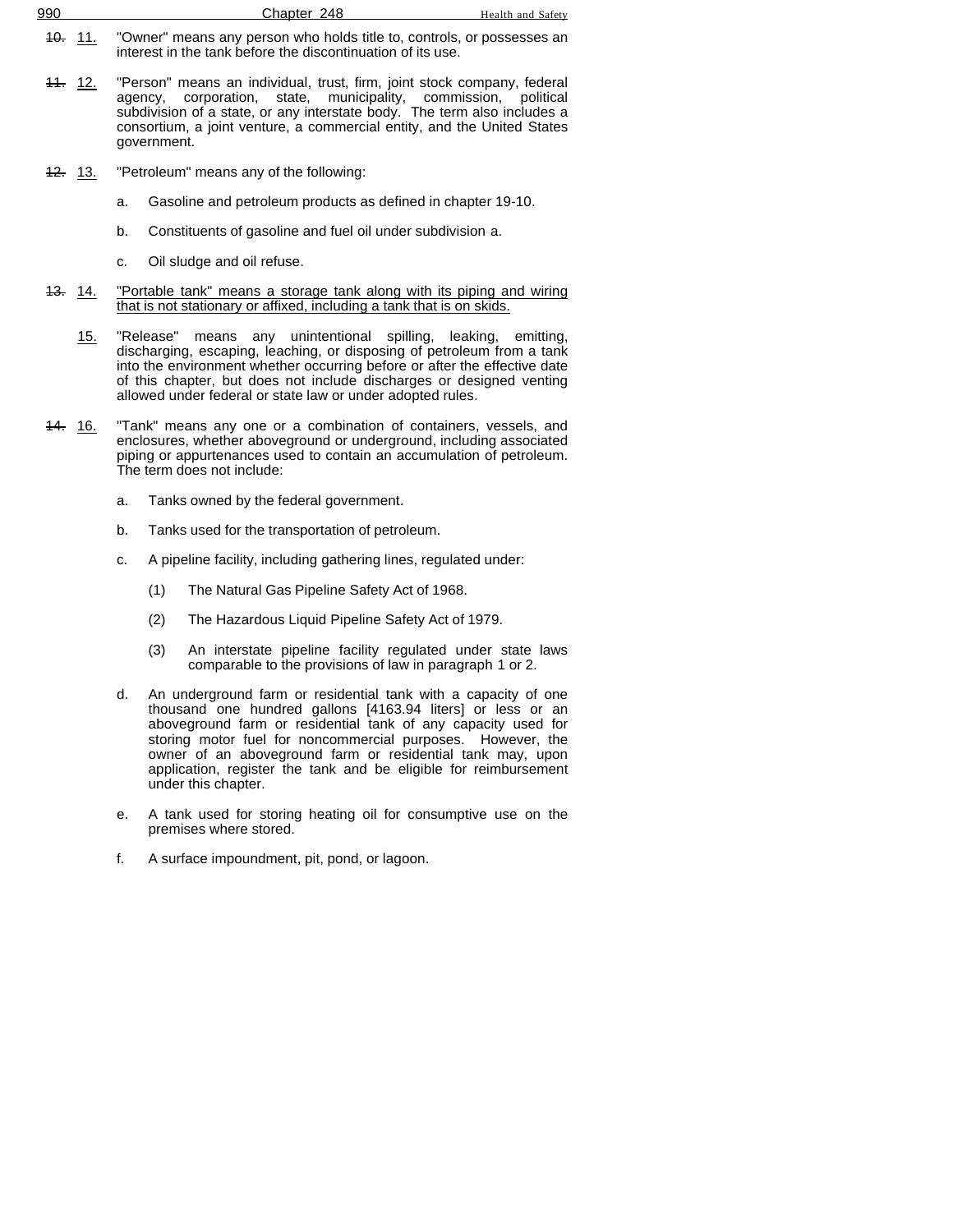~~10.~~ 11. "Owner" means any person who holds title to, controls, or possesses an interest in the tank before the discontinuation of its use.

~~11.~~ 12. "Person" means an individual, trust, firm, joint stock company, federal agency, corporation, state, municipality, commission, political subdivision of a state, or any interstate body. The term also includes a consortium, a joint venture, a commercial entity, and the United States government.

~~12.~~ 13. "Petroleum" means any of the following:

a. Gasoline and petroleum products as defined in chapter 19-10.

b. Constituents of gasoline and fuel oil under subdivision a.

c. Oil sludge and oil refuse.

~~13.~~ 14. <u>"Portable tank" means a storage tank along with its piping and wiring that is not stationary or affixed, including a tank that is on skids.</u>

<u>15.</u> "Release" means any unintentional spilling, leaking, emitting, discharging, escaping, leaching, or disposing of petroleum from a tank into the environment whether occurring before or after the effective date of this chapter, but does not include discharges or designed venting allowed under federal or state law or under adopted rules.

~~14.~~ 16. "Tank" means any one or a combination of containers, vessels, and enclosures, whether aboveground or underground, including associated piping or appurtenances used to contain an accumulation of petroleum. The term does not include:

a. Tanks owned by the federal government.

b. Tanks used for the transportation of petroleum.

c. A pipeline facility, including gathering lines, regulated under:

(1) The Natural Gas Pipeline Safety Act of 1968.

(2) The Hazardous Liquid Pipeline Safety Act of 1979.

(3) An interstate pipeline facility regulated under state laws comparable to the provisions of law in paragraph 1 or 2.

d. An underground farm or residential tank with a capacity of one thousand one hundred gallons [4163.94 liters] or less or an aboveground farm or residential tank of any capacity used for storing motor fuel for noncommercial purposes. However, the owner of an aboveground farm or residential tank may, upon application, register the tank and be eligible for reimbursement under this chapter.

e. A tank used for storing heating oil for consumptive use on the premises where stored.

f. A surface impoundment, pit, pond, or lagoon.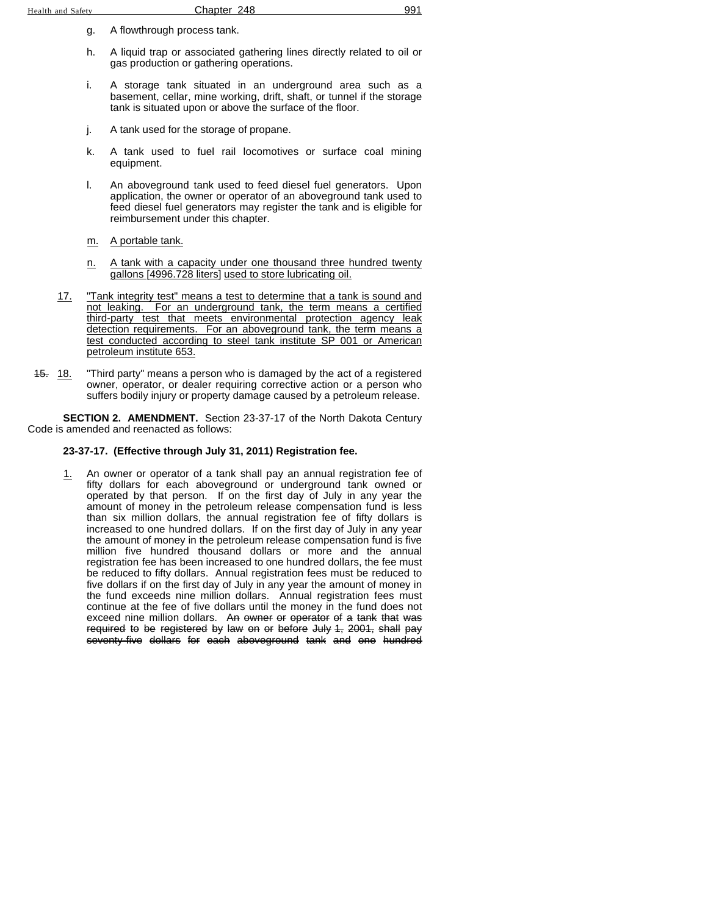g. A flowthrough process tank.

h. A liquid trap or associated gathering lines directly related to oil or gas production or gathering operations.

i. A storage tank situated in an underground area such as a basement, cellar, mine working, drift, shaft, or tunnel if the storage tank is situated upon or above the surface of the floor.

j. A tank used for the storage of propane.

k. A tank used to fuel rail locomotives or surface coal mining equipment.

l. An aboveground tank used to feed diesel fuel generators. Upon application, the owner or operator of an aboveground tank used to feed diesel fuel generators may register the tank and is eligible for reimbursement under this chapter.

<u>m.</u> <u>A portable tank.</u>

<u>n.</u> <u>A tank with a capacity under one thousand three hundred twenty gallons [4996.728 liters] used to store lubricating oil.</u>

<u>17.</u> <u>"Tank integrity test" means a test to determine that a tank is sound and not leaking. For an underground tank, the term means a certified third-party test that meets environmental protection agency leak detection requirements. For an aboveground tank, the term means a test conducted according to steel tank institute SP 001 or American petroleum institute 653.</u>

~~15.~~ <u>18.</u> "Third party" means a person who is damaged by the act of a registered owner, operator, or dealer requiring corrective action or a person who suffers bodily injury or property damage caused by a petroleum release.

**SECTION 2. AMENDMENT.** Section 23-37-17 of the North Dakota Century Code is amended and reenacted as follows:

**23-37-17. (Effective through July 31, 2011) Registration fee.**

<u>1.</u> An owner or operator of a tank shall pay an annual registration fee of fifty dollars for each aboveground or underground tank owned or operated by that person. If on the first day of July in any year the amount of money in the petroleum release compensation fund is less than six million dollars, the annual registration fee of fifty dollars is increased to one hundred dollars. If on the first day of July in any year the amount of money in the petroleum release compensation fund is five million five hundred thousand dollars or more and the annual registration fee has been increased to one hundred dollars, the fee must be reduced to fifty dollars. Annual registration fees must be reduced to five dollars if on the first day of July in any year the amount of money in the fund exceeds nine million dollars. Annual registration fees must continue at the fee of five dollars until the money in the fund does not exceed nine million dollars. ~~An owner or operator of a tank that was required to be registered by law on or before July 1, 2001, shall pay seventy-five dollars for each aboveground tank and one hundred~~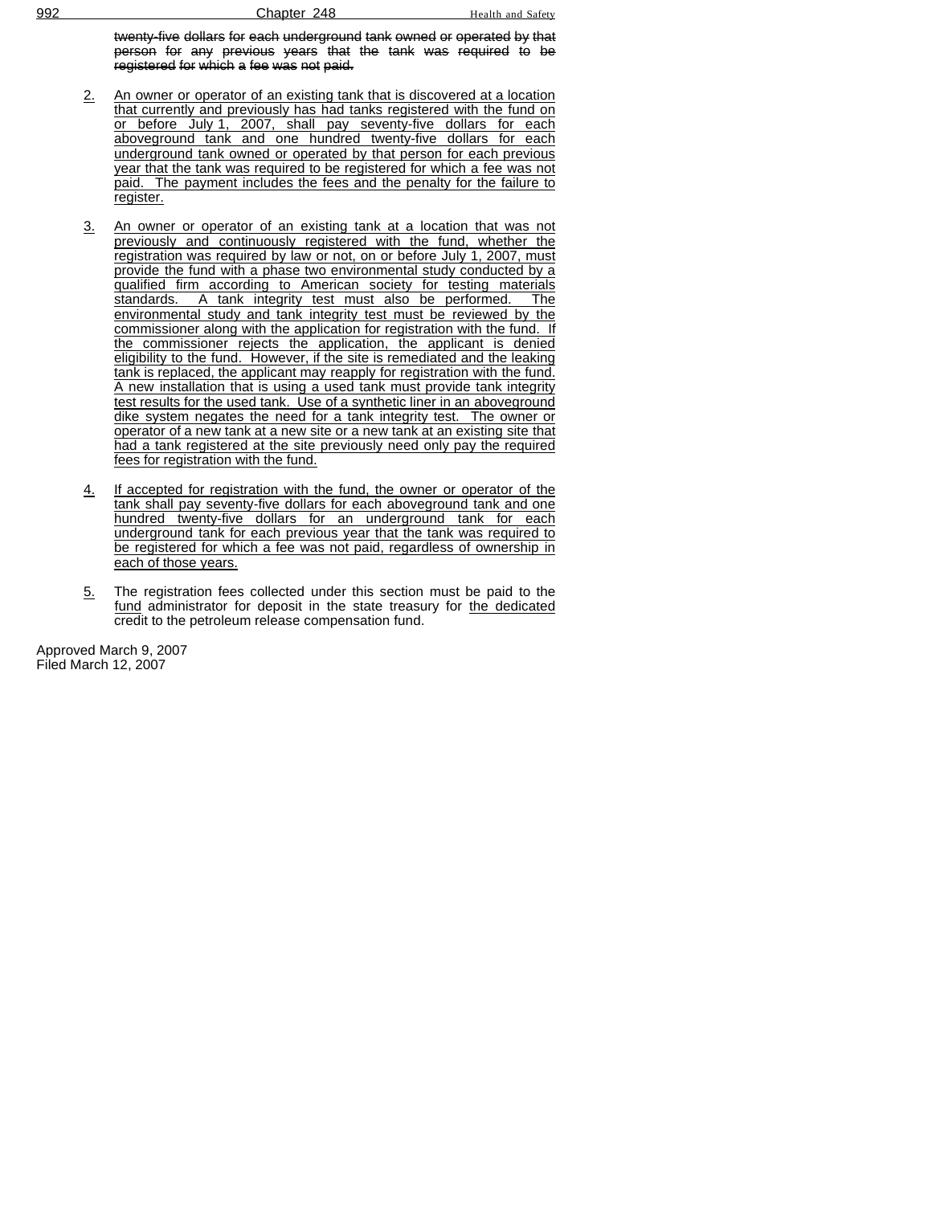~~twenty-five dollars for each underground tank owned or operated by that person for any previous years that the tank was required to be registered for which a fee was not paid.~~

2. An owner or operator of an existing tank that is discovered at a location that currently and previously has had tanks registered with the fund on or before July 1, 2007, shall pay seventy-five dollars for each aboveground tank and one hundred twenty-five dollars for each underground tank owned or operated by that person for each previous year that the tank was required to be registered for which a fee was not paid. The payment includes the fees and the penalty for the failure to register.

3. An owner or operator of an existing tank at a location that was not previously and continuously registered with the fund, whether the registration was required by law or not, on or before July 1, 2007, must provide the fund with a phase two environmental study conducted by a qualified firm according to American society for testing materials standards. A tank integrity test must also be performed. The environmental study and tank integrity test must be reviewed by the commissioner along with the application for registration with the fund. If the commissioner rejects the application, the applicant is denied eligibility to the fund. However, if the site is remediated and the leaking tank is replaced, the applicant may reapply for registration with the fund. A new installation that is using a used tank must provide tank integrity test results for the used tank. Use of a synthetic liner in an aboveground dike system negates the need for a tank integrity test. The owner or operator of a new tank at a new site or a new tank at an existing site that had a tank registered at the site previously need only pay the required fees for registration with the fund.

4. If accepted for registration with the fund, the owner or operator of the tank shall pay seventy-five dollars for each aboveground tank and one hundred twenty-five dollars for an underground tank for each underground tank for each previous year that the tank was required to be registered for which a fee was not paid, regardless of ownership in each of those years.

5. The registration fees collected under this section must be paid to the fund administrator for deposit in the state treasury for the dedicated credit to the petroleum release compensation fund.

Approved March 9, 2007
Filed March 12, 2007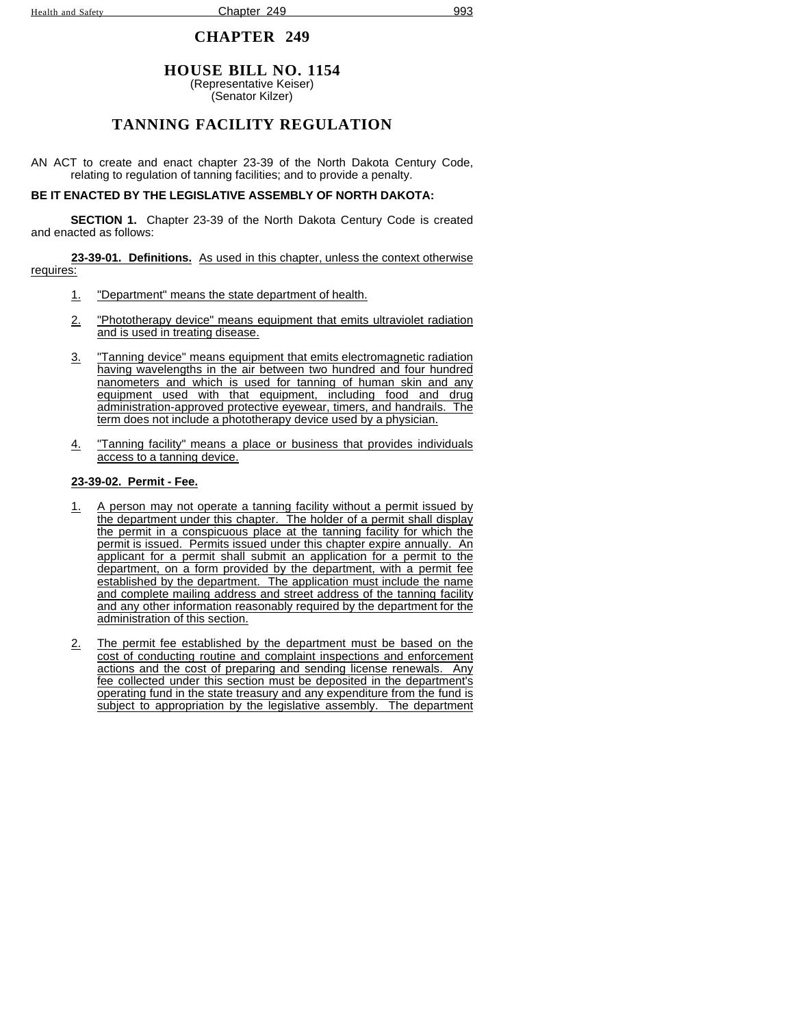# CHAPTER 249

## HOUSE BILL NO. 1154

(Representative Keiser)
(Senator Kilzer)

## TANNING FACILITY REGULATION

AN ACT to create and enact chapter 23-39 of the North Dakota Century Code, relating to regulation of tanning facilities; and to provide a penalty.

**BE IT ENACTED BY THE LEGISLATIVE ASSEMBLY OF NORTH DAKOTA:**

**SECTION 1.** Chapter 23-39 of the North Dakota Century Code is created and enacted as follows:

**23-39-01. Definitions.** As used in this chapter, unless the context otherwise requires:

1. "Department" means the state department of health.

2. "Phototherapy device" means equipment that emits ultraviolet radiation and is used in treating disease.

3. "Tanning device" means equipment that emits electromagnetic radiation having wavelengths in the air between two hundred and four hundred nanometers and which is used for tanning of human skin and any equipment used with that equipment, including food and drug administration-approved protective eyewear, timers, and handrails. The term does not include a phototherapy device used by a physician.

4. "Tanning facility" means a place or business that provides individuals access to a tanning device.

**23-39-02. Permit - Fee.**

1. A person may not operate a tanning facility without a permit issued by the department under this chapter. The holder of a permit shall display the permit in a conspicuous place at the tanning facility for which the permit is issued. Permits issued under this chapter expire annually. An applicant for a permit shall submit an application for a permit to the department, on a form provided by the department, with a permit fee established by the department. The application must include the name and complete mailing address and street address of the tanning facility and any other information reasonably required by the department for the administration of this section.

2. The permit fee established by the department must be based on the cost of conducting routine and complaint inspections and enforcement actions and the cost of preparing and sending license renewals. Any fee collected under this section must be deposited in the department's operating fund in the state treasury and any expenditure from the fund is subject to appropriation by the legislative assembly. The department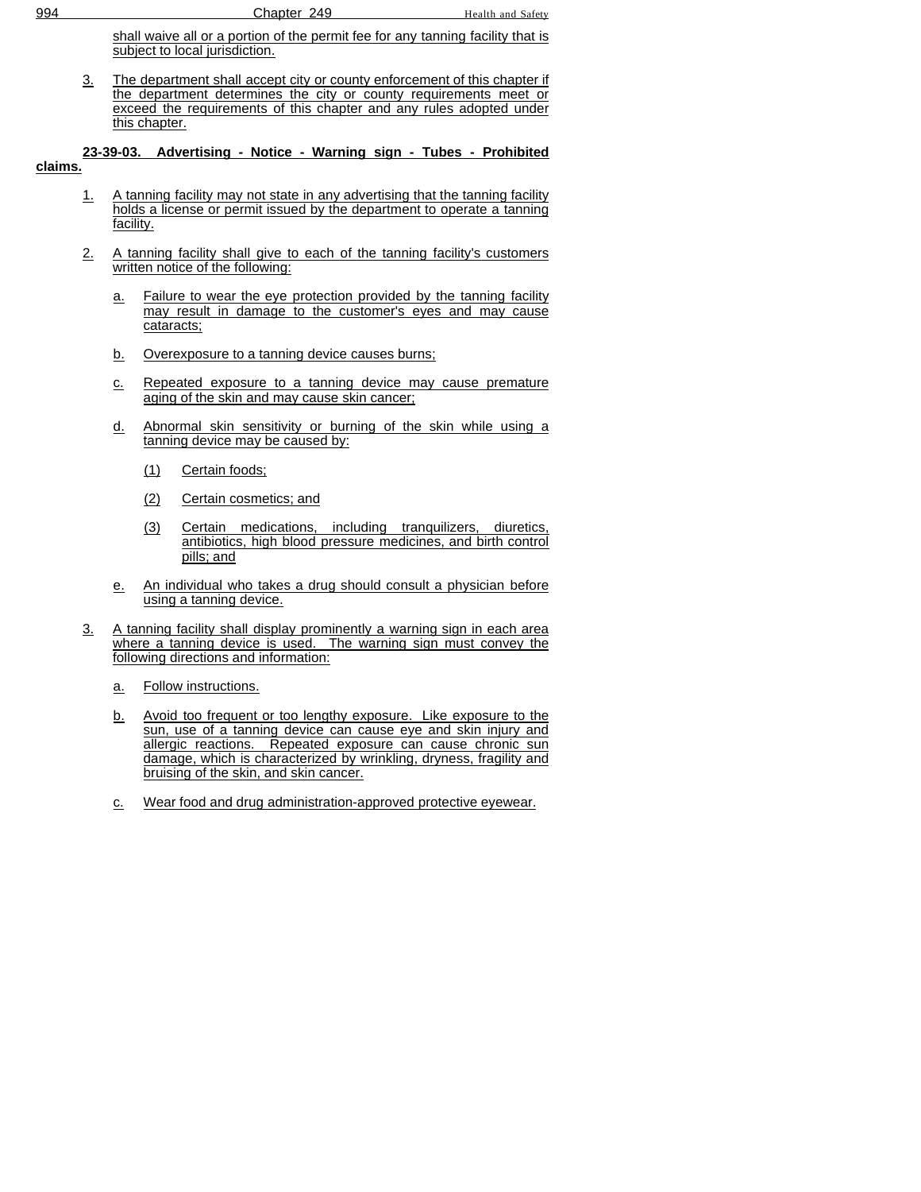shall waive all or a portion of the permit fee for any tanning facility that is subject to local jurisdiction.

3. The department shall accept city or county enforcement of this chapter if the department determines the city or county requirements meet or exceed the requirements of this chapter and any rules adopted under this chapter.

**23-39-03. Advertising - Notice - Warning sign - Tubes - Prohibited claims.**

1. A tanning facility may not state in any advertising that the tanning facility holds a license or permit issued by the department to operate a tanning facility.

2. A tanning facility shall give to each of the tanning facility's customers written notice of the following:

   a. Failure to wear the eye protection provided by the tanning facility may result in damage to the customer's eyes and may cause cataracts;

   b. Overexposure to a tanning device causes burns;

   c. Repeated exposure to a tanning device may cause premature aging of the skin and may cause skin cancer;

   d. Abnormal skin sensitivity or burning of the skin while using a tanning device may be caused by:

      (1) Certain foods;

      (2) Certain cosmetics; and

      (3) Certain medications, including tranquilizers, diuretics, antibiotics, high blood pressure medicines, and birth control pills; and

   e. An individual who takes a drug should consult a physician before using a tanning device.

3. A tanning facility shall display prominently a warning sign in each area where a tanning device is used. The warning sign must convey the following directions and information:

   a. Follow instructions.

   b. Avoid too frequent or too lengthy exposure. Like exposure to the sun, use of a tanning device can cause eye and skin injury and allergic reactions. Repeated exposure can cause chronic sun damage, which is characterized by wrinkling, dryness, fragility and bruising of the skin, and skin cancer.

   c. Wear food and drug administration-approved protective eyewear.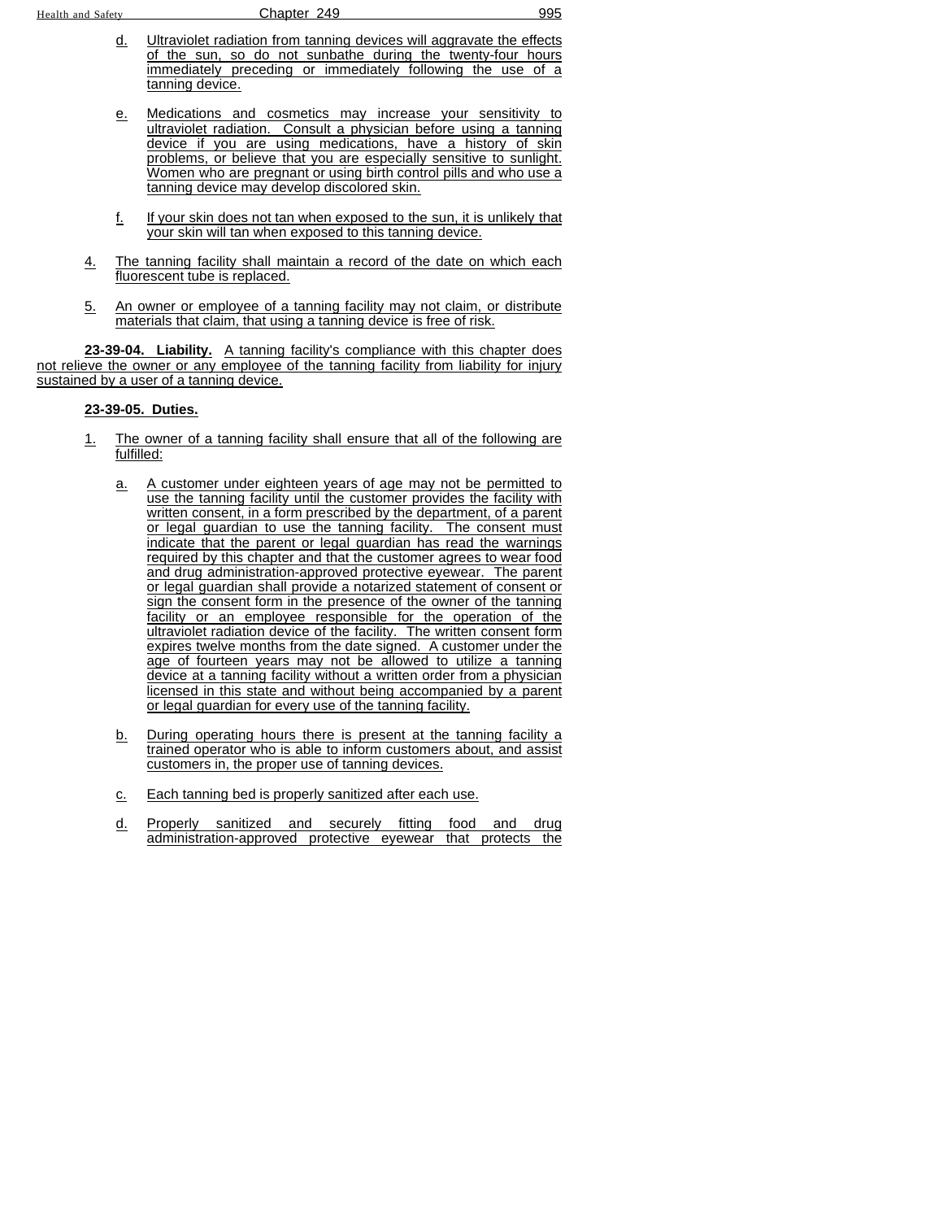d. Ultraviolet radiation from tanning devices will aggravate the effects of the sun, so do not sunbathe during the twenty-four hours immediately preceding or immediately following the use of a tanning device.

e. Medications and cosmetics may increase your sensitivity to ultraviolet radiation. Consult a physician before using a tanning device if you are using medications, have a history of skin problems, or believe that you are especially sensitive to sunlight. Women who are pregnant or using birth control pills and who use a tanning device may develop discolored skin.

f. If your skin does not tan when exposed to the sun, it is unlikely that your skin will tan when exposed to this tanning device.

4. The tanning facility shall maintain a record of the date on which each fluorescent tube is replaced.

5. An owner or employee of a tanning facility may not claim, or distribute materials that claim, that using a tanning device is free of risk.

**23-39-04. Liability.** A tanning facility's compliance with this chapter does not relieve the owner or any employee of the tanning facility from liability for injury sustained by a user of a tanning device.

**23-39-05. Duties.**

1. The owner of a tanning facility shall ensure that all of the following are fulfilled:

   a. A customer under eighteen years of age may not be permitted to use the tanning facility until the customer provides the facility with written consent, in a form prescribed by the department, of a parent or legal guardian to use the tanning facility. The consent must indicate that the parent or legal guardian has read the warnings required by this chapter and that the customer agrees to wear food and drug administration-approved protective eyewear. The parent or legal guardian shall provide a notarized statement of consent or sign the consent form in the presence of the owner of the tanning facility or an employee responsible for the operation of the ultraviolet radiation device of the facility. The written consent form expires twelve months from the date signed. A customer under the age of fourteen years may not be allowed to utilize a tanning device at a tanning facility without a written order from a physician licensed in this state and without being accompanied by a parent or legal guardian for every use of the tanning facility.

   b. During operating hours there is present at the tanning facility a trained operator who is able to inform customers about, and assist customers in, the proper use of tanning devices.

   c. Each tanning bed is properly sanitized after each use.

   d. Properly sanitized and securely fitting food and drug administration-approved protective eyewear that protects the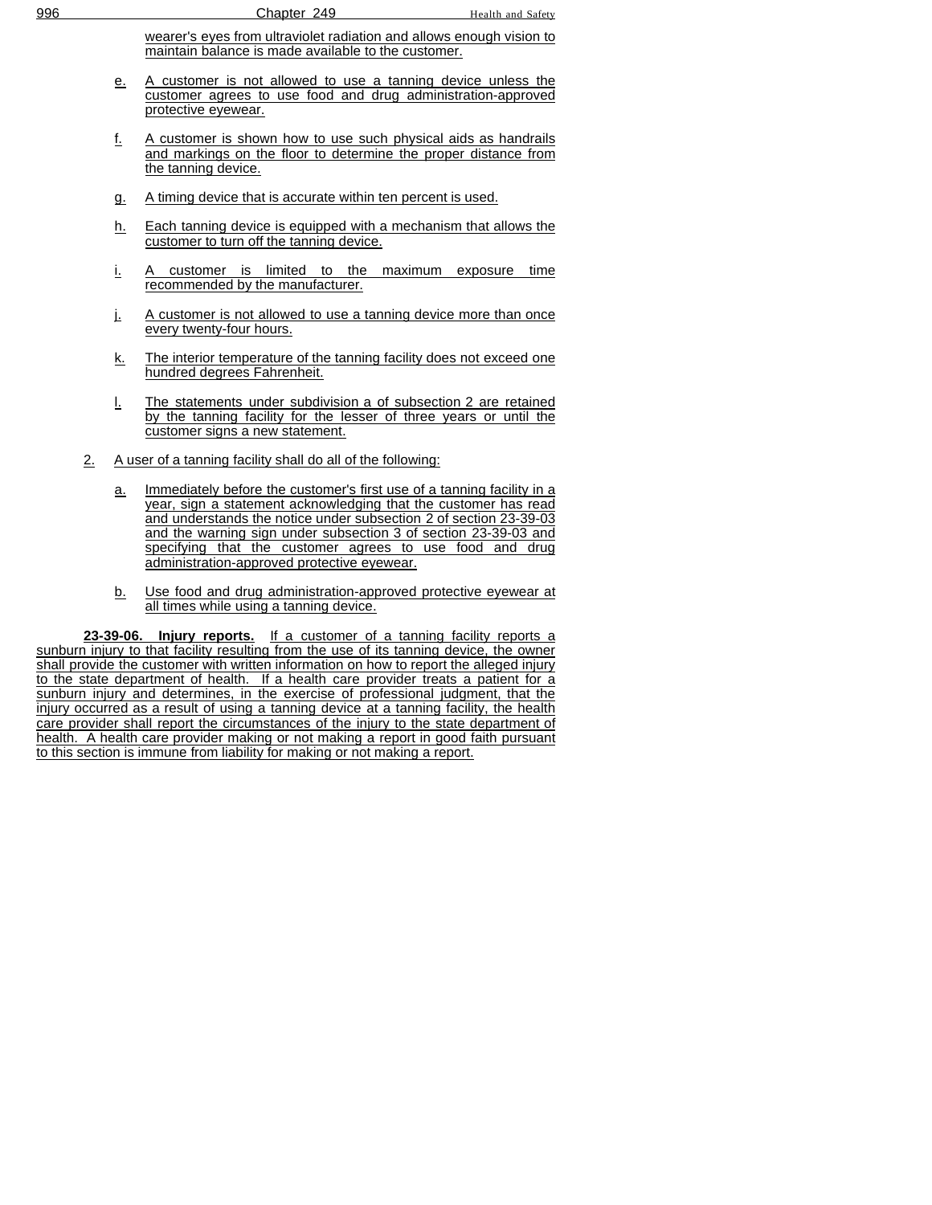wearer's eyes from ultraviolet radiation and allows enough vision to maintain balance is made available to the customer.

e. A customer is not allowed to use a tanning device unless the customer agrees to use food and drug administration-approved protective eyewear.

f. A customer is shown how to use such physical aids as handrails and markings on the floor to determine the proper distance from the tanning device.

g. A timing device that is accurate within ten percent is used.

h. Each tanning device is equipped with a mechanism that allows the customer to turn off the tanning device.

i. A customer is limited to the maximum exposure time recommended by the manufacturer.

j. A customer is not allowed to use a tanning device more than once every twenty-four hours.

k. The interior temperature of the tanning facility does not exceed one hundred degrees Fahrenheit.

l. The statements under subdivision a of subsection 2 are retained by the tanning facility for the lesser of three years or until the customer signs a new statement.

2. A user of a tanning facility shall do all of the following:

a. Immediately before the customer's first use of a tanning facility in a year, sign a statement acknowledging that the customer has read and understands the notice under subsection 2 of section 23-39-03 and the warning sign under subsection 3 of section 23-39-03 and specifying that the customer agrees to use food and drug administration-approved protective eyewear.

b. Use food and drug administration-approved protective eyewear at all times while using a tanning device.

**23-39-06. Injury reports.** If a customer of a tanning facility reports a sunburn injury to that facility resulting from the use of its tanning device, the owner shall provide the customer with written information on how to report the alleged injury to the state department of health. If a health care provider treats a patient for a sunburn injury and determines, in the exercise of professional judgment, that the injury occurred as a result of using a tanning device at a tanning facility, the health care provider shall report the circumstances of the injury to the state department of health. A health care provider making or not making a report in good faith pursuant to this section is immune from liability for making or not making a report.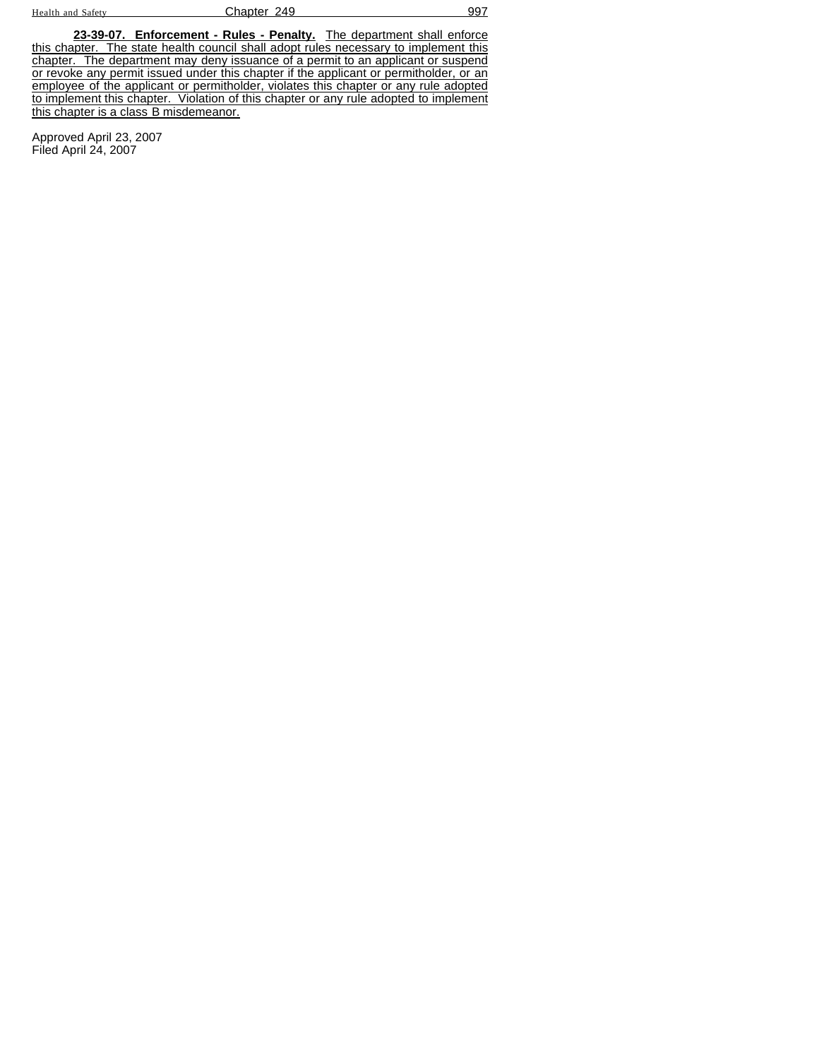**23-39-07. Enforcement - Rules - Penalty.** The department shall enforce this chapter. The state health council shall adopt rules necessary to implement this chapter. The department may deny issuance of a permit to an applicant or suspend or revoke any permit issued under this chapter if the applicant or permitholder, or an employee of the applicant or permitholder, violates this chapter or any rule adopted to implement this chapter. Violation of this chapter or any rule adopted to implement this chapter is a class B misdemeanor.

Approved April 23, 2007
Filed April 24, 2007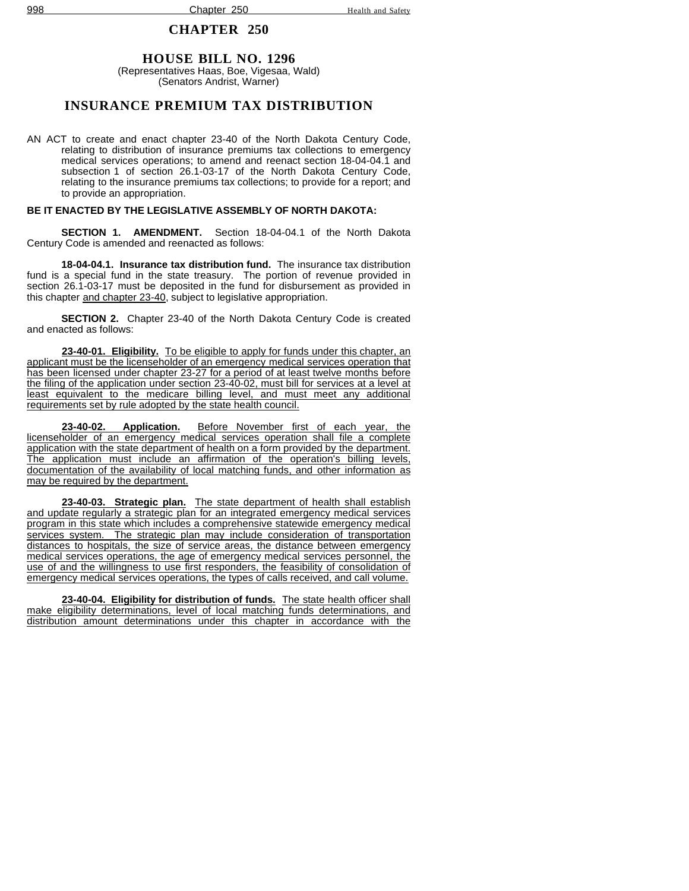# CHAPTER 250

## HOUSE BILL NO. 1296

(Representatives Haas, Boe, Vigesaa, Wald)
(Senators Andrist, Warner)

## INSURANCE PREMIUM TAX DISTRIBUTION

AN ACT to create and enact chapter 23-40 of the North Dakota Century Code, relating to distribution of insurance premiums tax collections to emergency medical services operations; to amend and reenact section 18-04-04.1 and subsection 1 of section 26.1-03-17 of the North Dakota Century Code, relating to the insurance premiums tax collections; to provide for a report; and to provide an appropriation.

**BE IT ENACTED BY THE LEGISLATIVE ASSEMBLY OF NORTH DAKOTA:**

**SECTION 1. AMENDMENT.** Section 18-04-04.1 of the North Dakota Century Code is amended and reenacted as follows:

**18-04-04.1. Insurance tax distribution fund.** The insurance tax distribution fund is a special fund in the state treasury. The portion of revenue provided in section 26.1-03-17 must be deposited in the fund for disbursement as provided in this chapter and chapter 23-40, subject to legislative appropriation.

**SECTION 2.** Chapter 23-40 of the North Dakota Century Code is created and enacted as follows:

**23-40-01. Eligibility.** To be eligible to apply for funds under this chapter, an applicant must be the licenseholder of an emergency medical services operation that has been licensed under chapter 23-27 for a period of at least twelve months before the filing of the application under section 23-40-02, must bill for services at a level at least equivalent to the medicare billing level, and must meet any additional requirements set by rule adopted by the state health council.

**23-40-02. Application.** Before November first of each year, the licenseholder of an emergency medical services operation shall file a complete application with the state department of health on a form provided by the department. The application must include an affirmation of the operation's billing levels, documentation of the availability of local matching funds, and other information as may be required by the department.

**23-40-03. Strategic plan.** The state department of health shall establish and update regularly a strategic plan for an integrated emergency medical services program in this state which includes a comprehensive statewide emergency medical services system. The strategic plan may include consideration of transportation distances to hospitals, the size of service areas, the distance between emergency medical services operations, the age of emergency medical services personnel, the use of and the willingness to use first responders, the feasibility of consolidation of emergency medical services operations, the types of calls received, and call volume.

**23-40-04. Eligibility for distribution of funds.** The state health officer shall make eligibility determinations, level of local matching funds determinations, and distribution amount determinations under this chapter in accordance with the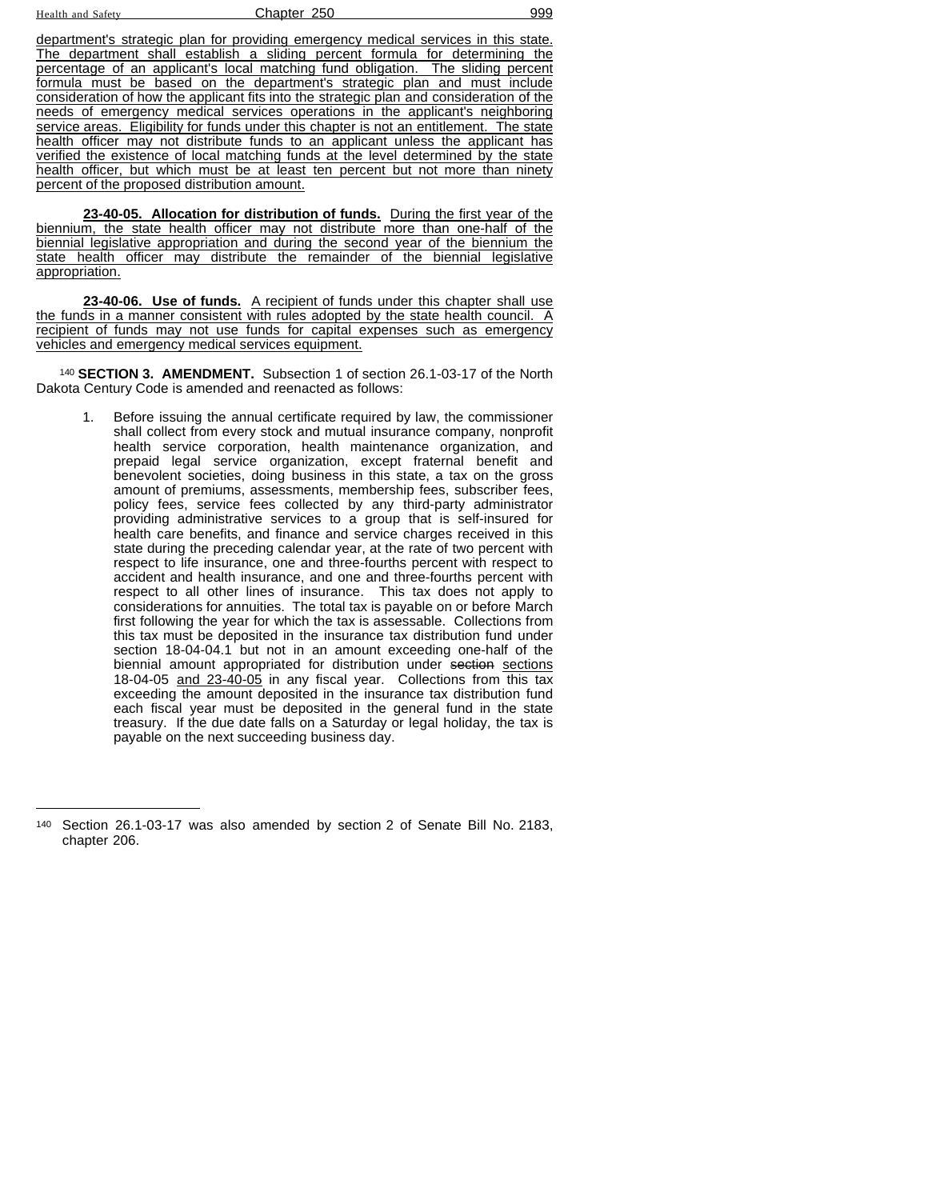department's strategic plan for providing emergency medical services in this state. The department shall establish a sliding percent formula for determining the percentage of an applicant's local matching fund obligation. The sliding percent formula must be based on the department's strategic plan and must include consideration of how the applicant fits into the strategic plan and consideration of the needs of emergency medical services operations in the applicant's neighboring service areas. Eligibility for funds under this chapter is not an entitlement. The state health officer may not distribute funds to an applicant unless the applicant has verified the existence of local matching funds at the level determined by the state health officer, but which must be at least ten percent but not more than ninety percent of the proposed distribution amount.

**23-40-05. Allocation for distribution of funds.** During the first year of the biennium, the state health officer may not distribute more than one-half of the biennial legislative appropriation and during the second year of the biennium the state health officer may distribute the remainder of the biennial legislative appropriation.

**23-40-06. Use of funds.** A recipient of funds under this chapter shall use the funds in a manner consistent with rules adopted by the state health council. A recipient of funds may not use funds for capital expenses such as emergency vehicles and emergency medical services equipment.

[140] **SECTION 3. AMENDMENT.** Subsection 1 of section 26.1-03-17 of the North Dakota Century Code is amended and reenacted as follows:

1. Before issuing the annual certificate required by law, the commissioner shall collect from every stock and mutual insurance company, nonprofit health service corporation, health maintenance organization, and prepaid legal service organization, except fraternal benefit and benevolent societies, doing business in this state, a tax on the gross amount of premiums, assessments, membership fees, subscriber fees, policy fees, service fees collected by any third-party administrator providing administrative services to a group that is self-insured for health care benefits, and finance and service charges received in this state during the preceding calendar year, at the rate of two percent with respect to life insurance, one and three-fourths percent with respect to accident and health insurance, and one and three-fourths percent with respect to all other lines of insurance. This tax does not apply to considerations for annuities. The total tax is payable on or before March first following the year for which the tax is assessable. Collections from this tax must be deposited in the insurance tax distribution fund under section 18-04-04.1 but not in an amount exceeding one-half of the biennial amount appropriated for distribution under ~~section~~ sections 18-04-05 and 23-40-05 in any fiscal year. Collections from this tax exceeding the amount deposited in the insurance tax distribution fund each fiscal year must be deposited in the general fund in the state treasury. If the due date falls on a Saturday or legal holiday, the tax is payable on the next succeeding business day.

---

[140] Section 26.1-03-17 was also amended by section 2 of Senate Bill No. 2183, chapter 206.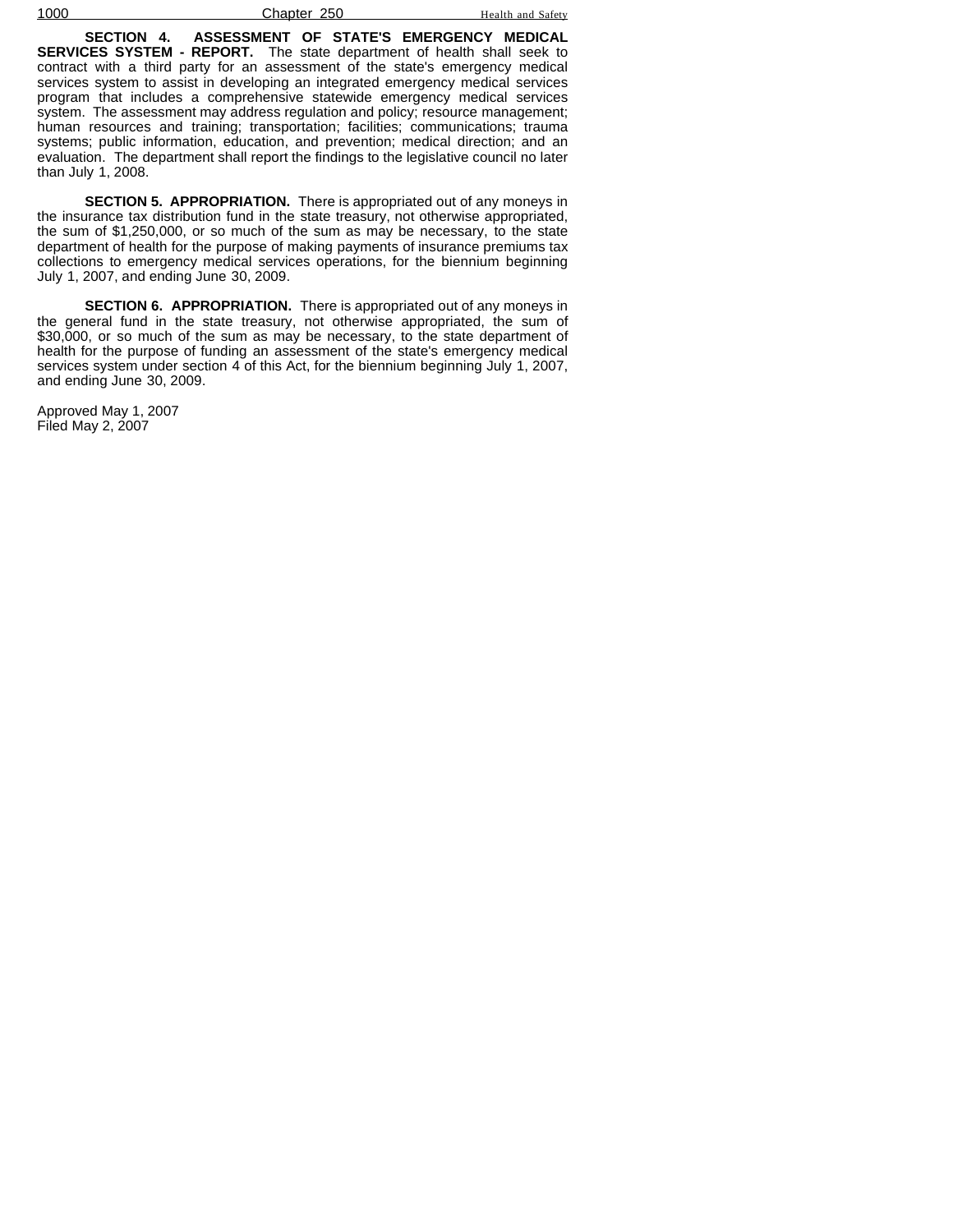**SECTION 4. ASSESSMENT OF STATE'S EMERGENCY MEDICAL SERVICES SYSTEM - REPORT.** The state department of health shall seek to contract with a third party for an assessment of the state's emergency medical services system to assist in developing an integrated emergency medical services program that includes a comprehensive statewide emergency medical services system. The assessment may address regulation and policy; resource management; human resources and training; transportation; facilities; communications; trauma systems; public information, education, and prevention; medical direction; and an evaluation. The department shall report the findings to the legislative council no later than July 1, 2008.

**SECTION 5. APPROPRIATION.** There is appropriated out of any moneys in the insurance tax distribution fund in the state treasury, not otherwise appropriated, the sum of $1,250,000, or so much of the sum as may be necessary, to the state department of health for the purpose of making payments of insurance premiums tax collections to emergency medical services operations, for the biennium beginning July 1, 2007, and ending June 30, 2009.

**SECTION 6. APPROPRIATION.** There is appropriated out of any moneys in the general fund in the state treasury, not otherwise appropriated, the sum of $30,000, or so much of the sum as may be necessary, to the state department of health for the purpose of funding an assessment of the state's emergency medical services system under section 4 of this Act, for the biennium beginning July 1, 2007, and ending June 30, 2009.

Approved May 1, 2007
Filed May 2, 2007